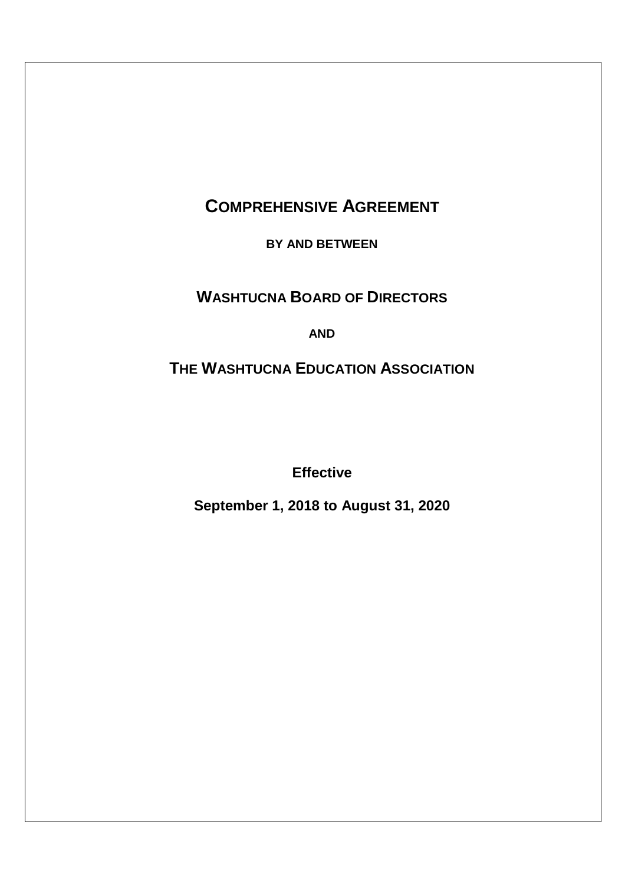# COMPREHENSIVE AGREEMENT

**BY AND BETWEEN**

## WASHTUCNA BOARD OF DIRECTORS

**AND**

## THE WASHTUCNA EDUCATION ASSOCIATION

**Effective**

**September 1, 2018 to August 31, 2020**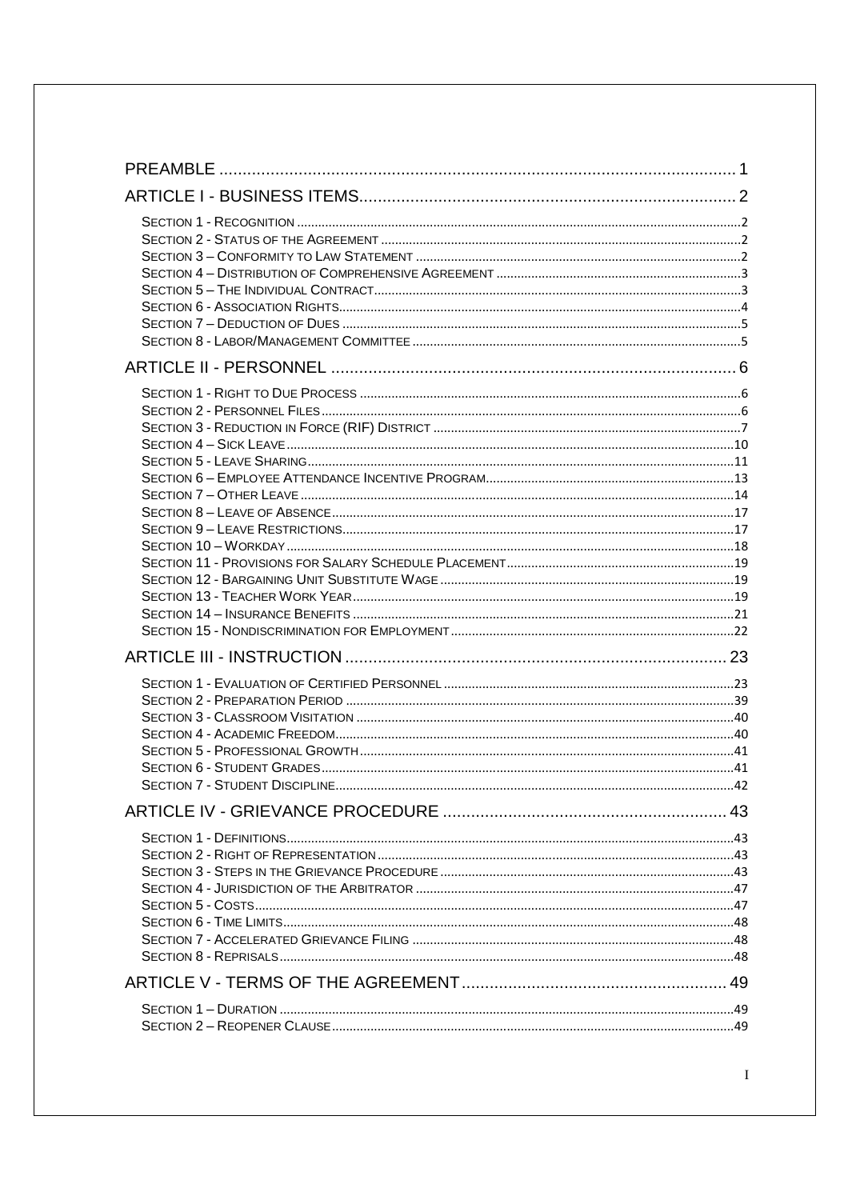PREAMBLE .......... 1

ARTICLE I - BUSINESS ITEMS .......... 2

- SECTION 1 - RECOGNITION .......... 2
- SECTION 2 - STATUS OF THE AGREEMENT .......... 2
- SECTION 3 – CONFORMITY TO LAW STATEMENT .......... 2
- SECTION 4 – DISTRIBUTION OF COMPREHENSIVE AGREEMENT .......... 3
- SECTION 5 – THE INDIVIDUAL CONTRACT .......... 3
- SECTION 6 - ASSOCIATION RIGHTS .......... 4
- SECTION 7 – DEDUCTION OF DUES .......... 5
- SECTION 8 - LABOR/MANAGEMENT COMMITTEE .......... 5

ARTICLE II - PERSONNEL .......... 6

- SECTION 1 - RIGHT TO DUE PROCESS .......... 6
- SECTION 2 - PERSONNEL FILES .......... 6
- SECTION 3 - REDUCTION IN FORCE (RIF) DISTRICT .......... 7
- SECTION 4 – SICK LEAVE .......... 10
- SECTION 5 - LEAVE SHARING .......... 11
- SECTION 6 – EMPLOYEE ATTENDANCE INCENTIVE PROGRAM .......... 13
- SECTION 7 – OTHER LEAVE .......... 14
- SECTION 8 – LEAVE OF ABSENCE .......... 17
- SECTION 9 – LEAVE RESTRICTIONS .......... 17
- SECTION 10 – WORKDAY .......... 18
- SECTION 11 - PROVISIONS FOR SALARY SCHEDULE PLACEMENT .......... 19
- SECTION 12 - BARGAINING UNIT SUBSTITUTE WAGE .......... 19
- SECTION 13 - TEACHER WORK YEAR .......... 19
- SECTION 14 – INSURANCE BENEFITS .......... 21
- SECTION 15 - NONDISCRIMINATION FOR EMPLOYMENT .......... 22

ARTICLE III - INSTRUCTION .......... 23

- SECTION 1 - EVALUATION OF CERTIFIED PERSONNEL .......... 23
- SECTION 2 - PREPARATION PERIOD .......... 39
- SECTION 3 - CLASSROOM VISITATION .......... 40
- SECTION 4 - ACADEMIC FREEDOM .......... 40
- SECTION 5 - PROFESSIONAL GROWTH .......... 41
- SECTION 6 - STUDENT GRADES .......... 41
- SECTION 7 - STUDENT DISCIPLINE .......... 42

ARTICLE IV - GRIEVANCE PROCEDURE .......... 43

- SECTION 1 - DEFINITIONS .......... 43
- SECTION 2 - RIGHT OF REPRESENTATION .......... 43
- SECTION 3 - STEPS IN THE GRIEVANCE PROCEDURE .......... 43
- SECTION 4 - JURISDICTION OF THE ARBITRATOR .......... 47
- SECTION 5 - COSTS .......... 47
- SECTION 6 - TIME LIMITS .......... 48
- SECTION 7 - ACCELERATED GRIEVANCE FILING .......... 48
- SECTION 8 - REPRISALS .......... 48

ARTICLE V - TERMS OF THE AGREEMENT .......... 49

- SECTION 1 – DURATION .......... 49
- SECTION 2 – REOPENER CLAUSE .......... 49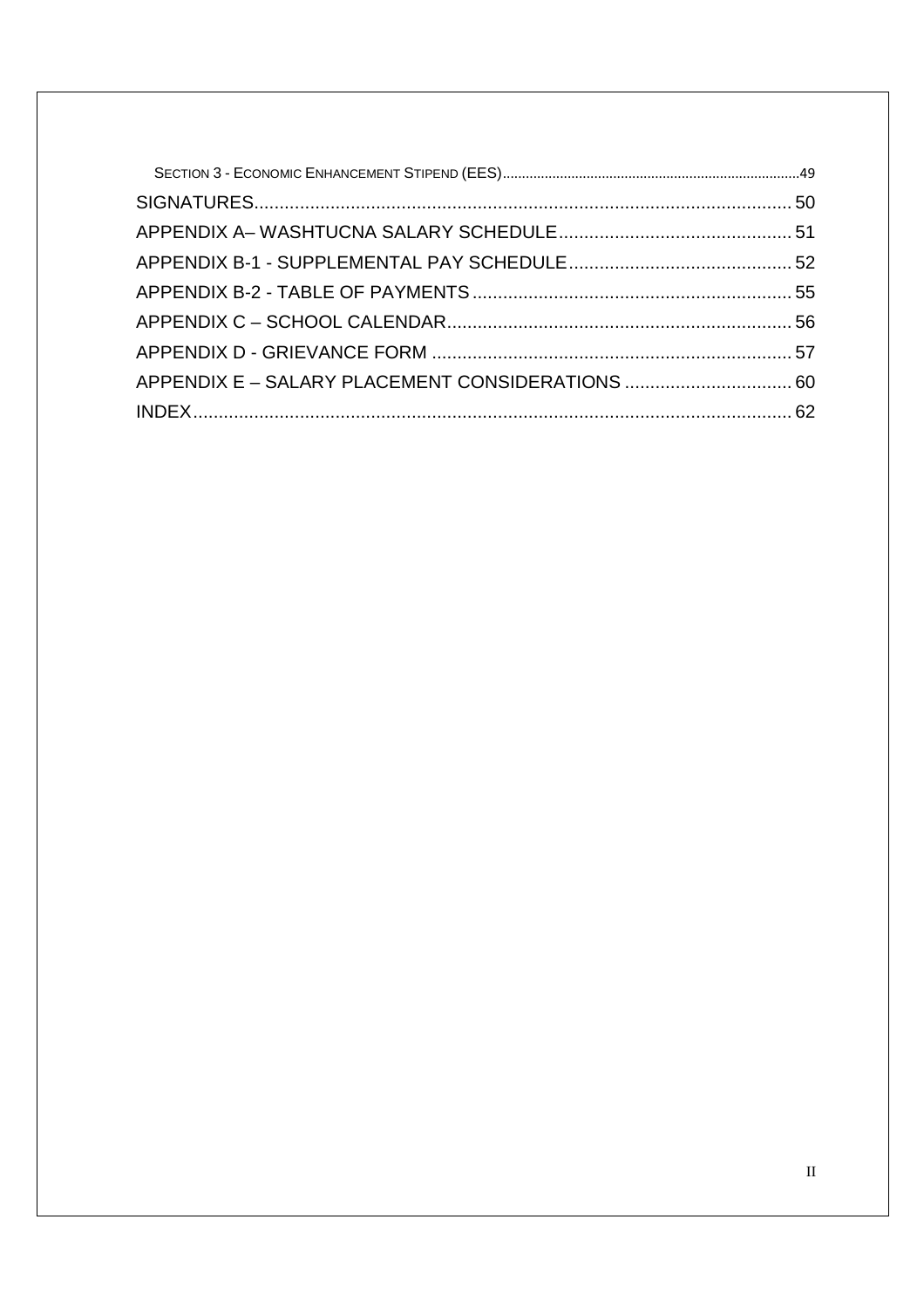SECTION 3 - ECONOMIC ENHANCEMENT STIPEND (EES)........................................................................................49

SIGNATURES......................................................................................................... 50

APPENDIX A– WASHTUCNA SALARY SCHEDULE............................................. 51

APPENDIX B-1 - SUPPLEMENTAL PAY SCHEDULE........................................... 52

APPENDIX B-2 - TABLE OF PAYMENTS .............................................................. 55

APPENDIX C – SCHOOL CALENDAR................................................................... 56

APPENDIX D - GRIEVANCE FORM ...................................................................... 57

APPENDIX E – SALARY PLACEMENT CONSIDERATIONS ................................. 60

INDEX...................................................................................................................... 62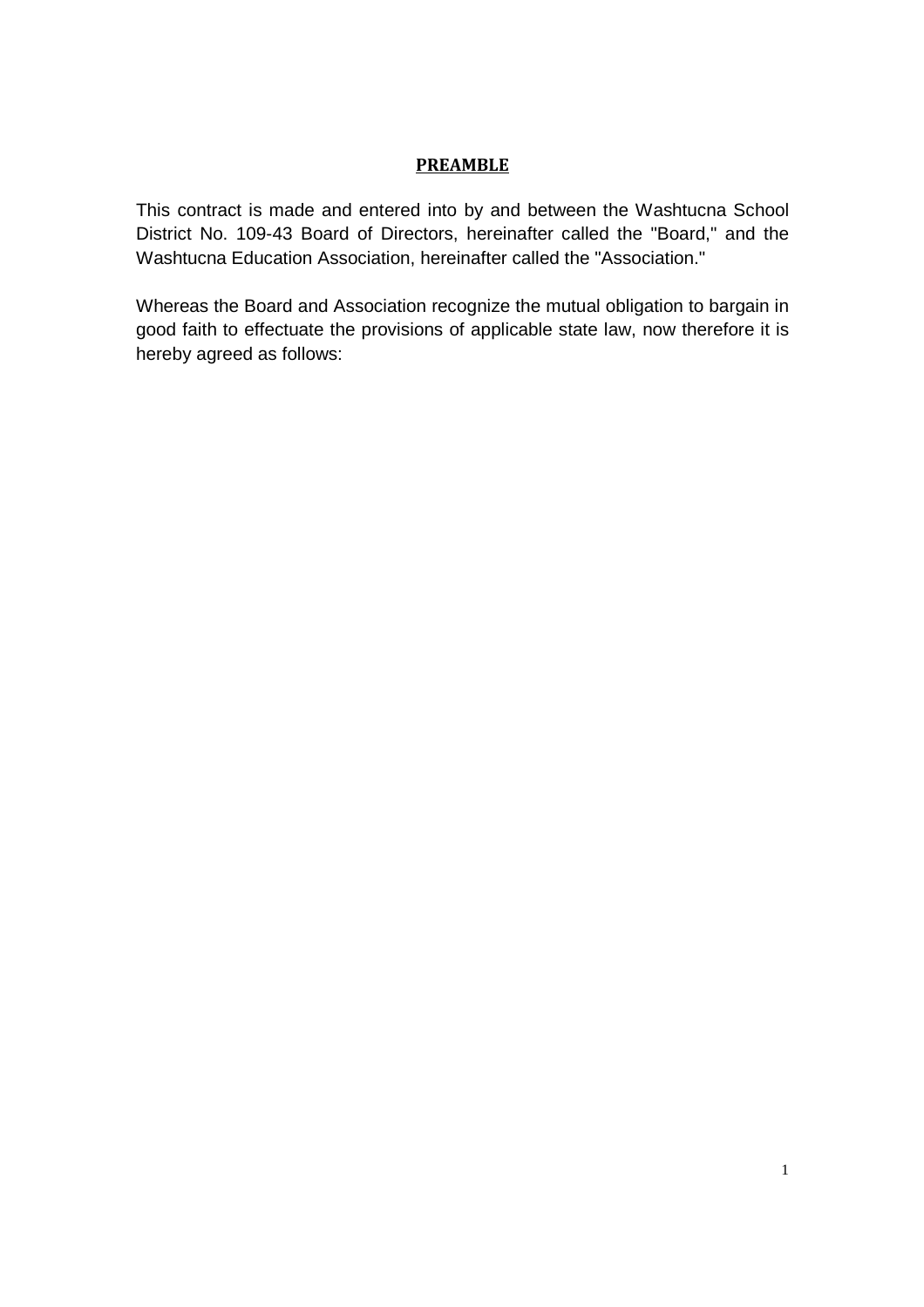# PREAMBLE

This contract is made and entered into by and between the Washtucna School District No. 109-43 Board of Directors, hereinafter called the "Board," and the Washtucna Education Association, hereinafter called the "Association."

Whereas the Board and Association recognize the mutual obligation to bargain in good faith to effectuate the provisions of applicable state law, now therefore it is hereby agreed as follows: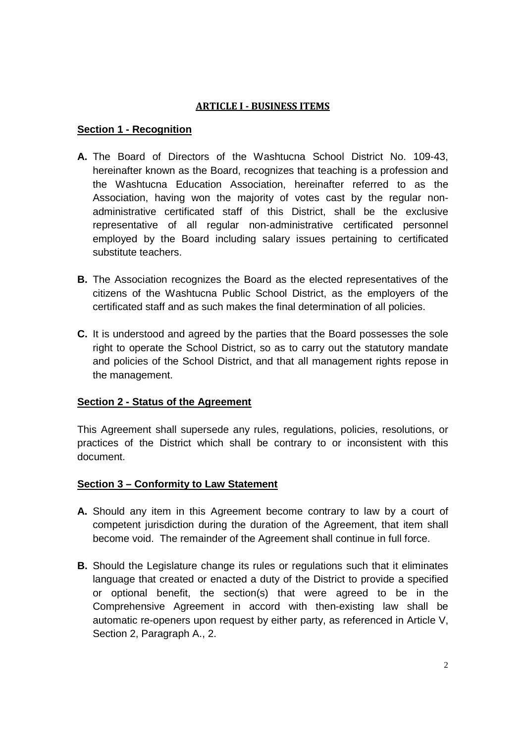## ARTICLE I - BUSINESS ITEMS

### Section 1 - Recognition

**A.** The Board of Directors of the Washtucna School District No. 109-43, hereinafter known as the Board, recognizes that teaching is a profession and the Washtucna Education Association, hereinafter referred to as the Association, having won the majority of votes cast by the regular non-administrative certificated staff of this District, shall be the exclusive representative of all regular non-administrative certificated personnel employed by the Board including salary issues pertaining to certificated substitute teachers.

**B.** The Association recognizes the Board as the elected representatives of the citizens of the Washtucna Public School District, as the employers of the certificated staff and as such makes the final determination of all policies.

**C.** It is understood and agreed by the parties that the Board possesses the sole right to operate the School District, so as to carry out the statutory mandate and policies of the School District, and that all management rights repose in the management.

### Section 2 - Status of the Agreement

This Agreement shall supersede any rules, regulations, policies, resolutions, or practices of the District which shall be contrary to or inconsistent with this document.

### Section 3 – Conformity to Law Statement

**A.** Should any item in this Agreement become contrary to law by a court of competent jurisdiction during the duration of the Agreement, that item shall become void. The remainder of the Agreement shall continue in full force.

**B.** Should the Legislature change its rules or regulations such that it eliminates language that created or enacted a duty of the District to provide a specified or optional benefit, the section(s) that were agreed to be in the Comprehensive Agreement in accord with then-existing law shall be automatic re-openers upon request by either party, as referenced in Article V, Section 2, Paragraph A., 2.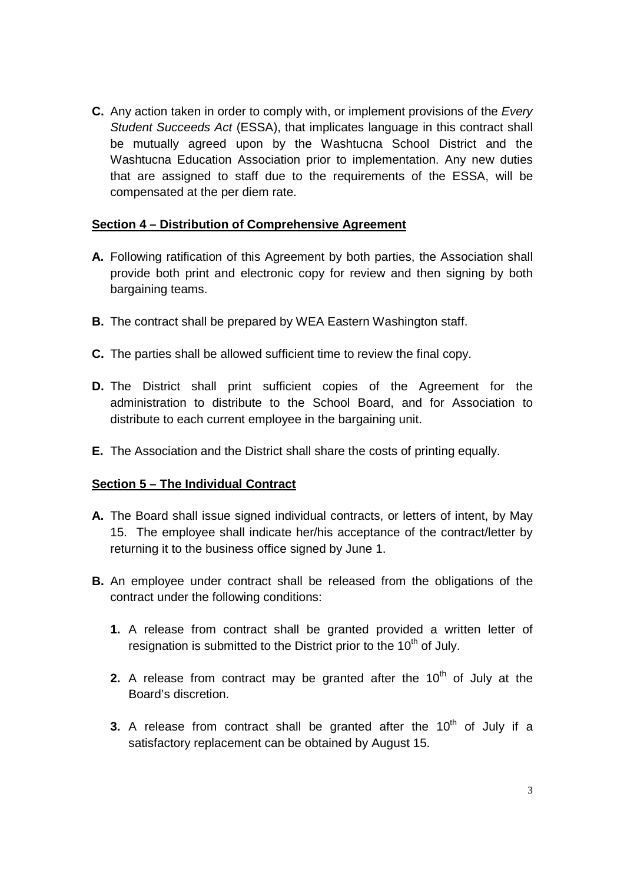**C.** Any action taken in order to comply with, or implement provisions of the *Every Student Succeeds Act* (ESSA), that implicates language in this contract shall be mutually agreed upon by the Washtucna School District and the Washtucna Education Association prior to implementation. Any new duties that are assigned to staff due to the requirements of the ESSA, will be compensated at the per diem rate.

**Section 4 – Distribution of Comprehensive Agreement**

**A.** Following ratification of this Agreement by both parties, the Association shall provide both print and electronic copy for review and then signing by both bargaining teams.

**B.** The contract shall be prepared by WEA Eastern Washington staff.

**C.** The parties shall be allowed sufficient time to review the final copy.

**D.** The District shall print sufficient copies of the Agreement for the administration to distribute to the School Board, and for Association to distribute to each current employee in the bargaining unit.

**E.** The Association and the District shall share the costs of printing equally.

**Section 5 – The Individual Contract**

**A.** The Board shall issue signed individual contracts, or letters of intent, by May 15. The employee shall indicate her/his acceptance of the contract/letter by returning it to the business office signed by June 1.

**B.** An employee under contract shall be released from the obligations of the contract under the following conditions:

**1.** A release from contract shall be granted provided a written letter of resignation is submitted to the District prior to the 10th of July.

**2.** A release from contract may be granted after the 10th of July at the Board's discretion.

**3.** A release from contract shall be granted after the 10th of July if a satisfactory replacement can be obtained by August 15.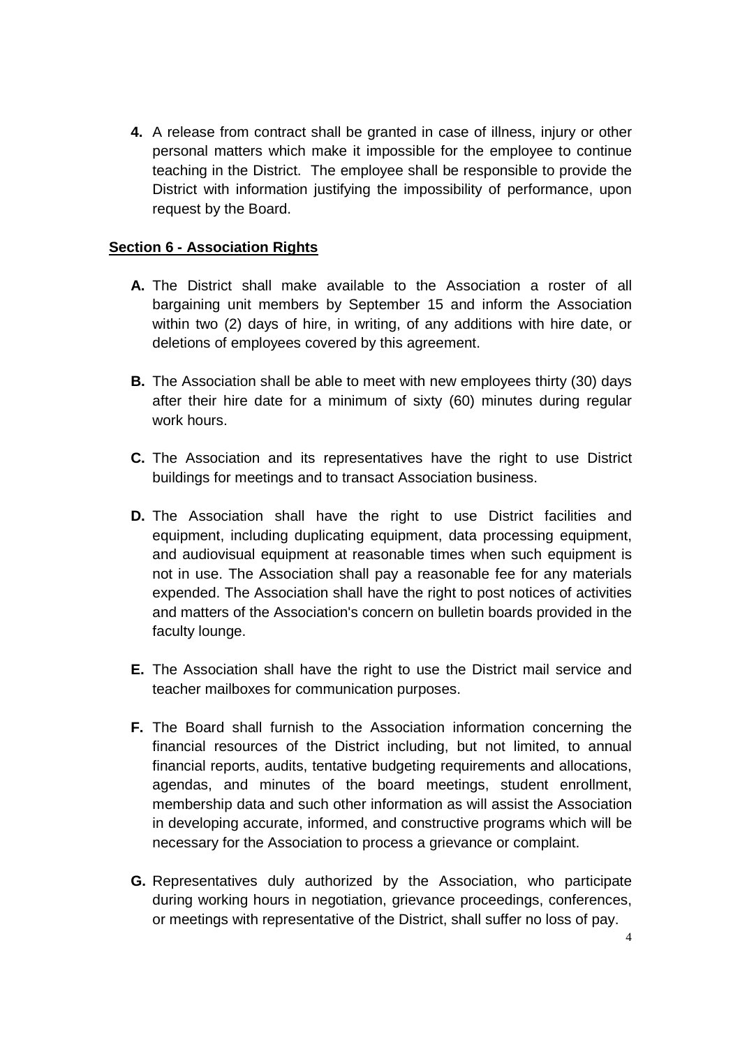**4.** A release from contract shall be granted in case of illness, injury or other personal matters which make it impossible for the employee to continue teaching in the District. The employee shall be responsible to provide the District with information justifying the impossibility of performance, upon request by the Board.

## Section 6 - Association Rights

**A.** The District shall make available to the Association a roster of all bargaining unit members by September 15 and inform the Association within two (2) days of hire, in writing, of any additions with hire date, or deletions of employees covered by this agreement.

**B.** The Association shall be able to meet with new employees thirty (30) days after their hire date for a minimum of sixty (60) minutes during regular work hours.

**C.** The Association and its representatives have the right to use District buildings for meetings and to transact Association business.

**D.** The Association shall have the right to use District facilities and equipment, including duplicating equipment, data processing equipment, and audiovisual equipment at reasonable times when such equipment is not in use. The Association shall pay a reasonable fee for any materials expended. The Association shall have the right to post notices of activities and matters of the Association's concern on bulletin boards provided in the faculty lounge.

**E.** The Association shall have the right to use the District mail service and teacher mailboxes for communication purposes.

**F.** The Board shall furnish to the Association information concerning the financial resources of the District including, but not limited, to annual financial reports, audits, tentative budgeting requirements and allocations, agendas, and minutes of the board meetings, student enrollment, membership data and such other information as will assist the Association in developing accurate, informed, and constructive programs which will be necessary for the Association to process a grievance or complaint.

**G.** Representatives duly authorized by the Association, who participate during working hours in negotiation, grievance proceedings, conferences, or meetings with representative of the District, shall suffer no loss of pay.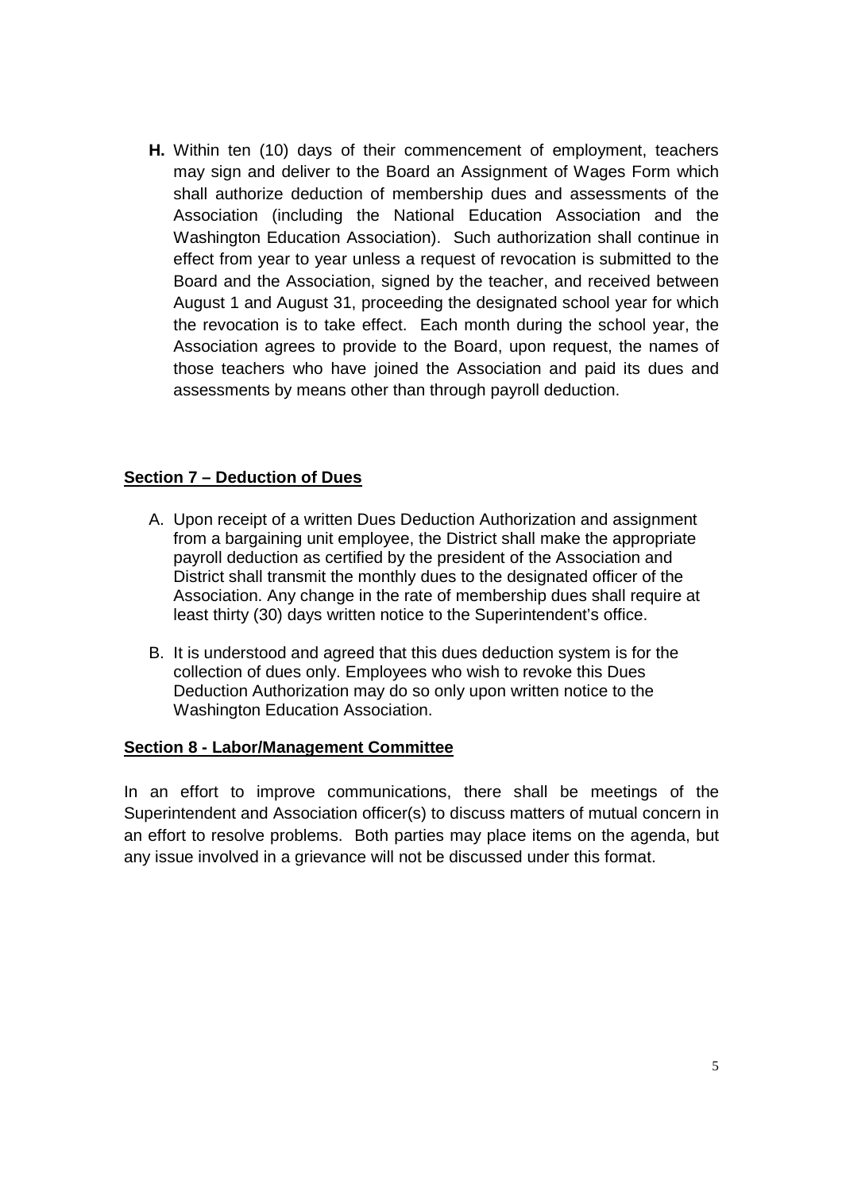**H.** Within ten (10) days of their commencement of employment, teachers may sign and deliver to the Board an Assignment of Wages Form which shall authorize deduction of membership dues and assessments of the Association (including the National Education Association and the Washington Education Association). Such authorization shall continue in effect from year to year unless a request of revocation is submitted to the Board and the Association, signed by the teacher, and received between August 1 and August 31, proceeding the designated school year for which the revocation is to take effect. Each month during the school year, the Association agrees to provide to the Board, upon request, the names of those teachers who have joined the Association and paid its dues and assessments by means other than through payroll deduction.

**Section 7 – Deduction of Dues**

A. Upon receipt of a written Dues Deduction Authorization and assignment from a bargaining unit employee, the District shall make the appropriate payroll deduction as certified by the president of the Association and District shall transmit the monthly dues to the designated officer of the Association. Any change in the rate of membership dues shall require at least thirty (30) days written notice to the Superintendent's office.

B. It is understood and agreed that this dues deduction system is for the collection of dues only. Employees who wish to revoke this Dues Deduction Authorization may do so only upon written notice to the Washington Education Association.

**Section 8 - Labor/Management Committee**

In an effort to improve communications, there shall be meetings of the Superintendent and Association officer(s) to discuss matters of mutual concern in an effort to resolve problems. Both parties may place items on the agenda, but any issue involved in a grievance will not be discussed under this format.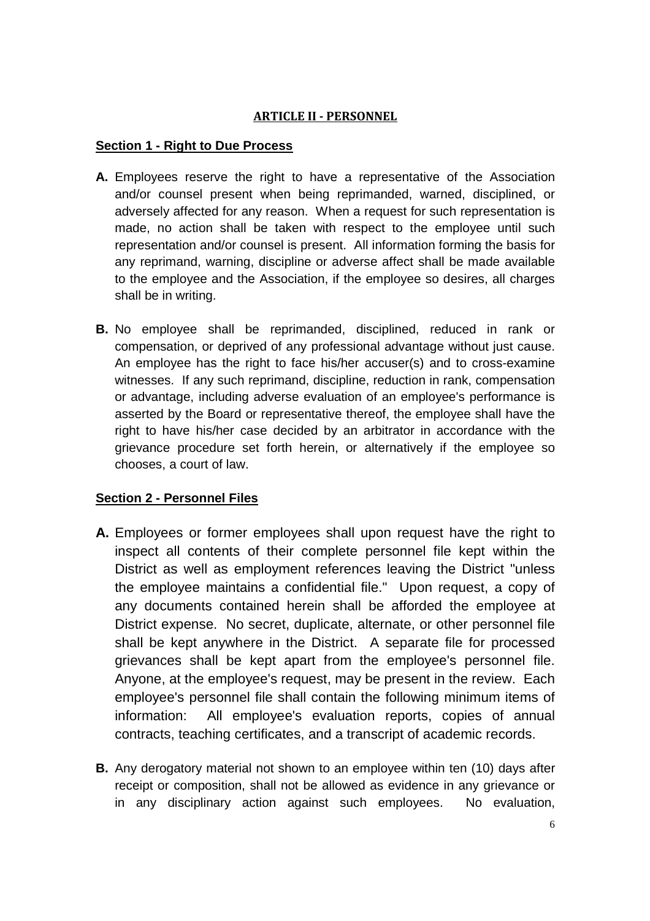## ARTICLE II - PERSONNEL

### Section 1 - Right to Due Process

**A.** Employees reserve the right to have a representative of the Association and/or counsel present when being reprimanded, warned, disciplined, or adversely affected for any reason. When a request for such representation is made, no action shall be taken with respect to the employee until such representation and/or counsel is present. All information forming the basis for any reprimand, warning, discipline or adverse affect shall be made available to the employee and the Association, if the employee so desires, all charges shall be in writing.

**B.** No employee shall be reprimanded, disciplined, reduced in rank or compensation, or deprived of any professional advantage without just cause. An employee has the right to face his/her accuser(s) and to cross-examine witnesses. If any such reprimand, discipline, reduction in rank, compensation or advantage, including adverse evaluation of an employee's performance is asserted by the Board or representative thereof, the employee shall have the right to have his/her case decided by an arbitrator in accordance with the grievance procedure set forth herein, or alternatively if the employee so chooses, a court of law.

### Section 2 - Personnel Files

**A.** Employees or former employees shall upon request have the right to inspect all contents of their complete personnel file kept within the District as well as employment references leaving the District "unless the employee maintains a confidential file." Upon request, a copy of any documents contained herein shall be afforded the employee at District expense. No secret, duplicate, alternate, or other personnel file shall be kept anywhere in the District. A separate file for processed grievances shall be kept apart from the employee's personnel file. Anyone, at the employee's request, may be present in the review. Each employee's personnel file shall contain the following minimum items of information: All employee's evaluation reports, copies of annual contracts, teaching certificates, and a transcript of academic records.

**B.** Any derogatory material not shown to an employee within ten (10) days after receipt or composition, shall not be allowed as evidence in any grievance or in any disciplinary action against such employees. No evaluation,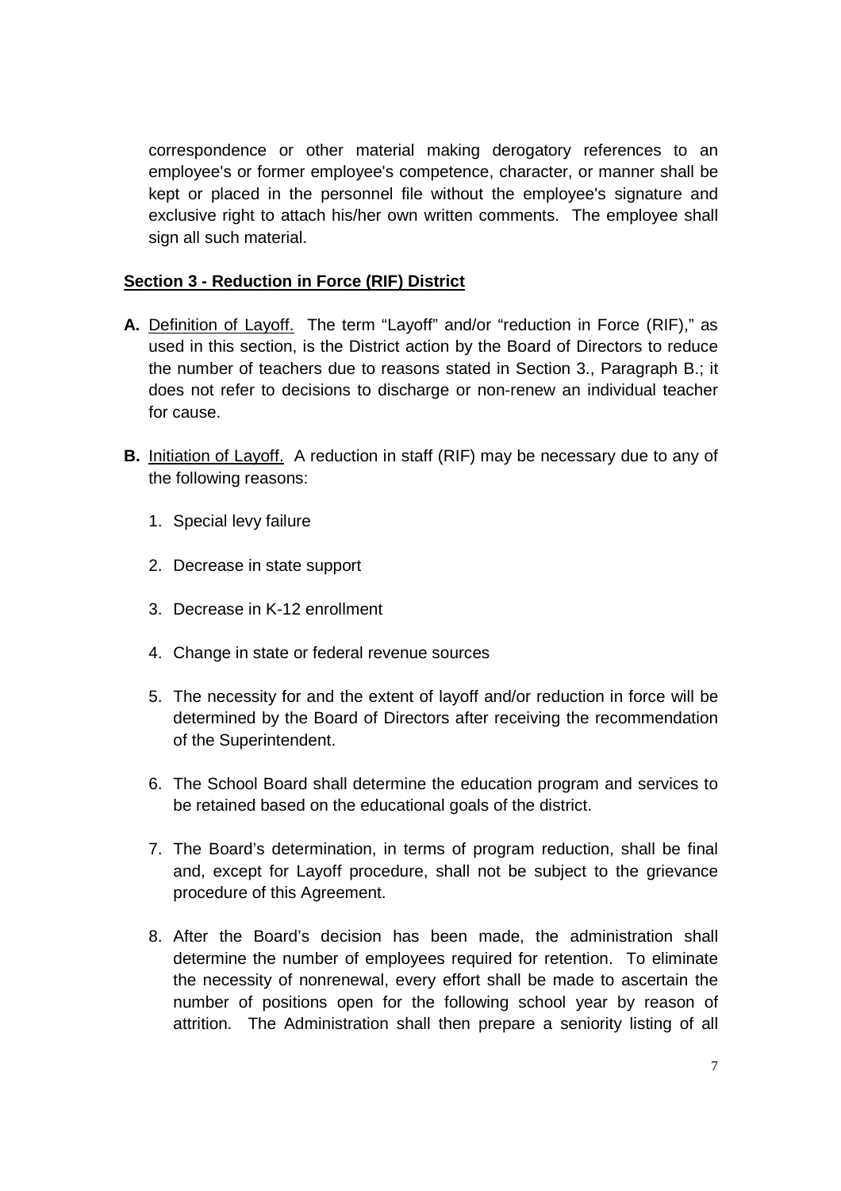correspondence or other material making derogatory references to an employee's or former employee's competence, character, or manner shall be kept or placed in the personnel file without the employee's signature and exclusive right to attach his/her own written comments. The employee shall sign all such material.

**Section 3 - Reduction in Force (RIF) District**

**A.** Definition of Layoff. The term "Layoff" and/or "reduction in Force (RIF)," as used in this section, is the District action by the Board of Directors to reduce the number of teachers due to reasons stated in Section 3., Paragraph B.; it does not refer to decisions to discharge or non-renew an individual teacher for cause.

**B.** Initiation of Layoff. A reduction in staff (RIF) may be necessary due to any of the following reasons:

1. Special levy failure
2. Decrease in state support
3. Decrease in K-12 enrollment
4. Change in state or federal revenue sources
5. The necessity for and the extent of layoff and/or reduction in force will be determined by the Board of Directors after receiving the recommendation of the Superintendent.
6. The School Board shall determine the education program and services to be retained based on the educational goals of the district.
7. The Board's determination, in terms of program reduction, shall be final and, except for Layoff procedure, shall not be subject to the grievance procedure of this Agreement.
8. After the Board's decision has been made, the administration shall determine the number of employees required for retention. To eliminate the necessity of nonrenewal, every effort shall be made to ascertain the number of positions open for the following school year by reason of attrition. The Administration shall then prepare a seniority listing of all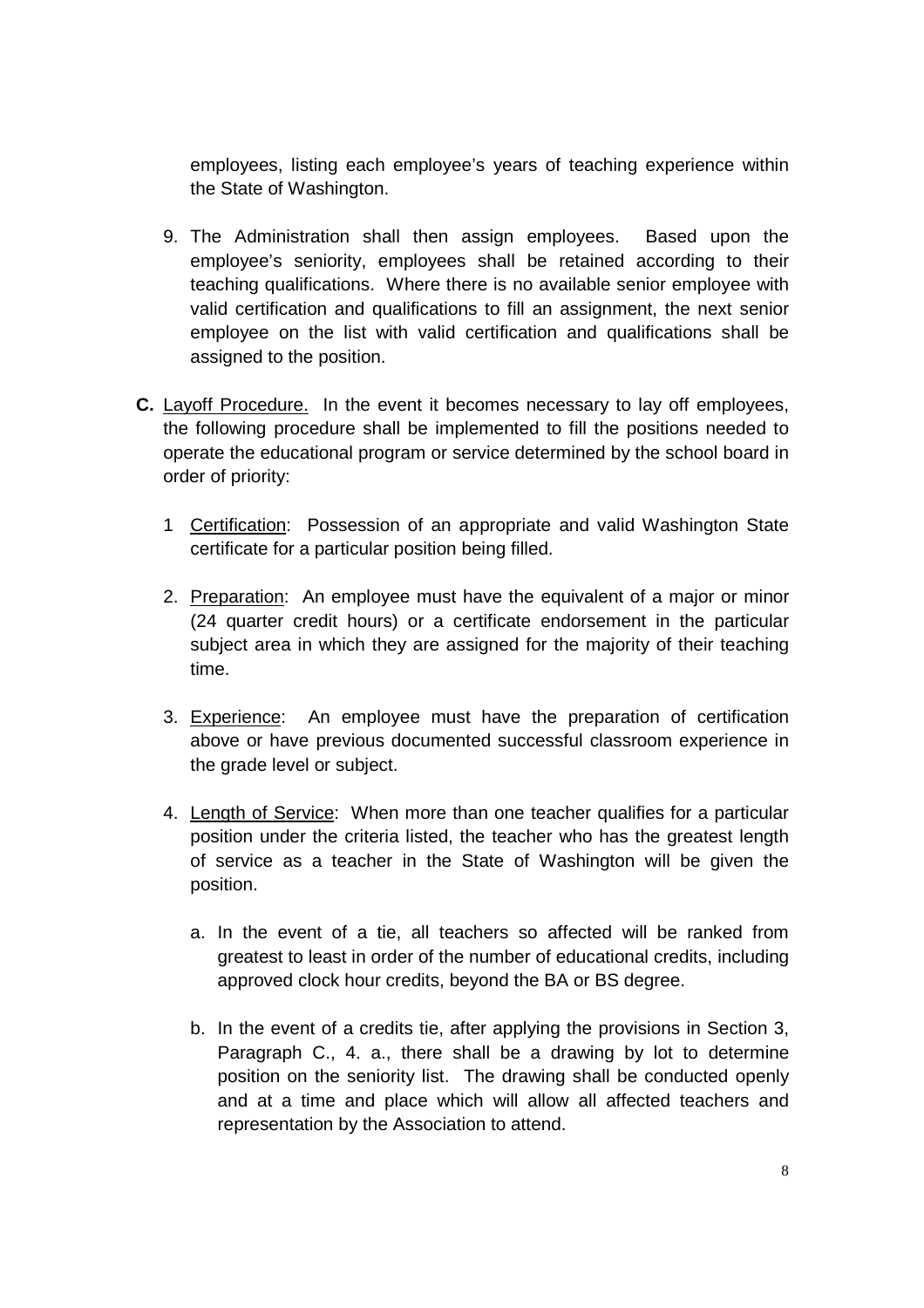employees, listing each employee's years of teaching experience within the State of Washington.

9. The Administration shall then assign employees. Based upon the employee's seniority, employees shall be retained according to their teaching qualifications. Where there is no available senior employee with valid certification and qualifications to fill an assignment, the next senior employee on the list with valid certification and qualifications shall be assigned to the position.

**C.** Layoff Procedure. In the event it becomes necessary to lay off employees, the following procedure shall be implemented to fill the positions needed to operate the educational program or service determined by the school board in order of priority:

1 Certification: Possession of an appropriate and valid Washington State certificate for a particular position being filled.

2. Preparation: An employee must have the equivalent of a major or minor (24 quarter credit hours) or a certificate endorsement in the particular subject area in which they are assigned for the majority of their teaching time.

3. Experience: An employee must have the preparation of certification above or have previous documented successful classroom experience in the grade level or subject.

4. Length of Service: When more than one teacher qualifies for a particular position under the criteria listed, the teacher who has the greatest length of service as a teacher in the State of Washington will be given the position.

   a. In the event of a tie, all teachers so affected will be ranked from greatest to least in order of the number of educational credits, including approved clock hour credits, beyond the BA or BS degree.

   b. In the event of a credits tie, after applying the provisions in Section 3, Paragraph C., 4. a., there shall be a drawing by lot to determine position on the seniority list. The drawing shall be conducted openly and at a time and place which will allow all affected teachers and representation by the Association to attend.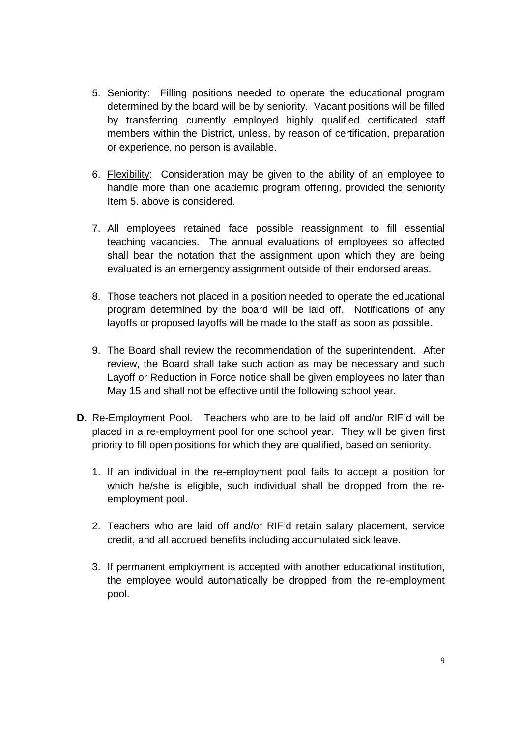5. Seniority: Filling positions needed to operate the educational program determined by the board will be by seniority. Vacant positions will be filled by transferring currently employed highly qualified certificated staff members within the District, unless, by reason of certification, preparation or experience, no person is available.

6. Flexibility: Consideration may be given to the ability of an employee to handle more than one academic program offering, provided the seniority Item 5. above is considered.

7. All employees retained face possible reassignment to fill essential teaching vacancies. The annual evaluations of employees so affected shall bear the notation that the assignment upon which they are being evaluated is an emergency assignment outside of their endorsed areas.

8. Those teachers not placed in a position needed to operate the educational program determined by the board will be laid off. Notifications of any layoffs or proposed layoffs will be made to the staff as soon as possible.

9. The Board shall review the recommendation of the superintendent. After review, the Board shall take such action as may be necessary and such Layoff or Reduction in Force notice shall be given employees no later than May 15 and shall not be effective until the following school year.

**D.** Re-Employment Pool. Teachers who are to be laid off and/or RIF'd will be placed in a re-employment pool for one school year. They will be given first priority to fill open positions for which they are qualified, based on seniority.

1. If an individual in the re-employment pool fails to accept a position for which he/she is eligible, such individual shall be dropped from the re-employment pool.

2. Teachers who are laid off and/or RIF'd retain salary placement, service credit, and all accrued benefits including accumulated sick leave.

3. If permanent employment is accepted with another educational institution, the employee would automatically be dropped from the re-employment pool.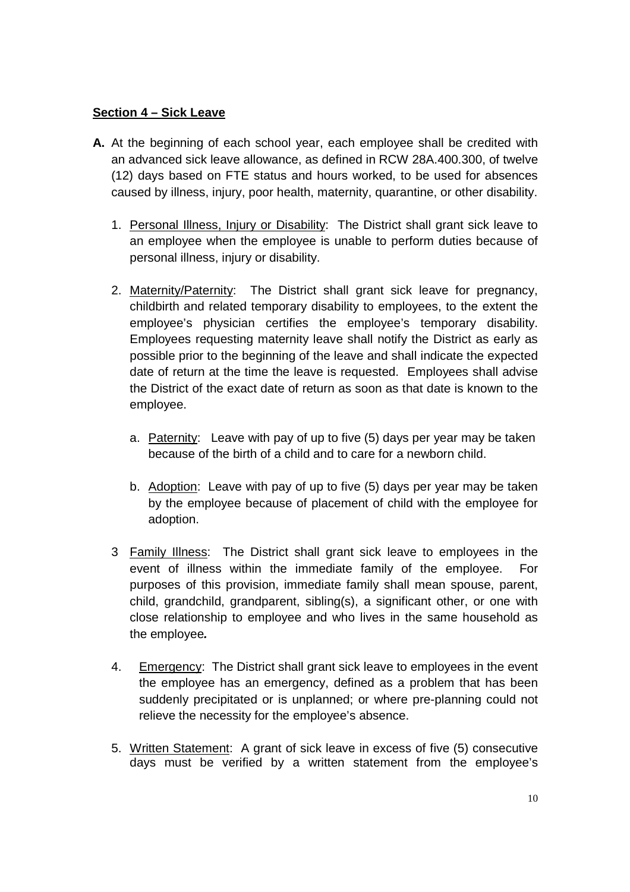**<u>Section 4 – Sick Leave</u>**

**A.** At the beginning of each school year, each employee shall be credited with an advanced sick leave allowance, as defined in RCW 28A.400.300, of twelve (12) days based on FTE status and hours worked, to be used for absences caused by illness, injury, poor health, maternity, quarantine, or other disability.

1. <u>Personal Illness, Injury or Disability</u>: The District shall grant sick leave to an employee when the employee is unable to perform duties because of personal illness, injury or disability.

2. <u>Maternity/Paternity</u>: The District shall grant sick leave for pregnancy, childbirth and related temporary disability to employees, to the extent the employee's physician certifies the employee's temporary disability. Employees requesting maternity leave shall notify the District as early as possible prior to the beginning of the leave and shall indicate the expected date of return at the time the leave is requested. Employees shall advise the District of the exact date of return as soon as that date is known to the employee.

   a. <u>Paternity</u>: Leave with pay of up to five (5) days per year may be taken because of the birth of a child and to care for a newborn child.

   b. <u>Adoption</u>: Leave with pay of up to five (5) days per year may be taken by the employee because of placement of child with the employee for adoption.

3 <u>Family Illness</u>: The District shall grant sick leave to employees in the event of illness within the immediate family of the employee. For purposes of this provision, immediate family shall mean spouse, parent, child, grandchild, grandparent, sibling(s), a significant other, or one with close relationship to employee and who lives in the same household as the employee***.***

4. <u>Emergency</u>: The District shall grant sick leave to employees in the event the employee has an emergency, defined as a problem that has been suddenly precipitated or is unplanned; or where pre-planning could not relieve the necessity for the employee's absence.

5. <u>Written Statement</u>: A grant of sick leave in excess of five (5) consecutive days must be verified by a written statement from the employee's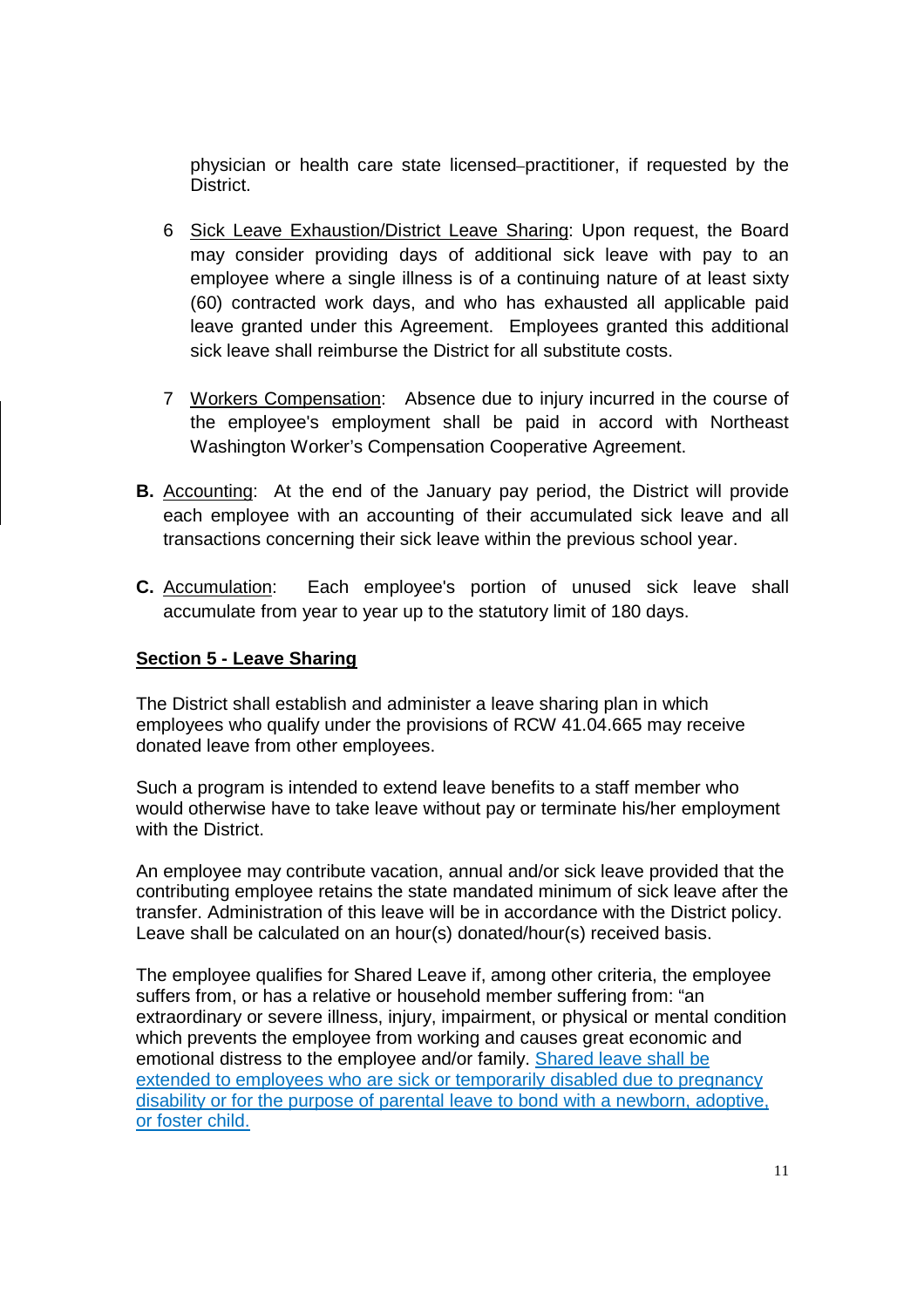physician or health care state licensed practitioner, if requested by the District.

6 Sick Leave Exhaustion/District Leave Sharing: Upon request, the Board may consider providing days of additional sick leave with pay to an employee where a single illness is of a continuing nature of at least sixty (60) contracted work days, and who has exhausted all applicable paid leave granted under this Agreement. Employees granted this additional sick leave shall reimburse the District for all substitute costs.

7 Workers Compensation: Absence due to injury incurred in the course of the employee's employment shall be paid in accord with Northeast Washington Worker's Compensation Cooperative Agreement.

**B.** Accounting: At the end of the January pay period, the District will provide each employee with an accounting of their accumulated sick leave and all transactions concerning their sick leave within the previous school year.

**C.** Accumulation: Each employee's portion of unused sick leave shall accumulate from year to year up to the statutory limit of 180 days.

**Section 5 - Leave Sharing**

The District shall establish and administer a leave sharing plan in which employees who qualify under the provisions of RCW 41.04.665 may receive donated leave from other employees.

Such a program is intended to extend leave benefits to a staff member who would otherwise have to take leave without pay or terminate his/her employment with the District.

An employee may contribute vacation, annual and/or sick leave provided that the contributing employee retains the state mandated minimum of sick leave after the transfer. Administration of this leave will be in accordance with the District policy. Leave shall be calculated on an hour(s) donated/hour(s) received basis.

The employee qualifies for Shared Leave if, among other criteria, the employee suffers from, or has a relative or household member suffering from: "an extraordinary or severe illness, injury, impairment, or physical or mental condition which prevents the employee from working and causes great economic and emotional distress to the employee and/or family. Shared leave shall be extended to employees who are sick or temporarily disabled due to pregnancy disability or for the purpose of parental leave to bond with a newborn, adoptive, or foster child.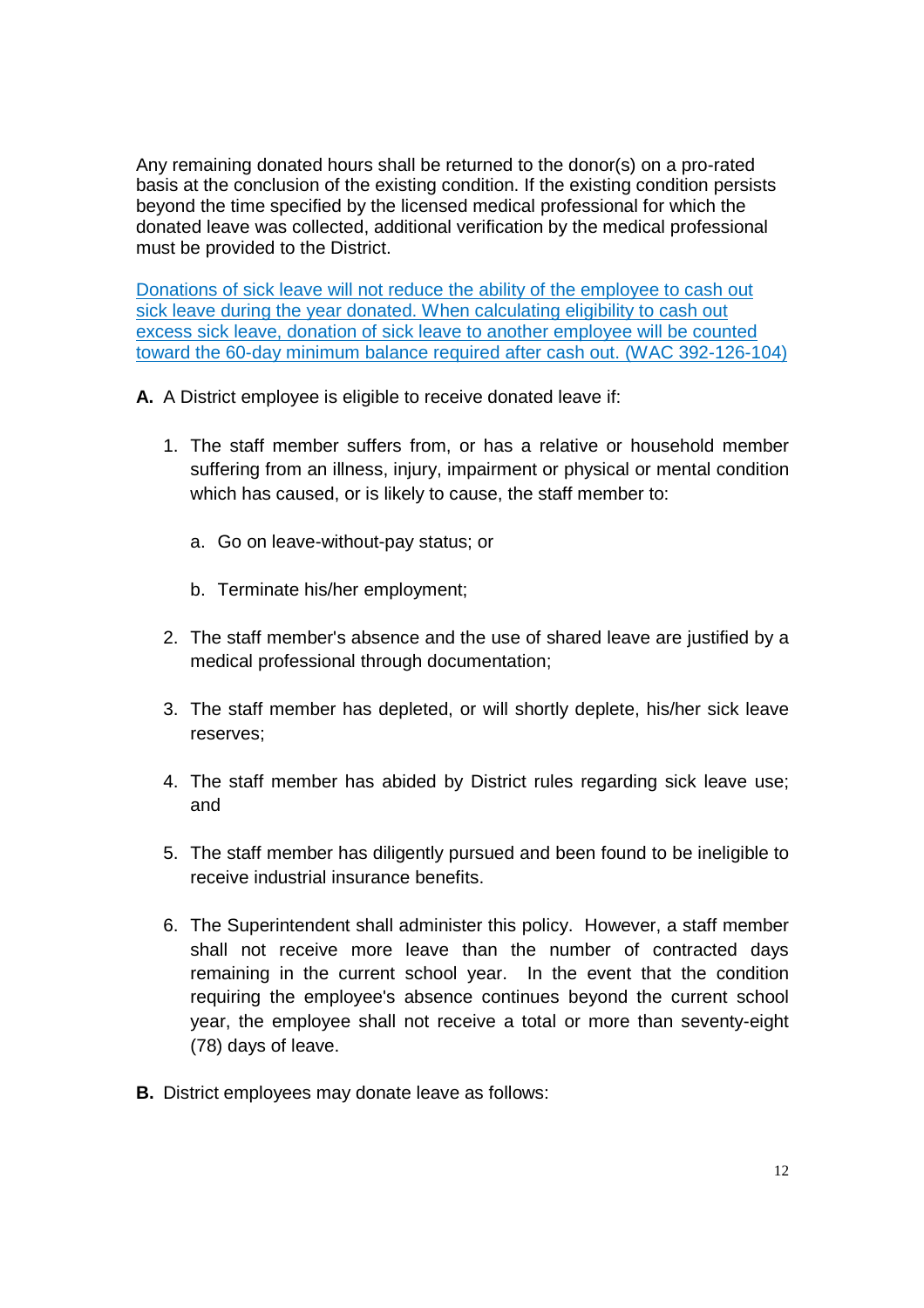Any remaining donated hours shall be returned to the donor(s) on a pro-rated basis at the conclusion of the existing condition. If the existing condition persists beyond the time specified by the licensed medical professional for which the donated leave was collected, additional verification by the medical professional must be provided to the District.

Donations of sick leave will not reduce the ability of the employee to cash out sick leave during the year donated. When calculating eligibility to cash out excess sick leave, donation of sick leave to another employee will be counted toward the 60-day minimum balance required after cash out. (WAC 392-126-104)

**A.** A District employee is eligible to receive donated leave if:

1. The staff member suffers from, or has a relative or household member suffering from an illness, injury, impairment or physical or mental condition which has caused, or is likely to cause, the staff member to:

   a. Go on leave-without-pay status; or

   b. Terminate his/her employment;

2. The staff member's absence and the use of shared leave are justified by a medical professional through documentation;

3. The staff member has depleted, or will shortly deplete, his/her sick leave reserves;

4. The staff member has abided by District rules regarding sick leave use; and

5. The staff member has diligently pursued and been found to be ineligible to receive industrial insurance benefits.

6. The Superintendent shall administer this policy. However, a staff member shall not receive more leave than the number of contracted days remaining in the current school year. In the event that the condition requiring the employee's absence continues beyond the current school year, the employee shall not receive a total or more than seventy-eight (78) days of leave.

**B.** District employees may donate leave as follows: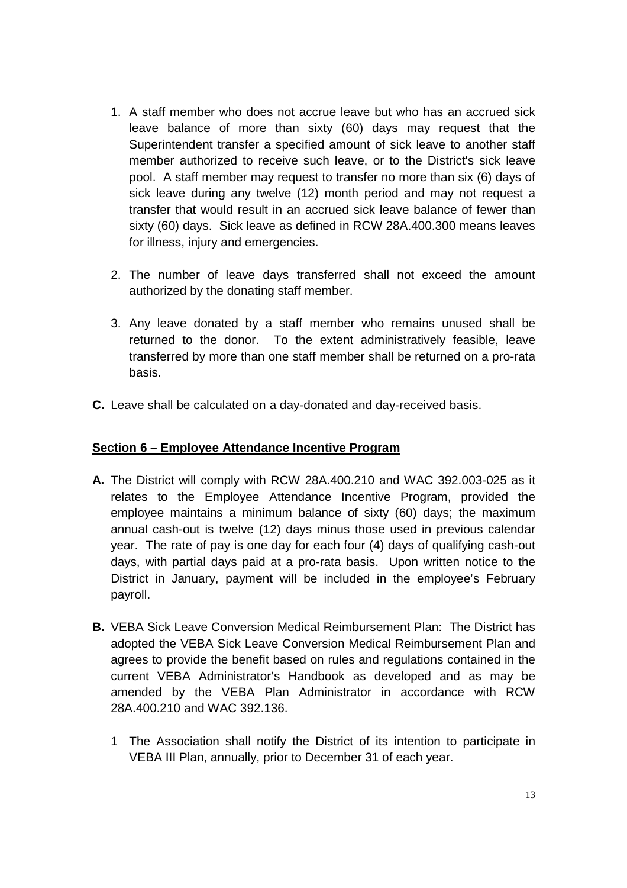1. A staff member who does not accrue leave but who has an accrued sick leave balance of more than sixty (60) days may request that the Superintendent transfer a specified amount of sick leave to another staff member authorized to receive such leave, or to the District's sick leave pool. A staff member may request to transfer no more than six (6) days of sick leave during any twelve (12) month period and may not request a transfer that would result in an accrued sick leave balance of fewer than sixty (60) days. Sick leave as defined in RCW 28A.400.300 means leaves for illness, injury and emergencies.

2. The number of leave days transferred shall not exceed the amount authorized by the donating staff member.

3. Any leave donated by a staff member who remains unused shall be returned to the donor. To the extent administratively feasible, leave transferred by more than one staff member shall be returned on a pro-rata basis.

**C.** Leave shall be calculated on a day-donated and day-received basis.

## Section 6 – Employee Attendance Incentive Program

**A.** The District will comply with RCW 28A.400.210 and WAC 392.003-025 as it relates to the Employee Attendance Incentive Program, provided the employee maintains a minimum balance of sixty (60) days; the maximum annual cash-out is twelve (12) days minus those used in previous calendar year. The rate of pay is one day for each four (4) days of qualifying cash-out days, with partial days paid at a pro-rata basis. Upon written notice to the District in January, payment will be included in the employee's February payroll.

**B.** VEBA Sick Leave Conversion Medical Reimbursement Plan: The District has adopted the VEBA Sick Leave Conversion Medical Reimbursement Plan and agrees to provide the benefit based on rules and regulations contained in the current VEBA Administrator's Handbook as developed and as may be amended by the VEBA Plan Administrator in accordance with RCW 28A.400.210 and WAC 392.136.

1 The Association shall notify the District of its intention to participate in VEBA III Plan, annually, prior to December 31 of each year.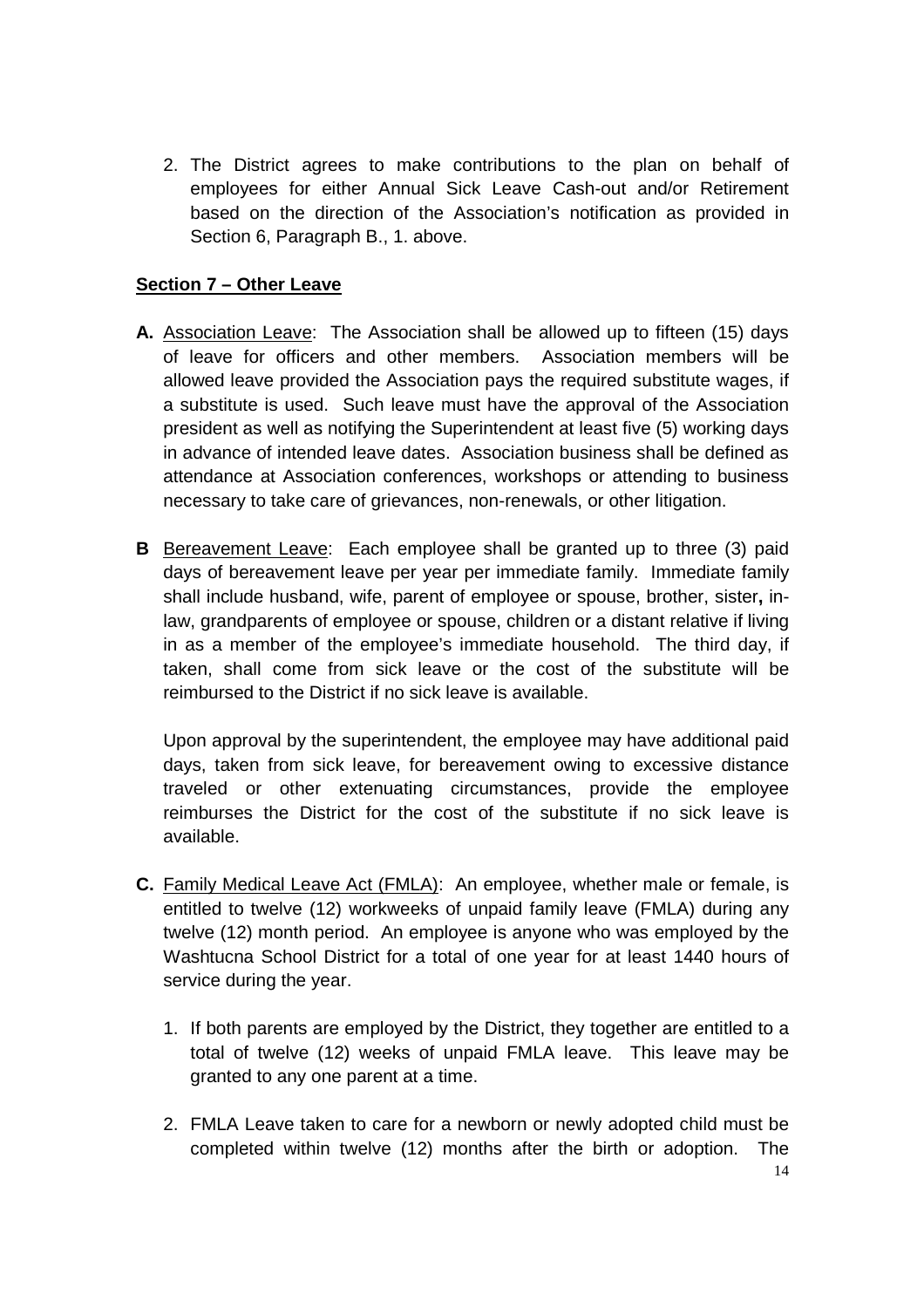2. The District agrees to make contributions to the plan on behalf of employees for either Annual Sick Leave Cash-out and/or Retirement based on the direction of the Association's notification as provided in Section 6, Paragraph B., 1. above.

## Section 7 – Other Leave

**A.** Association Leave: The Association shall be allowed up to fifteen (15) days of leave for officers and other members. Association members will be allowed leave provided the Association pays the required substitute wages, if a substitute is used. Such leave must have the approval of the Association president as well as notifying the Superintendent at least five (5) working days in advance of intended leave dates. Association business shall be defined as attendance at Association conferences, workshops or attending to business necessary to take care of grievances, non-renewals, or other litigation.

**B** Bereavement Leave: Each employee shall be granted up to three (3) paid days of bereavement leave per year per immediate family. Immediate family shall include husband, wife, parent of employee or spouse, brother, sister**,** in-law, grandparents of employee or spouse, children or a distant relative if living in as a member of the employee's immediate household. The third day, if taken, shall come from sick leave or the cost of the substitute will be reimbursed to the District if no sick leave is available.

Upon approval by the superintendent, the employee may have additional paid days, taken from sick leave, for bereavement owing to excessive distance traveled or other extenuating circumstances, provide the employee reimburses the District for the cost of the substitute if no sick leave is available.

**C.** Family Medical Leave Act (FMLA): An employee, whether male or female, is entitled to twelve (12) workweeks of unpaid family leave (FMLA) during any twelve (12) month period. An employee is anyone who was employed by the Washtucna School District for a total of one year for at least 1440 hours of service during the year.

1. If both parents are employed by the District, they together are entitled to a total of twelve (12) weeks of unpaid FMLA leave. This leave may be granted to any one parent at a time.

2. FMLA Leave taken to care for a newborn or newly adopted child must be completed within twelve (12) months after the birth or adoption. The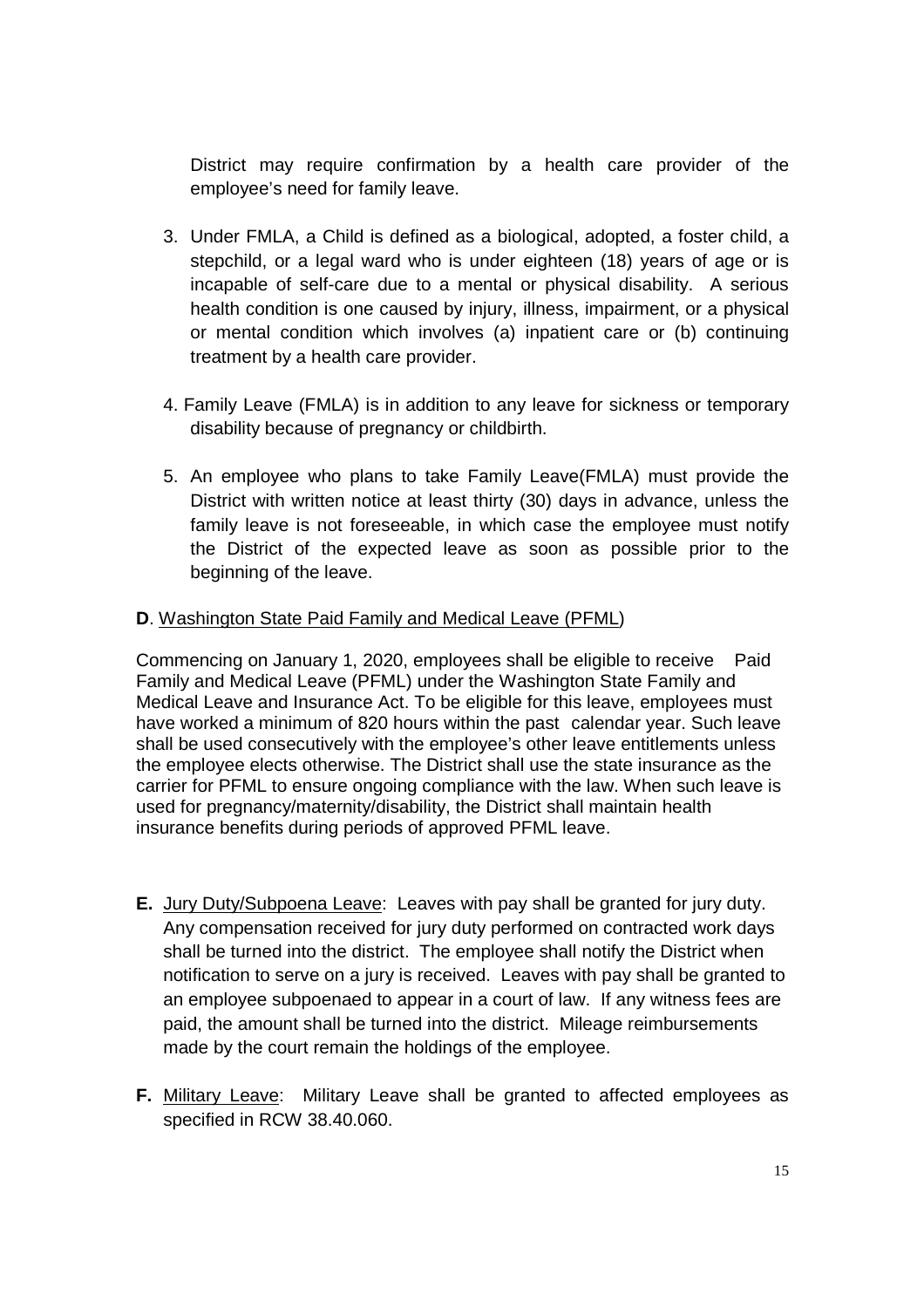District may require confirmation by a health care provider of the employee's need for family leave.

3. Under FMLA, a Child is defined as a biological, adopted, a foster child, a stepchild, or a legal ward who is under eighteen (18) years of age or is incapable of self-care due to a mental or physical disability. A serious health condition is one caused by injury, illness, impairment, or a physical or mental condition which involves (a) inpatient care or (b) continuing treatment by a health care provider.

4. Family Leave (FMLA) is in addition to any leave for sickness or temporary disability because of pregnancy or childbirth.

5. An employee who plans to take Family Leave(FMLA) must provide the District with written notice at least thirty (30) days in advance, unless the family leave is not foreseeable, in which case the employee must notify the District of the expected leave as soon as possible prior to the beginning of the leave.

**D**. Washington State Paid Family and Medical Leave (PFML)

Commencing on January 1, 2020, employees shall be eligible to receive Paid Family and Medical Leave (PFML) under the Washington State Family and Medical Leave and Insurance Act. To be eligible for this leave, employees must have worked a minimum of 820 hours within the past calendar year. Such leave shall be used consecutively with the employee's other leave entitlements unless the employee elects otherwise. The District shall use the state insurance as the carrier for PFML to ensure ongoing compliance with the law. When such leave is used for pregnancy/maternity/disability, the District shall maintain health insurance benefits during periods of approved PFML leave.

**E.** Jury Duty/Subpoena Leave: Leaves with pay shall be granted for jury duty. Any compensation received for jury duty performed on contracted work days shall be turned into the district. The employee shall notify the District when notification to serve on a jury is received. Leaves with pay shall be granted to an employee subpoenaed to appear in a court of law. If any witness fees are paid, the amount shall be turned into the district. Mileage reimbursements made by the court remain the holdings of the employee.

**F.** Military Leave: Military Leave shall be granted to affected employees as specified in RCW 38.40.060.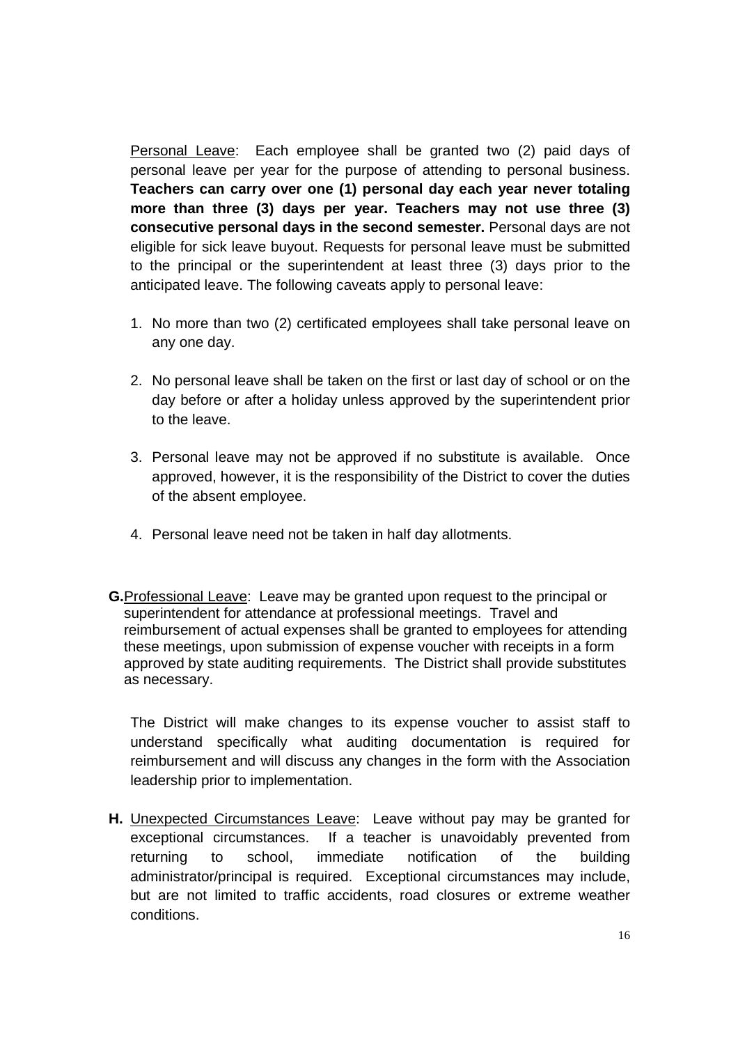<u>Personal Leave</u>: Each employee shall be granted two (2) paid days of personal leave per year for the purpose of attending to personal business. **Teachers can carry over one (1) personal day each year never totaling more than three (3) days per year. Teachers may not use three (3) consecutive personal days in the second semester.** Personal days are not eligible for sick leave buyout. Requests for personal leave must be submitted to the principal or the superintendent at least three (3) days prior to the anticipated leave. The following caveats apply to personal leave:

1. No more than two (2) certificated employees shall take personal leave on any one day.

2. No personal leave shall be taken on the first or last day of school or on the day before or after a holiday unless approved by the superintendent prior to the leave.

3. Personal leave may not be approved if no substitute is available. Once approved, however, it is the responsibility of the District to cover the duties of the absent employee.

4. Personal leave need not be taken in half day allotments.

**G.** <u>Professional Leave</u>: Leave may be granted upon request to the principal or superintendent for attendance at professional meetings. Travel and reimbursement of actual expenses shall be granted to employees for attending these meetings, upon submission of expense voucher with receipts in a form approved by state auditing requirements. The District shall provide substitutes as necessary.

The District will make changes to its expense voucher to assist staff to understand specifically what auditing documentation is required for reimbursement and will discuss any changes in the form with the Association leadership prior to implementation.

**H.** <u>Unexpected Circumstances Leave</u>: Leave without pay may be granted for exceptional circumstances. If a teacher is unavoidably prevented from returning to school, immediate notification of the building administrator/principal is required. Exceptional circumstances may include, but are not limited to traffic accidents, road closures or extreme weather conditions.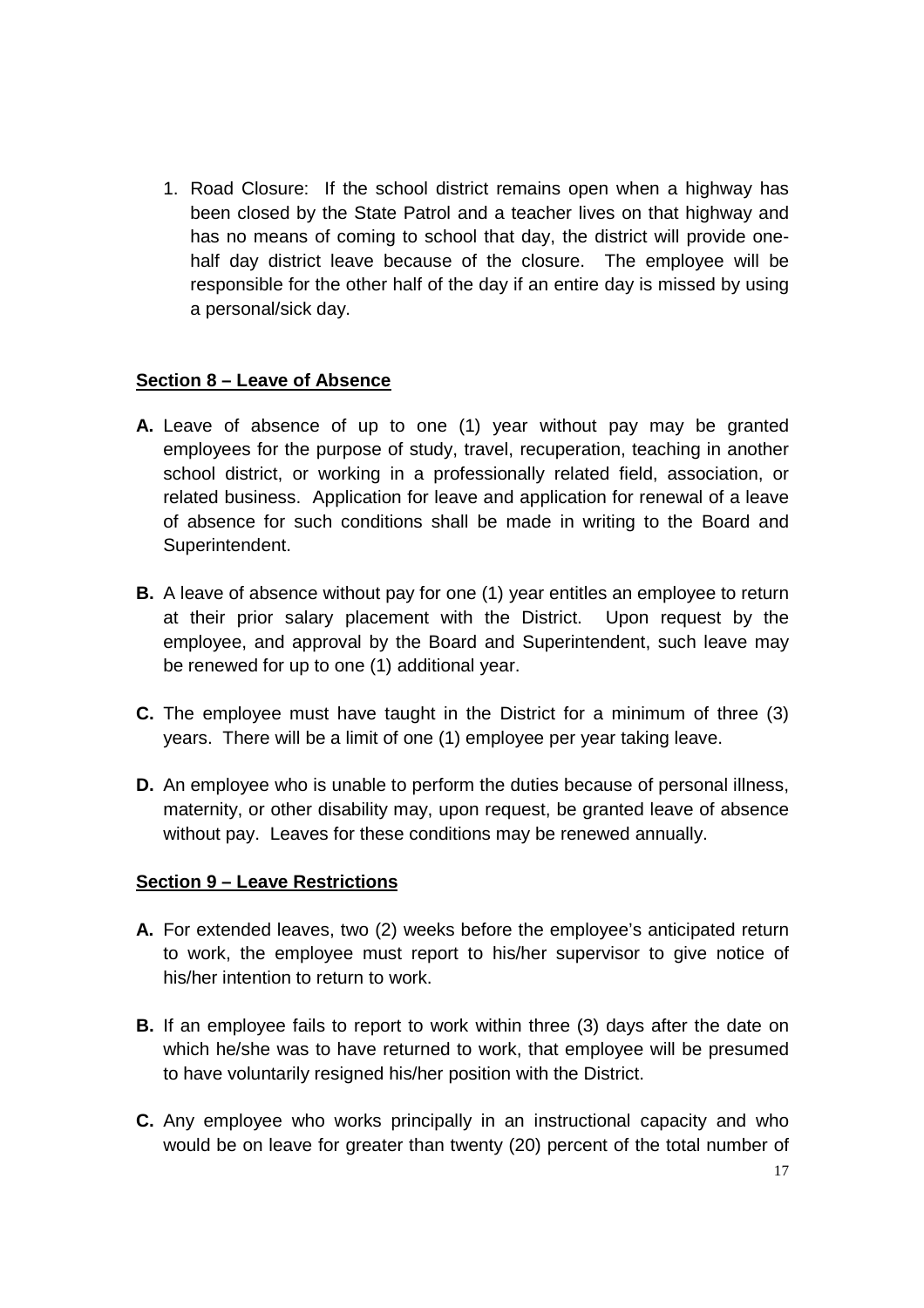1. Road Closure: If the school district remains open when a highway has been closed by the State Patrol and a teacher lives on that highway and has no means of coming to school that day, the district will provide one-half day district leave because of the closure. The employee will be responsible for the other half of the day if an entire day is missed by using a personal/sick day.

## Section 8 – Leave of Absence

**A.** Leave of absence of up to one (1) year without pay may be granted employees for the purpose of study, travel, recuperation, teaching in another school district, or working in a professionally related field, association, or related business. Application for leave and application for renewal of a leave of absence for such conditions shall be made in writing to the Board and Superintendent.

**B.** A leave of absence without pay for one (1) year entitles an employee to return at their prior salary placement with the District. Upon request by the employee, and approval by the Board and Superintendent, such leave may be renewed for up to one (1) additional year.

**C.** The employee must have taught in the District for a minimum of three (3) years. There will be a limit of one (1) employee per year taking leave.

**D.** An employee who is unable to perform the duties because of personal illness, maternity, or other disability may, upon request, be granted leave of absence without pay. Leaves for these conditions may be renewed annually.

## Section 9 – Leave Restrictions

**A.** For extended leaves, two (2) weeks before the employee's anticipated return to work, the employee must report to his/her supervisor to give notice of his/her intention to return to work.

**B.** If an employee fails to report to work within three (3) days after the date on which he/she was to have returned to work, that employee will be presumed to have voluntarily resigned his/her position with the District.

**C.** Any employee who works principally in an instructional capacity and who would be on leave for greater than twenty (20) percent of the total number of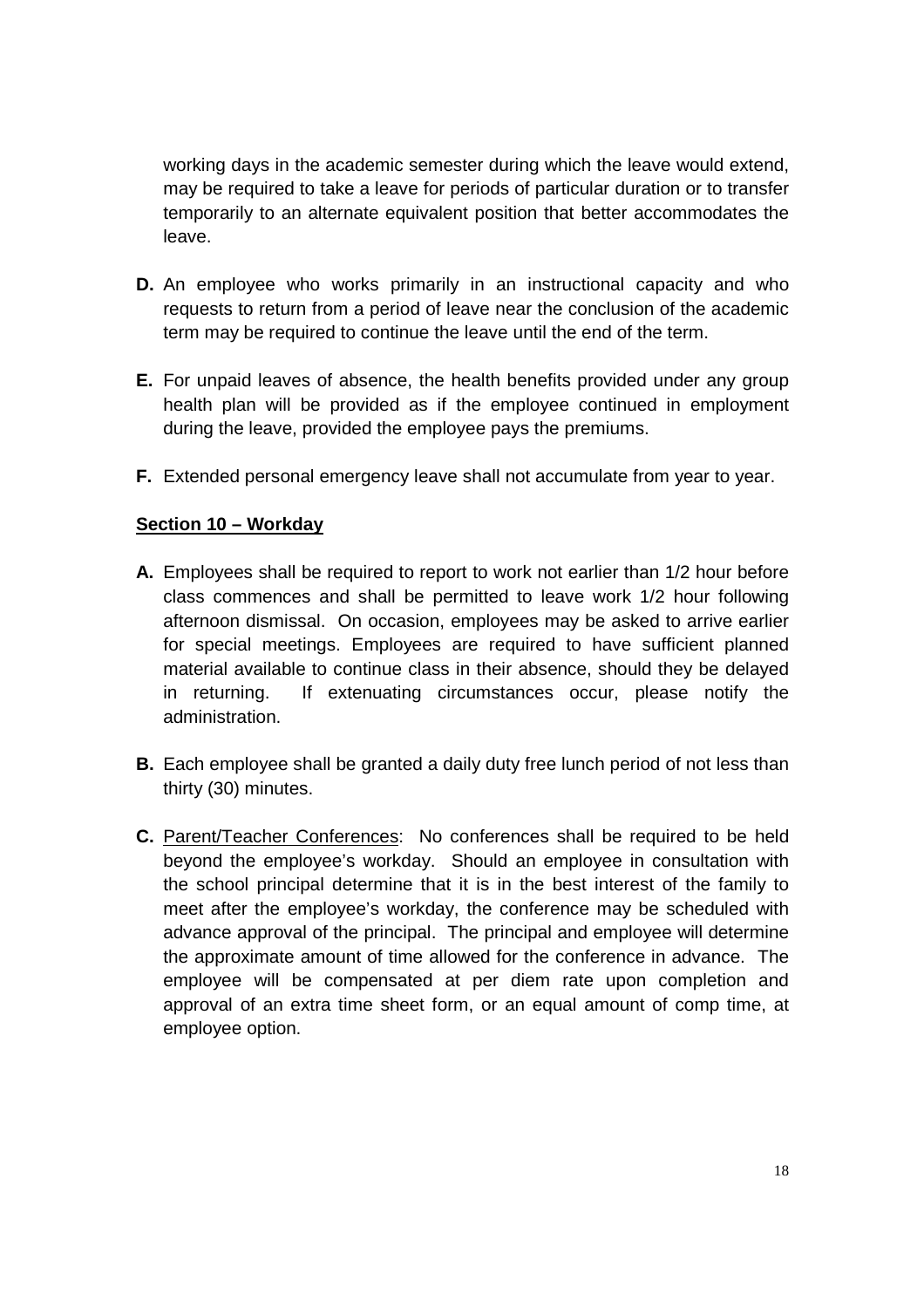working days in the academic semester during which the leave would extend, may be required to take a leave for periods of particular duration or to transfer temporarily to an alternate equivalent position that better accommodates the leave.

**D.** An employee who works primarily in an instructional capacity and who requests to return from a period of leave near the conclusion of the academic term may be required to continue the leave until the end of the term.

**E.** For unpaid leaves of absence, the health benefits provided under any group health plan will be provided as if the employee continued in employment during the leave, provided the employee pays the premiums.

**F.** Extended personal emergency leave shall not accumulate from year to year.

## Section 10 – Workday

**A.** Employees shall be required to report to work not earlier than 1/2 hour before class commences and shall be permitted to leave work 1/2 hour following afternoon dismissal. On occasion, employees may be asked to arrive earlier for special meetings. Employees are required to have sufficient planned material available to continue class in their absence, should they be delayed in returning. If extenuating circumstances occur, please notify the administration.

**B.** Each employee shall be granted a daily duty free lunch period of not less than thirty (30) minutes.

**C.** Parent/Teacher Conferences: No conferences shall be required to be held beyond the employee's workday. Should an employee in consultation with the school principal determine that it is in the best interest of the family to meet after the employee's workday, the conference may be scheduled with advance approval of the principal. The principal and employee will determine the approximate amount of time allowed for the conference in advance. The employee will be compensated at per diem rate upon completion and approval of an extra time sheet form, or an equal amount of comp time, at employee option.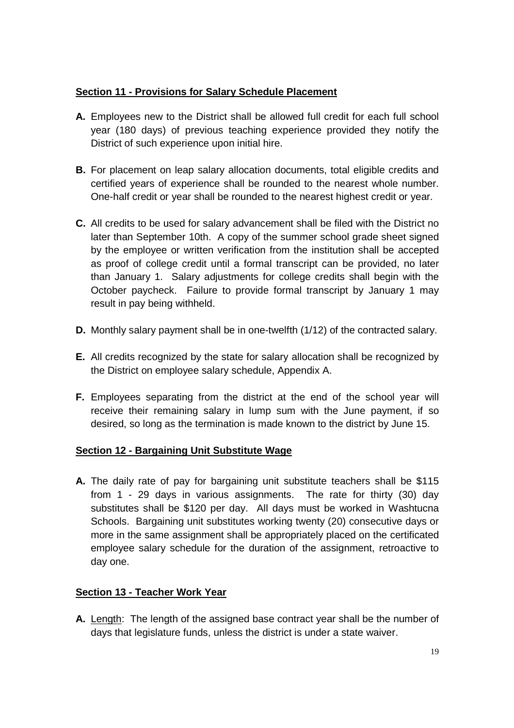## Section 11 - Provisions for Salary Schedule Placement

**A.** Employees new to the District shall be allowed full credit for each full school year (180 days) of previous teaching experience provided they notify the District of such experience upon initial hire.

**B.** For placement on leap salary allocation documents, total eligible credits and certified years of experience shall be rounded to the nearest whole number. One-half credit or year shall be rounded to the nearest highest credit or year.

**C.** All credits to be used for salary advancement shall be filed with the District no later than September 10th. A copy of the summer school grade sheet signed by the employee or written verification from the institution shall be accepted as proof of college credit until a formal transcript can be provided, no later than January 1. Salary adjustments for college credits shall begin with the October paycheck. Failure to provide formal transcript by January 1 may result in pay being withheld.

**D.** Monthly salary payment shall be in one-twelfth (1/12) of the contracted salary.

**E.** All credits recognized by the state for salary allocation shall be recognized by the District on employee salary schedule, Appendix A.

**F.** Employees separating from the district at the end of the school year will receive their remaining salary in lump sum with the June payment, if so desired, so long as the termination is made known to the district by June 15.

## Section 12 - Bargaining Unit Substitute Wage

**A.** The daily rate of pay for bargaining unit substitute teachers shall be $115 from 1 - 29 days in various assignments. The rate for thirty (30) day substitutes shall be $120 per day. All days must be worked in Washtucna Schools. Bargaining unit substitutes working twenty (20) consecutive days or more in the same assignment shall be appropriately placed on the certificated employee salary schedule for the duration of the assignment, retroactive to day one.

## Section 13 - Teacher Work Year

**A.** Length: The length of the assigned base contract year shall be the number of days that legislature funds, unless the district is under a state waiver.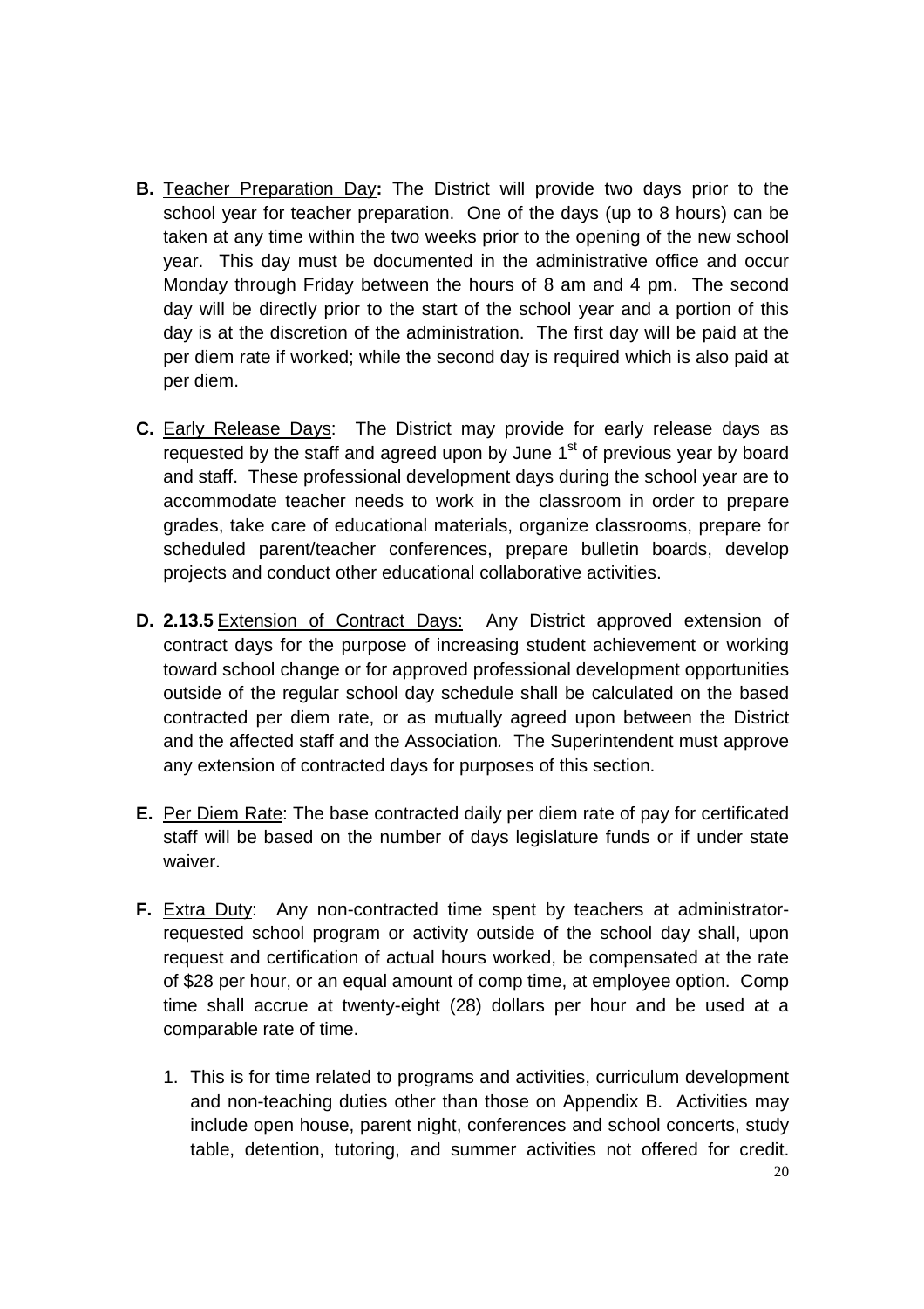**B.** Teacher Preparation Day**:** The District will provide two days prior to the school year for teacher preparation. One of the days (up to 8 hours) can be taken at any time within the two weeks prior to the opening of the new school year. This day must be documented in the administrative office and occur Monday through Friday between the hours of 8 am and 4 pm. The second day will be directly prior to the start of the school year and a portion of this day is at the discretion of the administration. The first day will be paid at the per diem rate if worked; while the second day is required which is also paid at per diem.

**C.** Early Release Days: The District may provide for early release days as requested by the staff and agreed upon by June 1st of previous year by board and staff. These professional development days during the school year are to accommodate teacher needs to work in the classroom in order to prepare grades, take care of educational materials, organize classrooms, prepare for scheduled parent/teacher conferences, prepare bulletin boards, develop projects and conduct other educational collaborative activities.

**D. 2.13.5** Extension of Contract Days: Any District approved extension of contract days for the purpose of increasing student achievement or working toward school change or for approved professional development opportunities outside of the regular school day schedule shall be calculated on the based contracted per diem rate, or as mutually agreed upon between the District and the affected staff and the Association. The Superintendent must approve any extension of contracted days for purposes of this section.

**E.** Per Diem Rate: The base contracted daily per diem rate of pay for certificated staff will be based on the number of days legislature funds or if under state waiver.

**F.** Extra Duty: Any non-contracted time spent by teachers at administrator-requested school program or activity outside of the school day shall, upon request and certification of actual hours worked, be compensated at the rate of $28 per hour, or an equal amount of comp time, at employee option. Comp time shall accrue at twenty-eight (28) dollars per hour and be used at a comparable rate of time.

1. This is for time related to programs and activities, curriculum development and non-teaching duties other than those on Appendix B. Activities may include open house, parent night, conferences and school concerts, study table, detention, tutoring, and summer activities not offered for credit.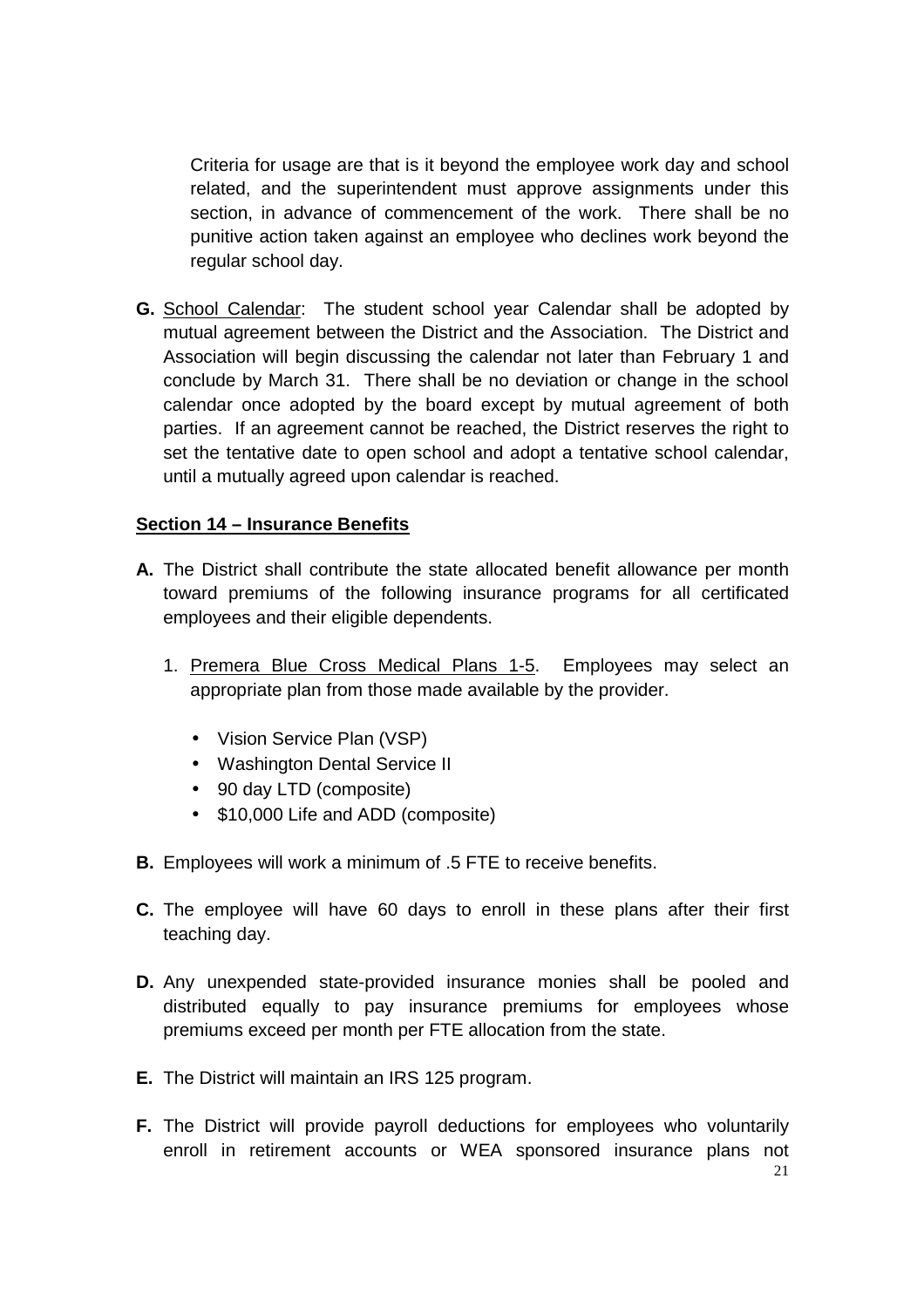Criteria for usage are that is it beyond the employee work day and school related, and the superintendent must approve assignments under this section, in advance of commencement of the work. There shall be no punitive action taken against an employee who declines work beyond the regular school day.

**G.** School Calendar: The student school year Calendar shall be adopted by mutual agreement between the District and the Association. The District and Association will begin discussing the calendar not later than February 1 and conclude by March 31. There shall be no deviation or change in the school calendar once adopted by the board except by mutual agreement of both parties. If an agreement cannot be reached, the District reserves the right to set the tentative date to open school and adopt a tentative school calendar, until a mutually agreed upon calendar is reached.

## Section 14 – Insurance Benefits

**A.** The District shall contribute the state allocated benefit allowance per month toward premiums of the following insurance programs for all certificated employees and their eligible dependents.

1. Premera Blue Cross Medical Plans 1-5. Employees may select an appropriate plan from those made available by the provider.
   - Vision Service Plan (VSP)
   - Washington Dental Service II
   - 90 day LTD (composite)
   - $10,000 Life and ADD (composite)

**B.** Employees will work a minimum of .5 FTE to receive benefits.

**C.** The employee will have 60 days to enroll in these plans after their first teaching day.

**D.** Any unexpended state-provided insurance monies shall be pooled and distributed equally to pay insurance premiums for employees whose premiums exceed per month per FTE allocation from the state.

**E.** The District will maintain an IRS 125 program.

**F.** The District will provide payroll deductions for employees who voluntarily enroll in retirement accounts or WEA sponsored insurance plans not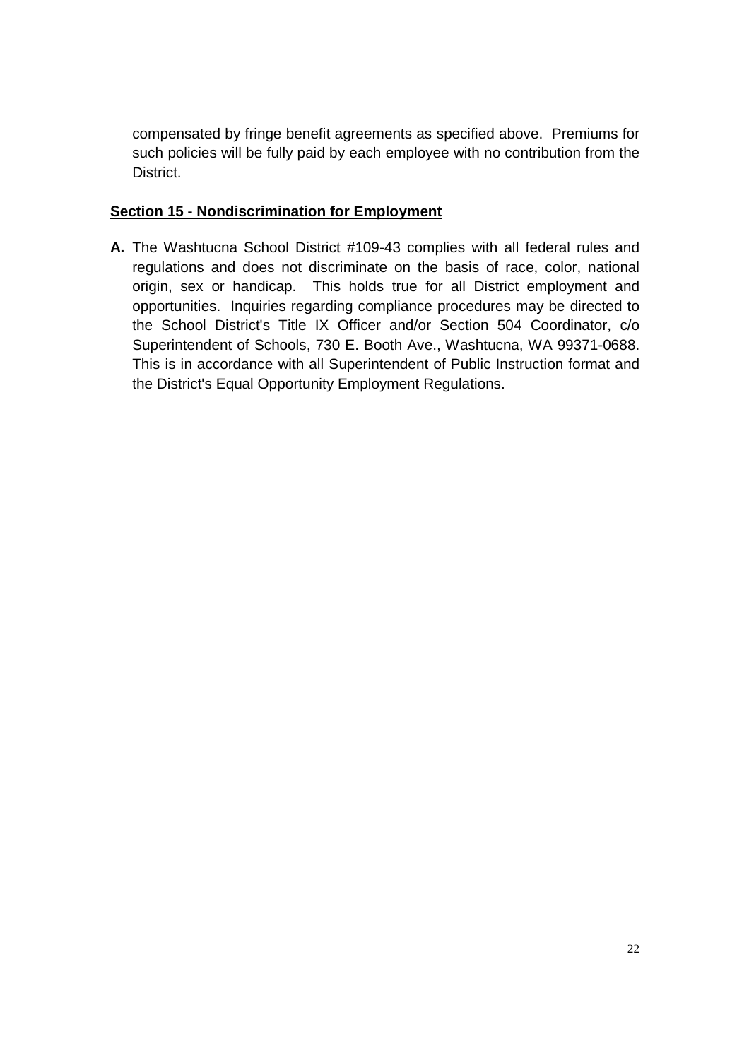compensated by fringe benefit agreements as specified above. Premiums for such policies will be fully paid by each employee with no contribution from the District.

**Section 15 - Nondiscrimination for Employment**

**A.** The Washtucna School District #109-43 complies with all federal rules and regulations and does not discriminate on the basis of race, color, national origin, sex or handicap. This holds true for all District employment and opportunities. Inquiries regarding compliance procedures may be directed to the School District's Title IX Officer and/or Section 504 Coordinator, c/o Superintendent of Schools, 730 E. Booth Ave., Washtucna, WA 99371-0688. This is in accordance with all Superintendent of Public Instruction format and the District's Equal Opportunity Employment Regulations.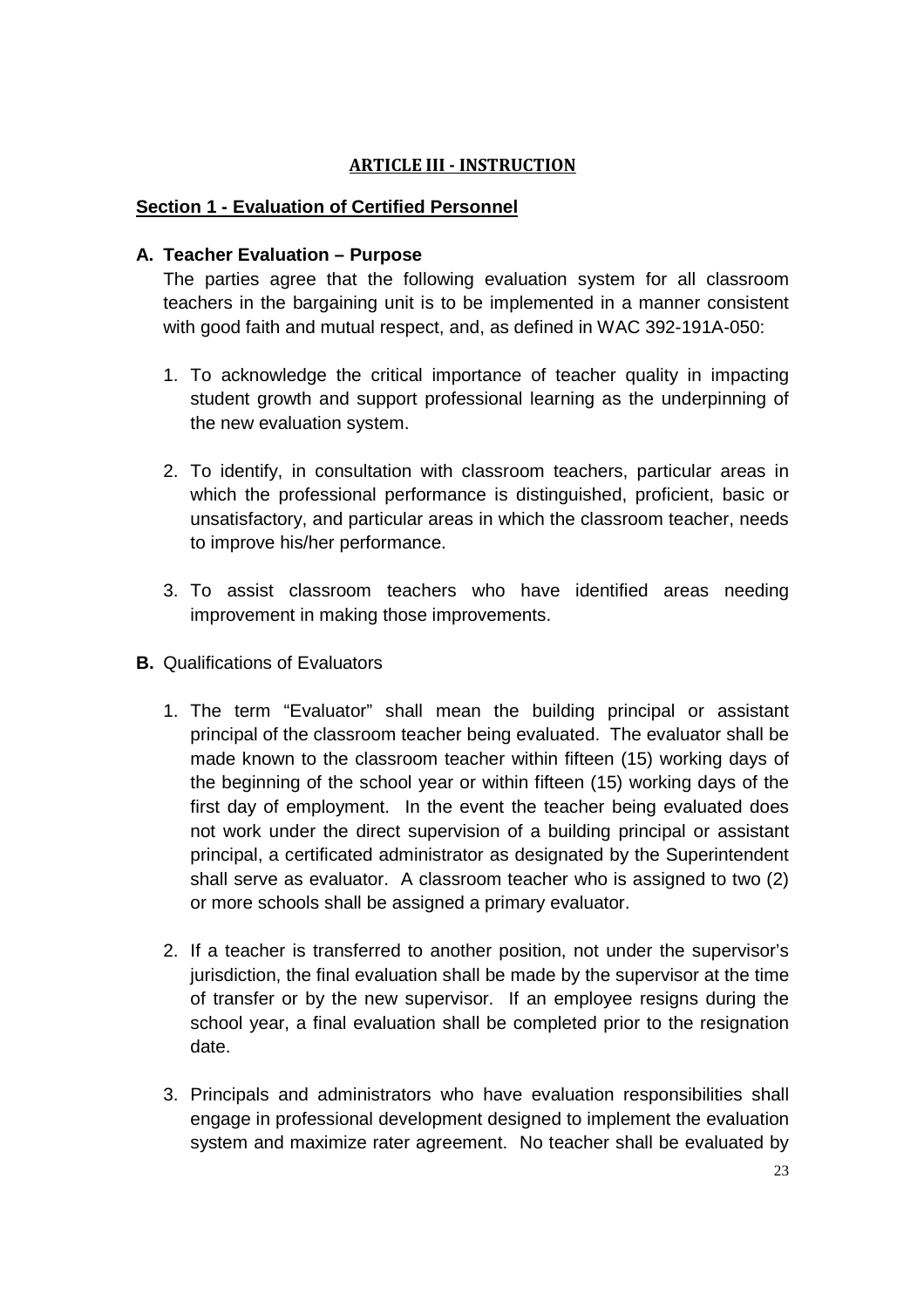## ARTICLE III - INSTRUCTION

### Section 1 - Evaluation of Certified Personnel

**A. Teacher Evaluation – Purpose**

The parties agree that the following evaluation system for all classroom teachers in the bargaining unit is to be implemented in a manner consistent with good faith and mutual respect, and, as defined in WAC 392-191A-050:

1. To acknowledge the critical importance of teacher quality in impacting student growth and support professional learning as the underpinning of the new evaluation system.

2. To identify, in consultation with classroom teachers, particular areas in which the professional performance is distinguished, proficient, basic or unsatisfactory, and particular areas in which the classroom teacher, needs to improve his/her performance.

3. To assist classroom teachers who have identified areas needing improvement in making those improvements.

**B.** Qualifications of Evaluators

1. The term "Evaluator" shall mean the building principal or assistant principal of the classroom teacher being evaluated. The evaluator shall be made known to the classroom teacher within fifteen (15) working days of the beginning of the school year or within fifteen (15) working days of the first day of employment. In the event the teacher being evaluated does not work under the direct supervision of a building principal or assistant principal, a certificated administrator as designated by the Superintendent shall serve as evaluator. A classroom teacher who is assigned to two (2) or more schools shall be assigned a primary evaluator.

2. If a teacher is transferred to another position, not under the supervisor's jurisdiction, the final evaluation shall be made by the supervisor at the time of transfer or by the new supervisor. If an employee resigns during the school year, a final evaluation shall be completed prior to the resignation date.

3. Principals and administrators who have evaluation responsibilities shall engage in professional development designed to implement the evaluation system and maximize rater agreement. No teacher shall be evaluated by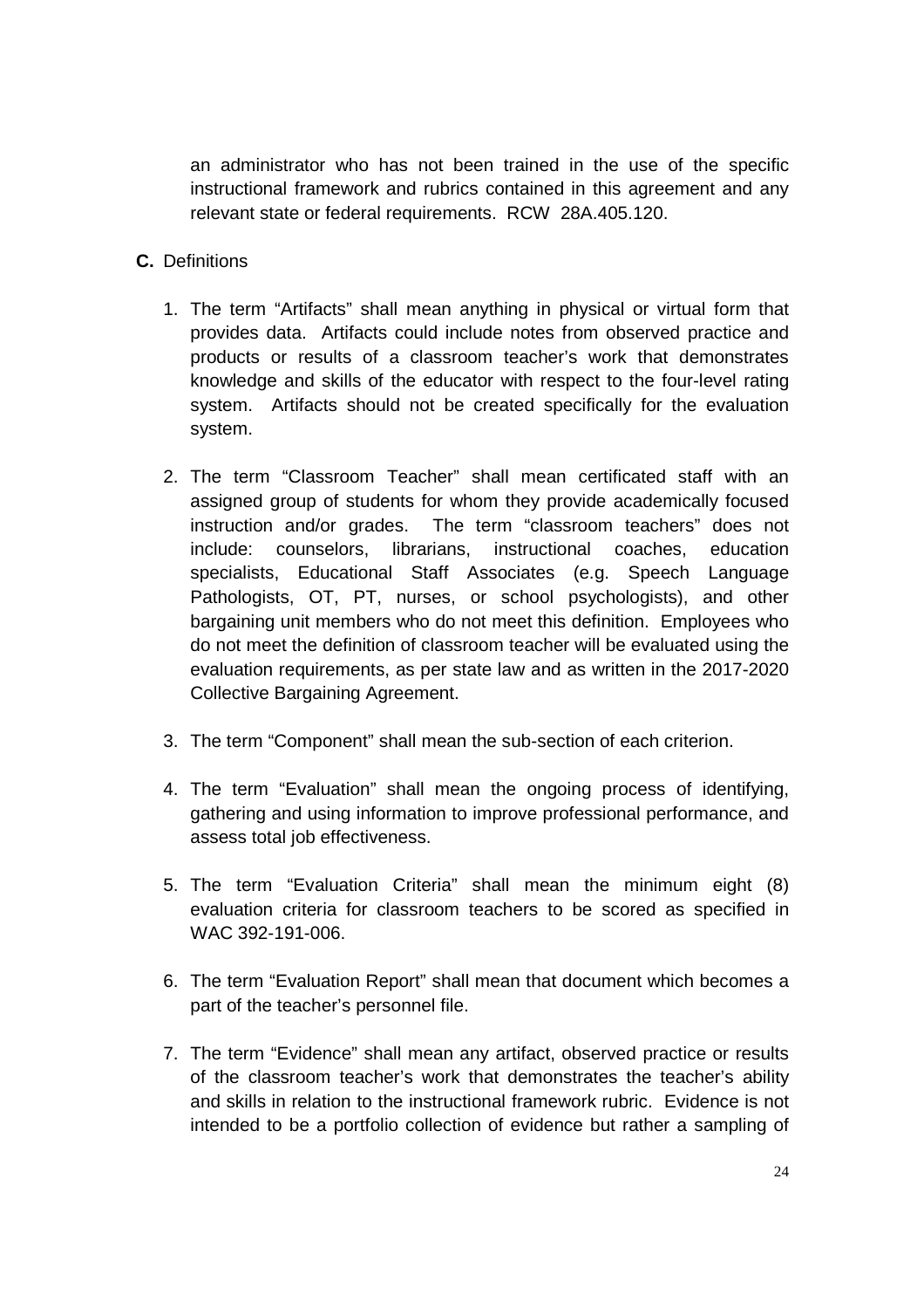an administrator who has not been trained in the use of the specific instructional framework and rubrics contained in this agreement and any relevant state or federal requirements. RCW 28A.405.120.

**C.** Definitions

1. The term "Artifacts" shall mean anything in physical or virtual form that provides data. Artifacts could include notes from observed practice and products or results of a classroom teacher's work that demonstrates knowledge and skills of the educator with respect to the four-level rating system. Artifacts should not be created specifically for the evaluation system.

2. The term "Classroom Teacher" shall mean certificated staff with an assigned group of students for whom they provide academically focused instruction and/or grades. The term "classroom teachers" does not include: counselors, librarians, instructional coaches, education specialists, Educational Staff Associates (e.g. Speech Language Pathologists, OT, PT, nurses, or school psychologists), and other bargaining unit members who do not meet this definition. Employees who do not meet the definition of classroom teacher will be evaluated using the evaluation requirements, as per state law and as written in the 2017-2020 Collective Bargaining Agreement.

3. The term "Component" shall mean the sub-section of each criterion.

4. The term "Evaluation" shall mean the ongoing process of identifying, gathering and using information to improve professional performance, and assess total job effectiveness.

5. The term "Evaluation Criteria" shall mean the minimum eight (8) evaluation criteria for classroom teachers to be scored as specified in WAC 392-191-006.

6. The term "Evaluation Report" shall mean that document which becomes a part of the teacher's personnel file.

7. The term "Evidence" shall mean any artifact, observed practice or results of the classroom teacher's work that demonstrates the teacher's ability and skills in relation to the instructional framework rubric. Evidence is not intended to be a portfolio collection of evidence but rather a sampling of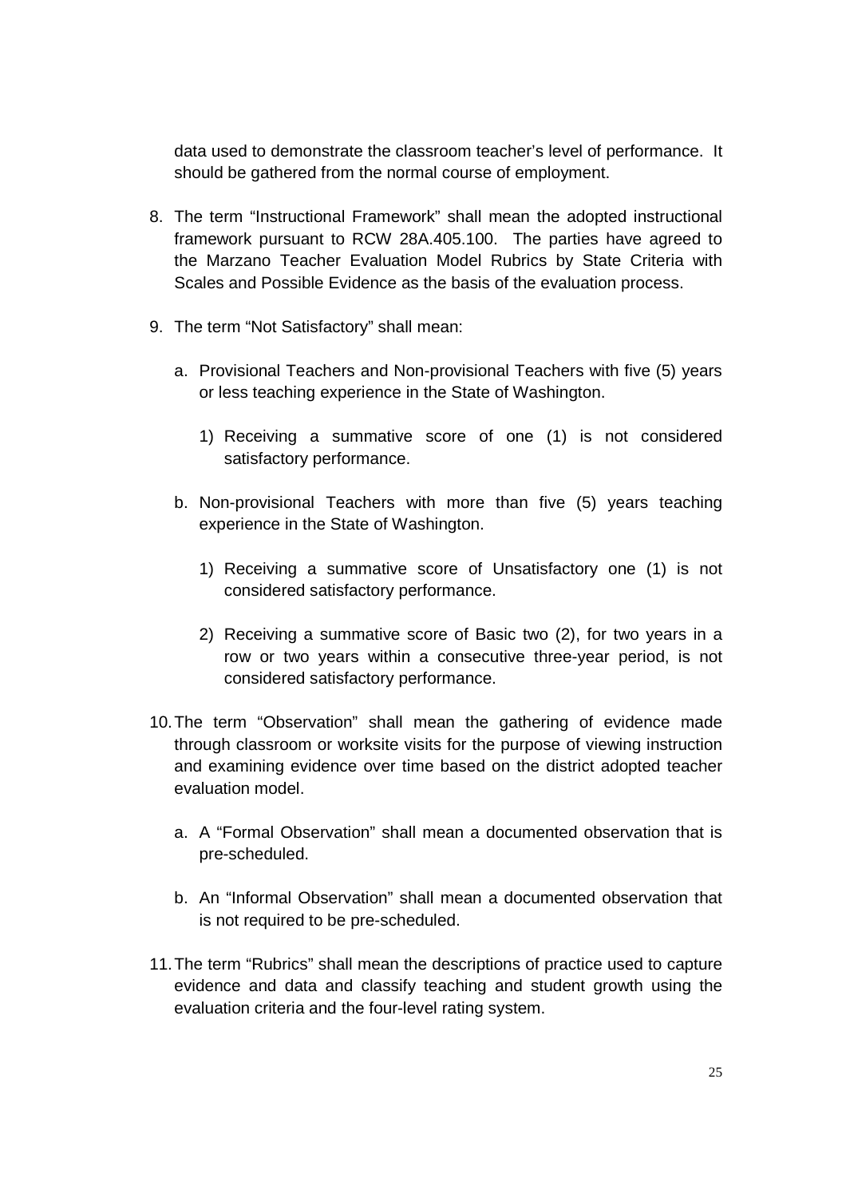data used to demonstrate the classroom teacher's level of performance. It should be gathered from the normal course of employment.

8. The term "Instructional Framework" shall mean the adopted instructional framework pursuant to RCW 28A.405.100. The parties have agreed to the Marzano Teacher Evaluation Model Rubrics by State Criteria with Scales and Possible Evidence as the basis of the evaluation process.

9. The term "Not Satisfactory" shall mean:

   a. Provisional Teachers and Non-provisional Teachers with five (5) years or less teaching experience in the State of Washington.

      1) Receiving a summative score of one (1) is not considered satisfactory performance.

   b. Non-provisional Teachers with more than five (5) years teaching experience in the State of Washington.

      1) Receiving a summative score of Unsatisfactory one (1) is not considered satisfactory performance.

      2) Receiving a summative score of Basic two (2), for two years in a row or two years within a consecutive three-year period, is not considered satisfactory performance.

10. The term "Observation" shall mean the gathering of evidence made through classroom or worksite visits for the purpose of viewing instruction and examining evidence over time based on the district adopted teacher evaluation model.

    a. A "Formal Observation" shall mean a documented observation that is pre-scheduled.

    b. An "Informal Observation" shall mean a documented observation that is not required to be pre-scheduled.

11. The term "Rubrics" shall mean the descriptions of practice used to capture evidence and data and classify teaching and student growth using the evaluation criteria and the four-level rating system.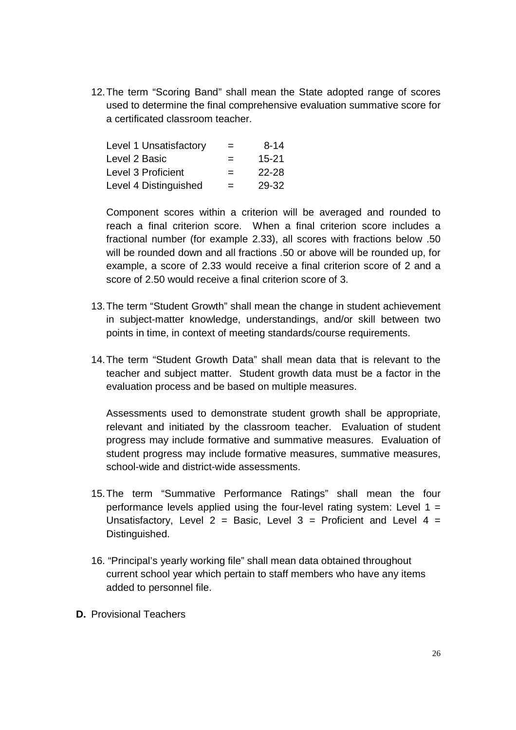12. The term "Scoring Band" shall mean the State adopted range of scores used to determine the final comprehensive evaluation summative score for a certificated classroom teacher.

| | | |
|---|---|---|
| Level 1 Unsatisfactory | = | 8-14 |
| Level 2 Basic | = | 15-21 |
| Level 3 Proficient | = | 22-28 |
| Level 4 Distinguished | = | 29-32 |

    Component scores within a criterion will be averaged and rounded to reach a final criterion score. When a final criterion score includes a fractional number (for example 2.33), all scores with fractions below .50 will be rounded down and all fractions .50 or above will be rounded up, for example, a score of 2.33 would receive a final criterion score of 2 and a score of 2.50 would receive a final criterion score of 3.

13. The term "Student Growth" shall mean the change in student achievement in subject-matter knowledge, understandings, and/or skill between two points in time, in context of meeting standards/course requirements.

14. The term "Student Growth Data" shall mean data that is relevant to the teacher and subject matter. Student growth data must be a factor in the evaluation process and be based on multiple measures.

    Assessments used to demonstrate student growth shall be appropriate, relevant and initiated by the classroom teacher. Evaluation of student progress may include formative and summative measures. Evaluation of student progress may include formative measures, summative measures, school-wide and district-wide assessments.

15. The term "Summative Performance Ratings" shall mean the four performance levels applied using the four-level rating system: Level 1 = Unsatisfactory, Level 2 = Basic, Level 3 = Proficient and Level 4 = Distinguished.

16. "Principal's yearly working file" shall mean data obtained throughout current school year which pertain to staff members who have any items added to personnel file.

**D.** Provisional Teachers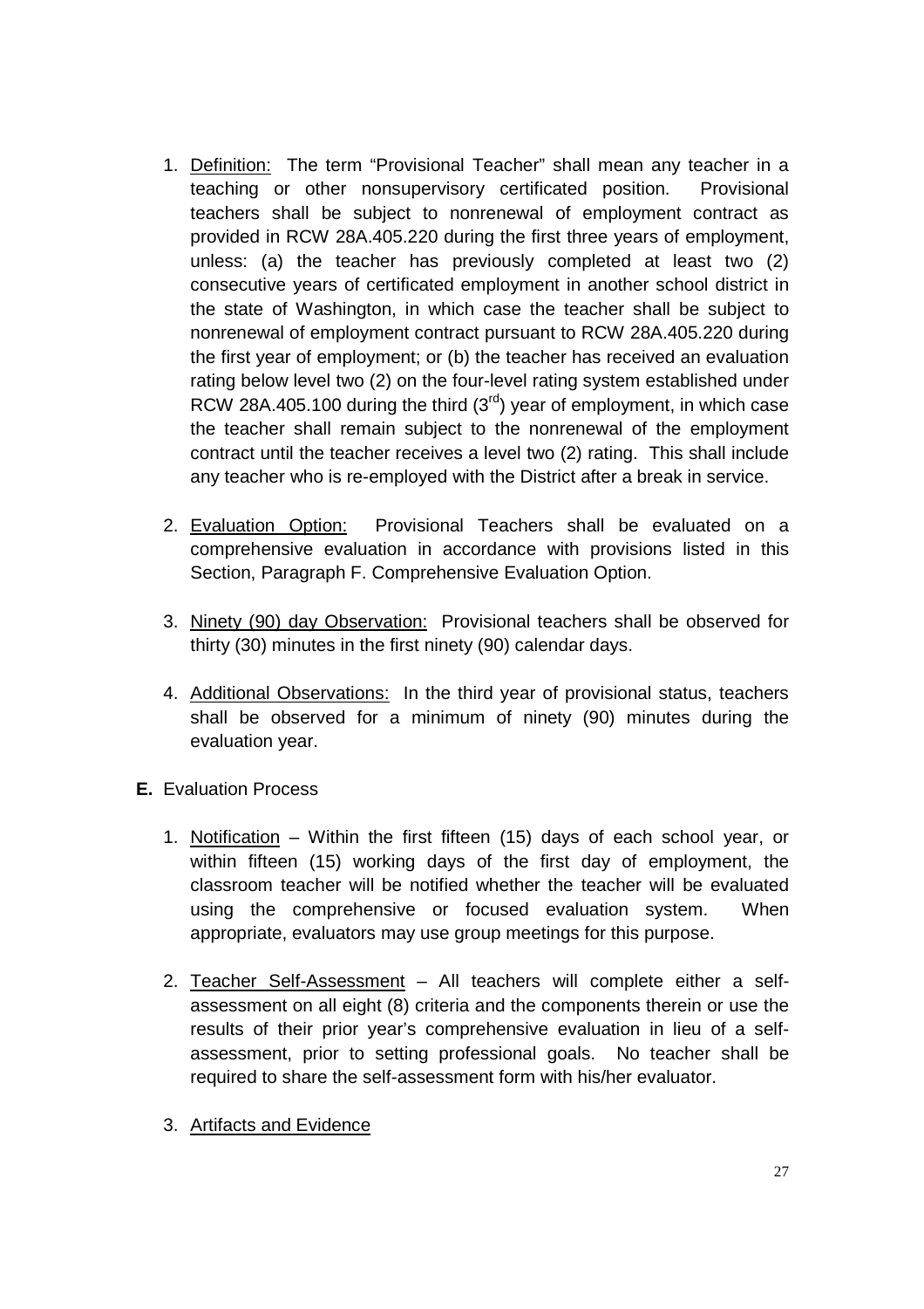1. Definition: The term "Provisional Teacher" shall mean any teacher in a teaching or other nonsupervisory certificated position. Provisional teachers shall be subject to nonrenewal of employment contract as provided in RCW 28A.405.220 during the first three years of employment, unless: (a) the teacher has previously completed at least two (2) consecutive years of certificated employment in another school district in the state of Washington, in which case the teacher shall be subject to nonrenewal of employment contract pursuant to RCW 28A.405.220 during the first year of employment; or (b) the teacher has received an evaluation rating below level two (2) on the four-level rating system established under RCW 28A.405.100 during the third (3rd) year of employment, in which case the teacher shall remain subject to the nonrenewal of the employment contract until the teacher receives a level two (2) rating. This shall include any teacher who is re-employed with the District after a break in service.

2. Evaluation Option: Provisional Teachers shall be evaluated on a comprehensive evaluation in accordance with provisions listed in this Section, Paragraph F. Comprehensive Evaluation Option.

3. Ninety (90) day Observation: Provisional teachers shall be observed for thirty (30) minutes in the first ninety (90) calendar days.

4. Additional Observations: In the third year of provisional status, teachers shall be observed for a minimum of ninety (90) minutes during the evaluation year.

**E.** Evaluation Process

1. Notification – Within the first fifteen (15) days of each school year, or within fifteen (15) working days of the first day of employment, the classroom teacher will be notified whether the teacher will be evaluated using the comprehensive or focused evaluation system. When appropriate, evaluators may use group meetings for this purpose.

2. Teacher Self-Assessment – All teachers will complete either a self-assessment on all eight (8) criteria and the components therein or use the results of their prior year's comprehensive evaluation in lieu of a self-assessment, prior to setting professional goals. No teacher shall be required to share the self-assessment form with his/her evaluator.

3. Artifacts and Evidence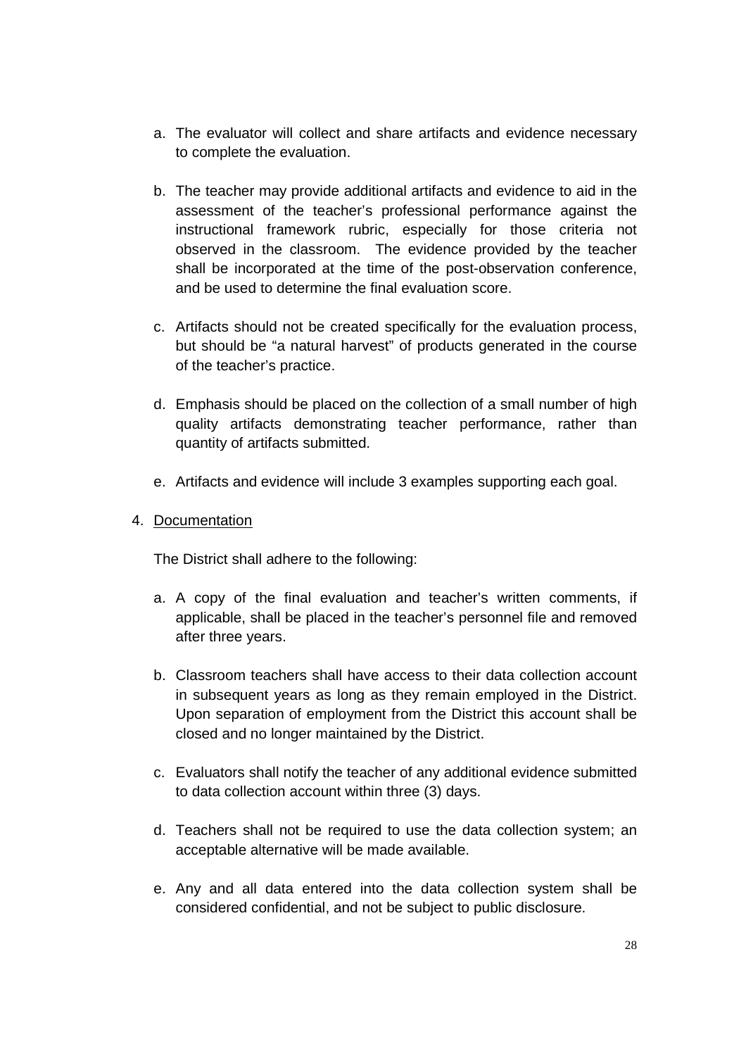a. The evaluator will collect and share artifacts and evidence necessary to complete the evaluation.

b. The teacher may provide additional artifacts and evidence to aid in the assessment of the teacher's professional performance against the instructional framework rubric, especially for those criteria not observed in the classroom. The evidence provided by the teacher shall be incorporated at the time of the post-observation conference, and be used to determine the final evaluation score.

c. Artifacts should not be created specifically for the evaluation process, but should be "a natural harvest" of products generated in the course of the teacher's practice.

d. Emphasis should be placed on the collection of a small number of high quality artifacts demonstrating teacher performance, rather than quantity of artifacts submitted.

e. Artifacts and evidence will include 3 examples supporting each goal.

4. <u>Documentation</u>

The District shall adhere to the following:

a. A copy of the final evaluation and teacher's written comments, if applicable, shall be placed in the teacher's personnel file and removed after three years.

b. Classroom teachers shall have access to their data collection account in subsequent years as long as they remain employed in the District. Upon separation of employment from the District this account shall be closed and no longer maintained by the District.

c. Evaluators shall notify the teacher of any additional evidence submitted to data collection account within three (3) days.

d. Teachers shall not be required to use the data collection system; an acceptable alternative will be made available.

e. Any and all data entered into the data collection system shall be considered confidential, and not be subject to public disclosure.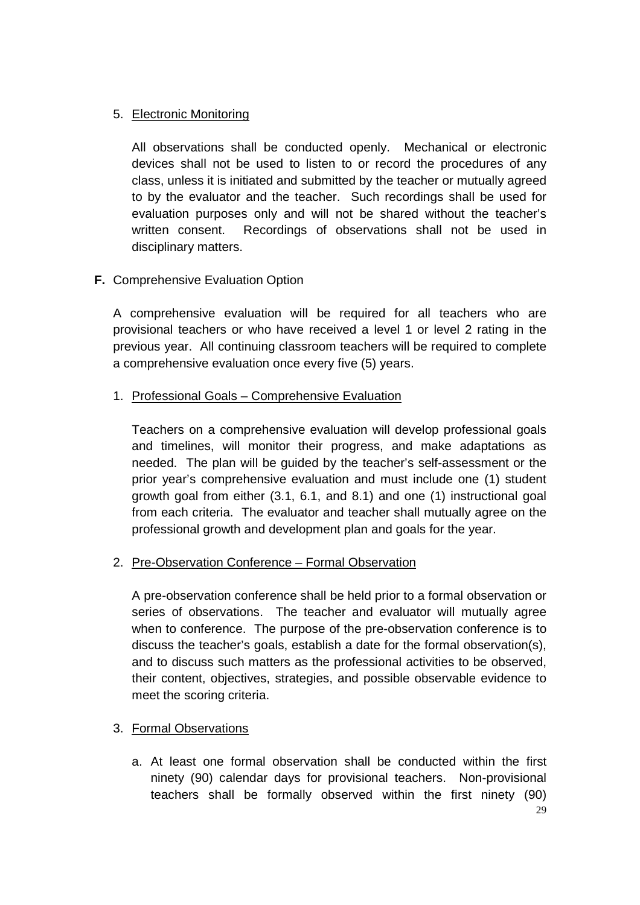5. <u>Electronic Monitoring</u>

   All observations shall be conducted openly. Mechanical or electronic devices shall not be used to listen to or record the procedures of any class, unless it is initiated and submitted by the teacher or mutually agreed to by the evaluator and the teacher. Such recordings shall be used for evaluation purposes only and will not be shared without the teacher's written consent. Recordings of observations shall not be used in disciplinary matters.

**F.** Comprehensive Evaluation Option

A comprehensive evaluation will be required for all teachers who are provisional teachers or who have received a level 1 or level 2 rating in the previous year. All continuing classroom teachers will be required to complete a comprehensive evaluation once every five (5) years.

1. <u>Professional Goals – Comprehensive Evaluation</u>

   Teachers on a comprehensive evaluation will develop professional goals and timelines, will monitor their progress, and make adaptations as needed. The plan will be guided by the teacher's self-assessment or the prior year's comprehensive evaluation and must include one (1) student growth goal from either (3.1, 6.1, and 8.1) and one (1) instructional goal from each criteria. The evaluator and teacher shall mutually agree on the professional growth and development plan and goals for the year.

2. <u>Pre-Observation Conference – Formal Observation</u>

   A pre-observation conference shall be held prior to a formal observation or series of observations. The teacher and evaluator will mutually agree when to conference. The purpose of the pre-observation conference is to discuss the teacher's goals, establish a date for the formal observation(s), and to discuss such matters as the professional activities to be observed, their content, objectives, strategies, and possible observable evidence to meet the scoring criteria.

3. <u>Formal Observations</u>

   a. At least one formal observation shall be conducted within the first ninety (90) calendar days for provisional teachers. Non-provisional teachers shall be formally observed within the first ninety (90)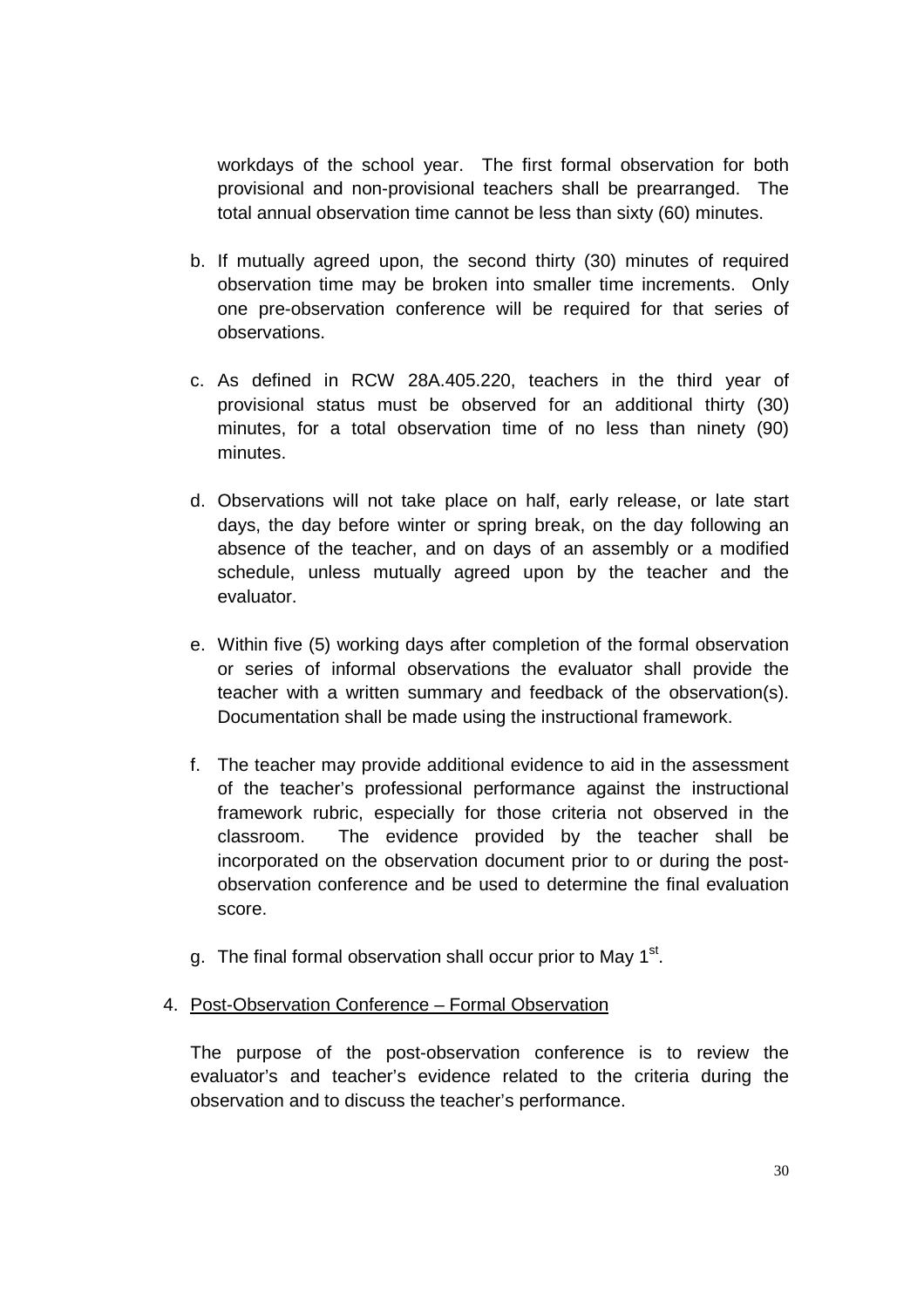workdays of the school year. The first formal observation for both provisional and non-provisional teachers shall be prearranged. The total annual observation time cannot be less than sixty (60) minutes.

b. If mutually agreed upon, the second thirty (30) minutes of required observation time may be broken into smaller time increments. Only one pre-observation conference will be required for that series of observations.

c. As defined in RCW 28A.405.220, teachers in the third year of provisional status must be observed for an additional thirty (30) minutes, for a total observation time of no less than ninety (90) minutes.

d. Observations will not take place on half, early release, or late start days, the day before winter or spring break, on the day following an absence of the teacher, and on days of an assembly or a modified schedule, unless mutually agreed upon by the teacher and the evaluator.

e. Within five (5) working days after completion of the formal observation or series of informal observations the evaluator shall provide the teacher with a written summary and feedback of the observation(s). Documentation shall be made using the instructional framework.

f. The teacher may provide additional evidence to aid in the assessment of the teacher's professional performance against the instructional framework rubric, especially for those criteria not observed in the classroom. The evidence provided by the teacher shall be incorporated on the observation document prior to or during the post-observation conference and be used to determine the final evaluation score.

g. The final formal observation shall occur prior to May 1st.

4. Post-Observation Conference – Formal Observation

The purpose of the post-observation conference is to review the evaluator's and teacher's evidence related to the criteria during the observation and to discuss the teacher's performance.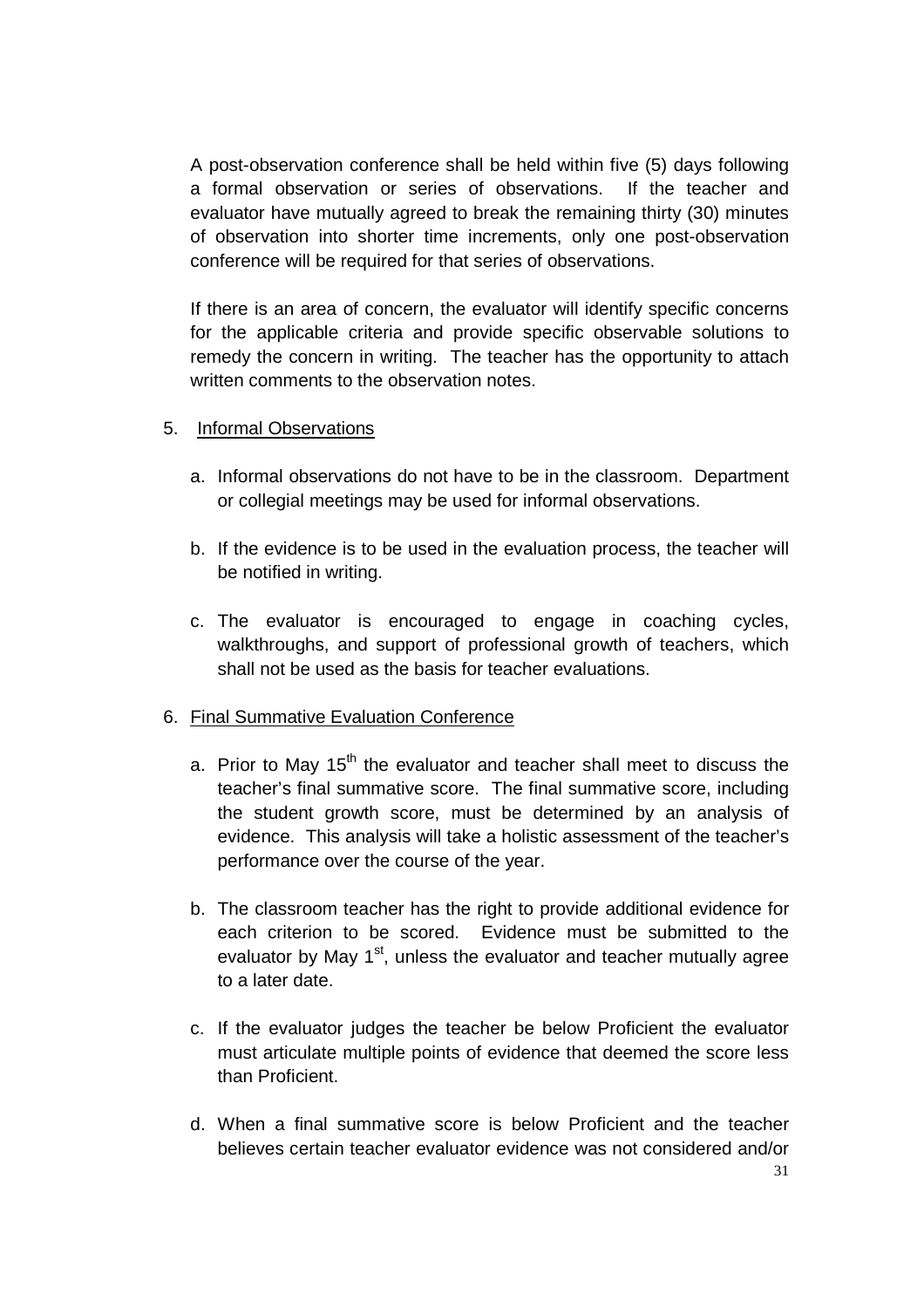A post-observation conference shall be held within five (5) days following a formal observation or series of observations. If the teacher and evaluator have mutually agreed to break the remaining thirty (30) minutes of observation into shorter time increments, only one post-observation conference will be required for that series of observations.

If there is an area of concern, the evaluator will identify specific concerns for the applicable criteria and provide specific observable solutions to remedy the concern in writing. The teacher has the opportunity to attach written comments to the observation notes.

5. <u>Informal Observations</u>

   a. Informal observations do not have to be in the classroom. Department or collegial meetings may be used for informal observations.

   b. If the evidence is to be used in the evaluation process, the teacher will be notified in writing.

   c. The evaluator is encouraged to engage in coaching cycles, walkthroughs, and support of professional growth of teachers, which shall not be used as the basis for teacher evaluations.

6. <u>Final Summative Evaluation Conference</u>

   a. Prior to May 15th the evaluator and teacher shall meet to discuss the teacher's final summative score. The final summative score, including the student growth score, must be determined by an analysis of evidence. This analysis will take a holistic assessment of the teacher's performance over the course of the year.

   b. The classroom teacher has the right to provide additional evidence for each criterion to be scored. Evidence must be submitted to the evaluator by May 1st, unless the evaluator and teacher mutually agree to a later date.

   c. If the evaluator judges the teacher be below Proficient the evaluator must articulate multiple points of evidence that deemed the score less than Proficient.

   d. When a final summative score is below Proficient and the teacher believes certain teacher evaluator evidence was not considered and/or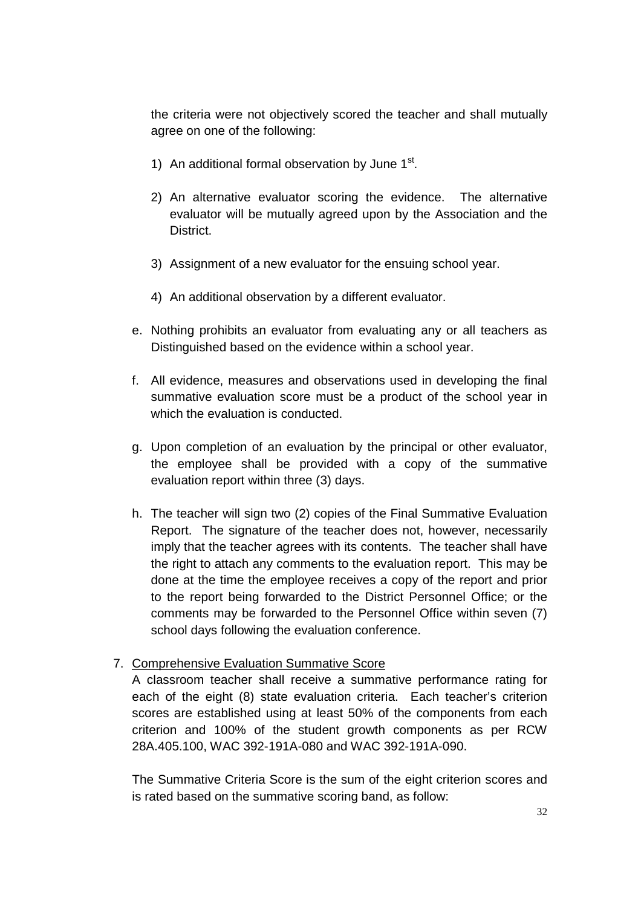the criteria were not objectively scored the teacher and shall mutually agree on one of the following:

1) An additional formal observation by June 1st.

2) An alternative evaluator scoring the evidence. The alternative evaluator will be mutually agreed upon by the Association and the District.

3) Assignment of a new evaluator for the ensuing school year.

4) An additional observation by a different evaluator.

e. Nothing prohibits an evaluator from evaluating any or all teachers as Distinguished based on the evidence within a school year.

f. All evidence, measures and observations used in developing the final summative evaluation score must be a product of the school year in which the evaluation is conducted.

g. Upon completion of an evaluation by the principal or other evaluator, the employee shall be provided with a copy of the summative evaluation report within three (3) days.

h. The teacher will sign two (2) copies of the Final Summative Evaluation Report. The signature of the teacher does not, however, necessarily imply that the teacher agrees with its contents. The teacher shall have the right to attach any comments to the evaluation report. This may be done at the time the employee receives a copy of the report and prior to the report being forwarded to the District Personnel Office; or the comments may be forwarded to the Personnel Office within seven (7) school days following the evaluation conference.

7. Comprehensive Evaluation Summative Score

A classroom teacher shall receive a summative performance rating for each of the eight (8) state evaluation criteria. Each teacher's criterion scores are established using at least 50% of the components from each criterion and 100% of the student growth components as per RCW 28A.405.100, WAC 392-191A-080 and WAC 392-191A-090.

The Summative Criteria Score is the sum of the eight criterion scores and is rated based on the summative scoring band, as follow: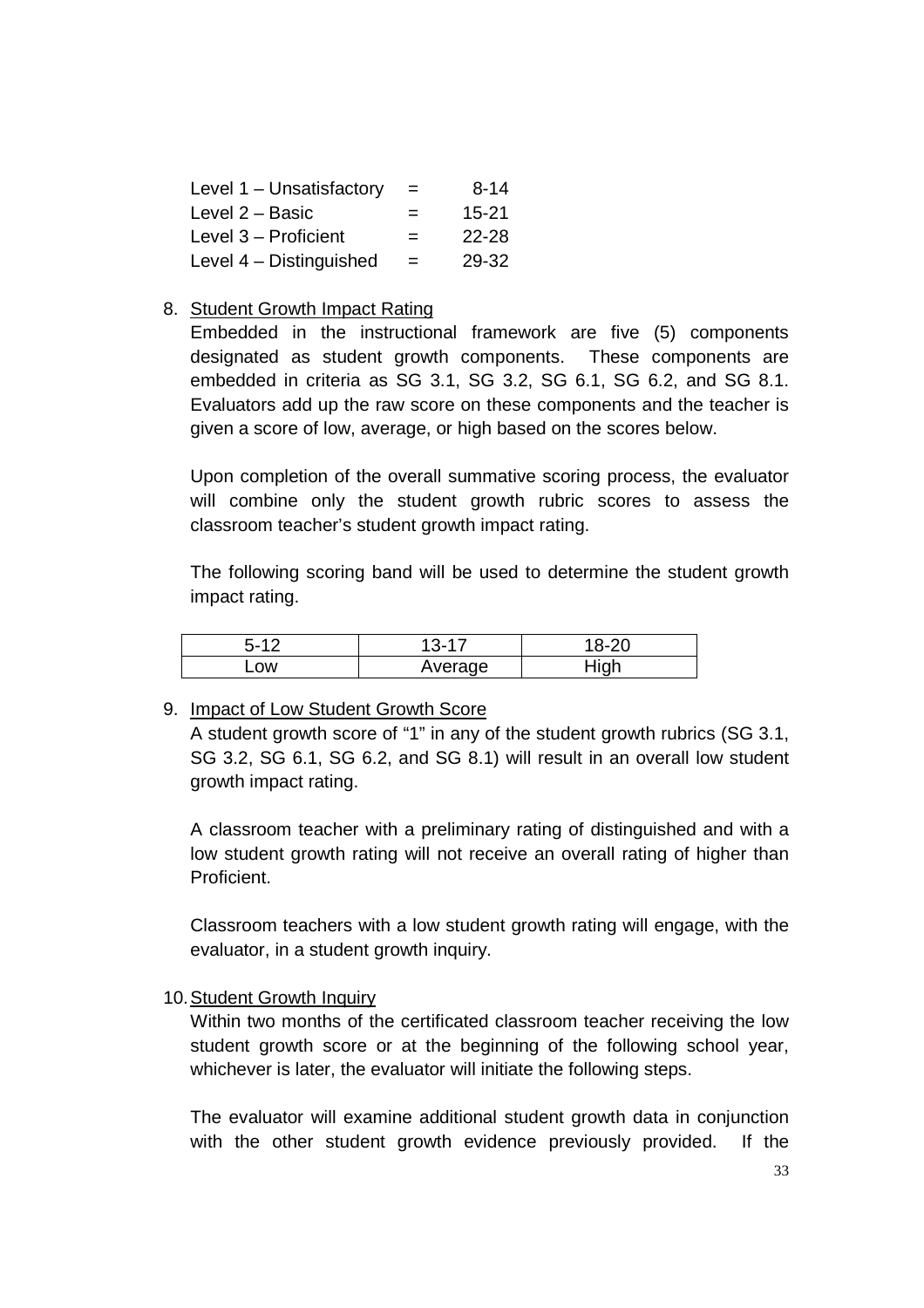| | | |
|---|---|---|
| Level 1 – Unsatisfactory | = | 8-14 |
| Level 2 – Basic | = | 15-21 |
| Level 3 – Proficient | = | 22-28 |
| Level 4 – Distinguished | = | 29-32 |

8. Student Growth Impact Rating

   Embedded in the instructional framework are five (5) components designated as student growth components. These components are embedded in criteria as SG 3.1, SG 3.2, SG 6.1, SG 6.2, and SG 8.1. Evaluators add up the raw score on these components and the teacher is given a score of low, average, or high based on the scores below.

   Upon completion of the overall summative scoring process, the evaluator will combine only the student growth rubric scores to assess the classroom teacher's student growth impact rating.

   The following scoring band will be used to determine the student growth impact rating.

| 5-12 | 13-17 | 18-20 |
|---|---|---|
| Low | Average | High |

9. Impact of Low Student Growth Score

   A student growth score of "1" in any of the student growth rubrics (SG 3.1, SG 3.2, SG 6.1, SG 6.2, and SG 8.1) will result in an overall low student growth impact rating.

   A classroom teacher with a preliminary rating of distinguished and with a low student growth rating will not receive an overall rating of higher than Proficient.

   Classroom teachers with a low student growth rating will engage, with the evaluator, in a student growth inquiry.

10. Student Growth Inquiry

    Within two months of the certificated classroom teacher receiving the low student growth score or at the beginning of the following school year, whichever is later, the evaluator will initiate the following steps.

    The evaluator will examine additional student growth data in conjunction with the other student growth evidence previously provided. If the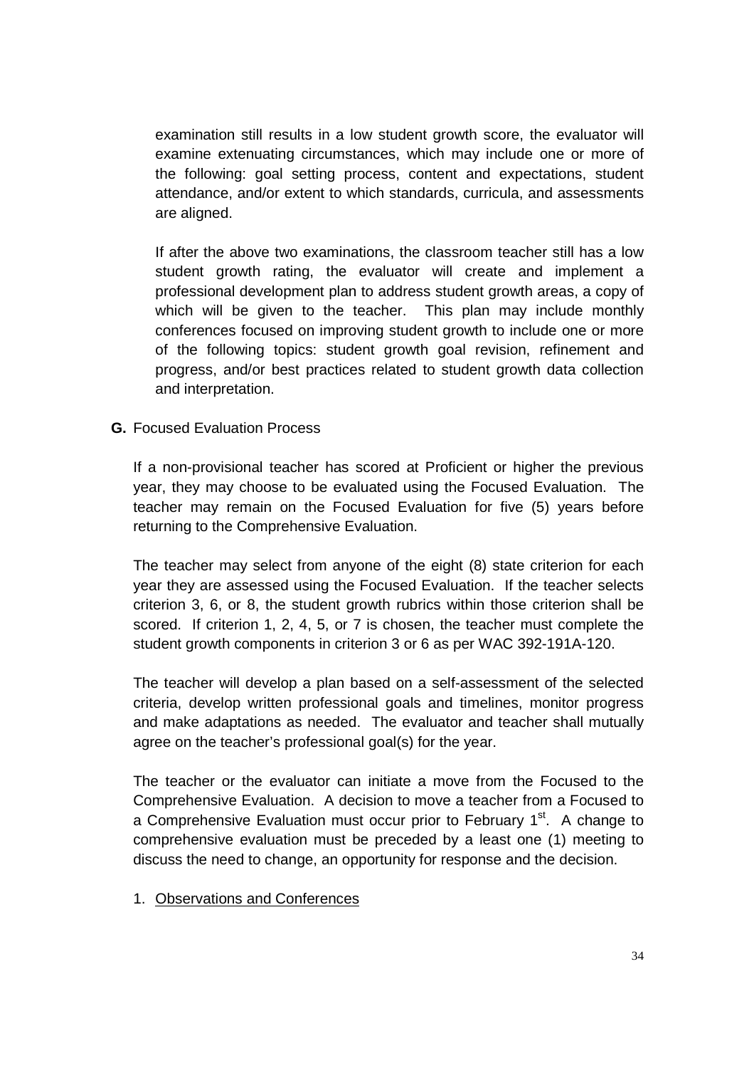examination still results in a low student growth score, the evaluator will examine extenuating circumstances, which may include one or more of the following: goal setting process, content and expectations, student attendance, and/or extent to which standards, curricula, and assessments are aligned.

If after the above two examinations, the classroom teacher still has a low student growth rating, the evaluator will create and implement a professional development plan to address student growth areas, a copy of which will be given to the teacher. This plan may include monthly conferences focused on improving student growth to include one or more of the following topics: student growth goal revision, refinement and progress, and/or best practices related to student growth data collection and interpretation.

**G.** Focused Evaluation Process

If a non-provisional teacher has scored at Proficient or higher the previous year, they may choose to be evaluated using the Focused Evaluation. The teacher may remain on the Focused Evaluation for five (5) years before returning to the Comprehensive Evaluation.

The teacher may select from anyone of the eight (8) state criterion for each year they are assessed using the Focused Evaluation. If the teacher selects criterion 3, 6, or 8, the student growth rubrics within those criterion shall be scored. If criterion 1, 2, 4, 5, or 7 is chosen, the teacher must complete the student growth components in criterion 3 or 6 as per WAC 392-191A-120.

The teacher will develop a plan based on a self-assessment of the selected criteria, develop written professional goals and timelines, monitor progress and make adaptations as needed. The evaluator and teacher shall mutually agree on the teacher's professional goal(s) for the year.

The teacher or the evaluator can initiate a move from the Focused to the Comprehensive Evaluation. A decision to move a teacher from a Focused to a Comprehensive Evaluation must occur prior to February 1st. A change to comprehensive evaluation must be preceded by a least one (1) meeting to discuss the need to change, an opportunity for response and the decision.

1. <u>Observations and Conferences</u>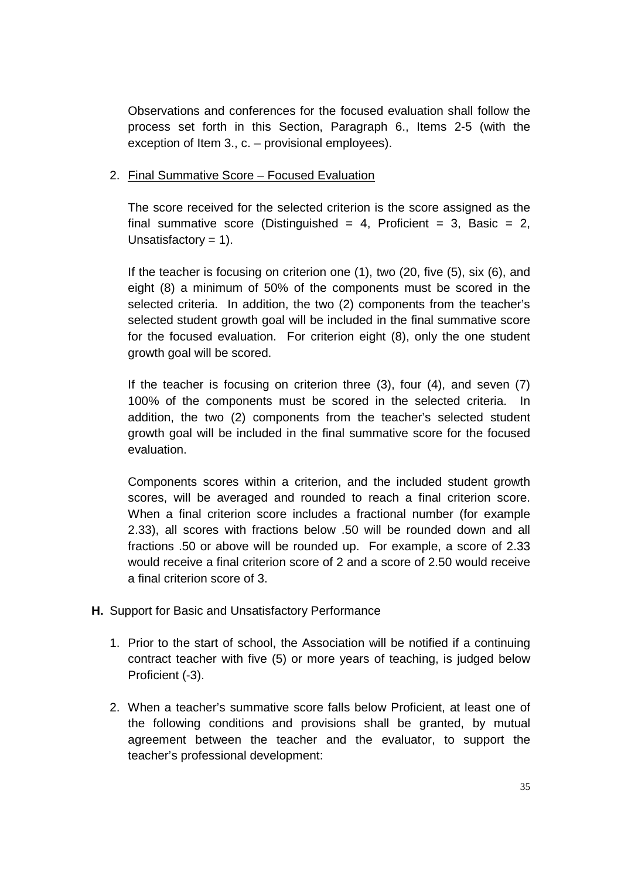Observations and conferences for the focused evaluation shall follow the process set forth in this Section, Paragraph 6., Items 2-5 (with the exception of Item 3., c. – provisional employees).

2. Final Summative Score – Focused Evaluation

   The score received for the selected criterion is the score assigned as the final summative score (Distinguished = 4, Proficient = 3, Basic = 2, Unsatisfactory = 1).

   If the teacher is focusing on criterion one (1), two (20, five (5), six (6), and eight (8) a minimum of 50% of the components must be scored in the selected criteria. In addition, the two (2) components from the teacher's selected student growth goal will be included in the final summative score for the focused evaluation. For criterion eight (8), only the one student growth goal will be scored.

   If the teacher is focusing on criterion three (3), four (4), and seven (7) 100% of the components must be scored in the selected criteria. In addition, the two (2) components from the teacher's selected student growth goal will be included in the final summative score for the focused evaluation.

   Components scores within a criterion, and the included student growth scores, will be averaged and rounded to reach a final criterion score. When a final criterion score includes a fractional number (for example 2.33), all scores with fractions below .50 will be rounded down and all fractions .50 or above will be rounded up. For example, a score of 2.33 would receive a final criterion score of 2 and a score of 2.50 would receive a final criterion score of 3.

**H.** Support for Basic and Unsatisfactory Performance

1. Prior to the start of school, the Association will be notified if a continuing contract teacher with five (5) or more years of teaching, is judged below Proficient (-3).

2. When a teacher's summative score falls below Proficient, at least one of the following conditions and provisions shall be granted, by mutual agreement between the teacher and the evaluator, to support the teacher's professional development: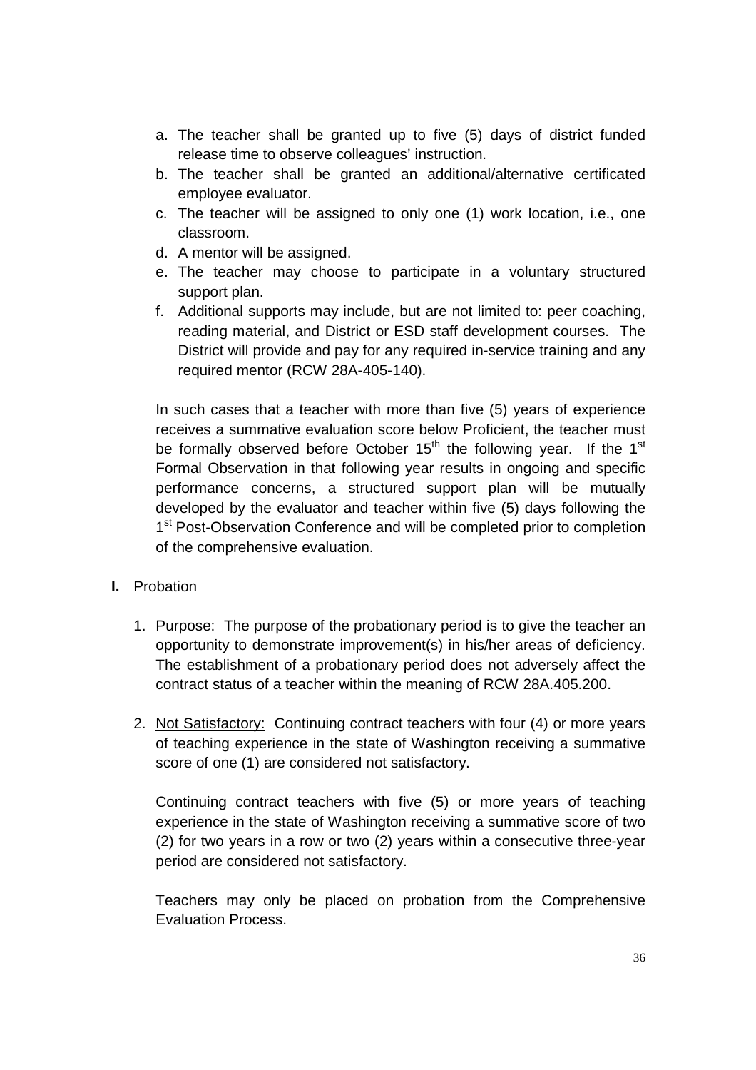a. The teacher shall be granted up to five (5) days of district funded release time to observe colleagues' instruction.
b. The teacher shall be granted an additional/alternative certificated employee evaluator.
c. The teacher will be assigned to only one (1) work location, i.e., one classroom.
d. A mentor will be assigned.
e. The teacher may choose to participate in a voluntary structured support plan.
f. Additional supports may include, but are not limited to: peer coaching, reading material, and District or ESD staff development courses. The District will provide and pay for any required in-service training and any required mentor (RCW 28A-405-140).

In such cases that a teacher with more than five (5) years of experience receives a summative evaluation score below Proficient, the teacher must be formally observed before October 15th the following year. If the 1st Formal Observation in that following year results in ongoing and specific performance concerns, a structured support plan will be mutually developed by the evaluator and teacher within five (5) days following the 1st Post-Observation Conference and will be completed prior to completion of the comprehensive evaluation.

**I.** Probation

1. Purpose: The purpose of the probationary period is to give the teacher an opportunity to demonstrate improvement(s) in his/her areas of deficiency. The establishment of a probationary period does not adversely affect the contract status of a teacher within the meaning of RCW 28A.405.200.

2. Not Satisfactory: Continuing contract teachers with four (4) or more years of teaching experience in the state of Washington receiving a summative score of one (1) are considered not satisfactory.

   Continuing contract teachers with five (5) or more years of teaching experience in the state of Washington receiving a summative score of two (2) for two years in a row or two (2) years within a consecutive three-year period are considered not satisfactory.

   Teachers may only be placed on probation from the Comprehensive Evaluation Process.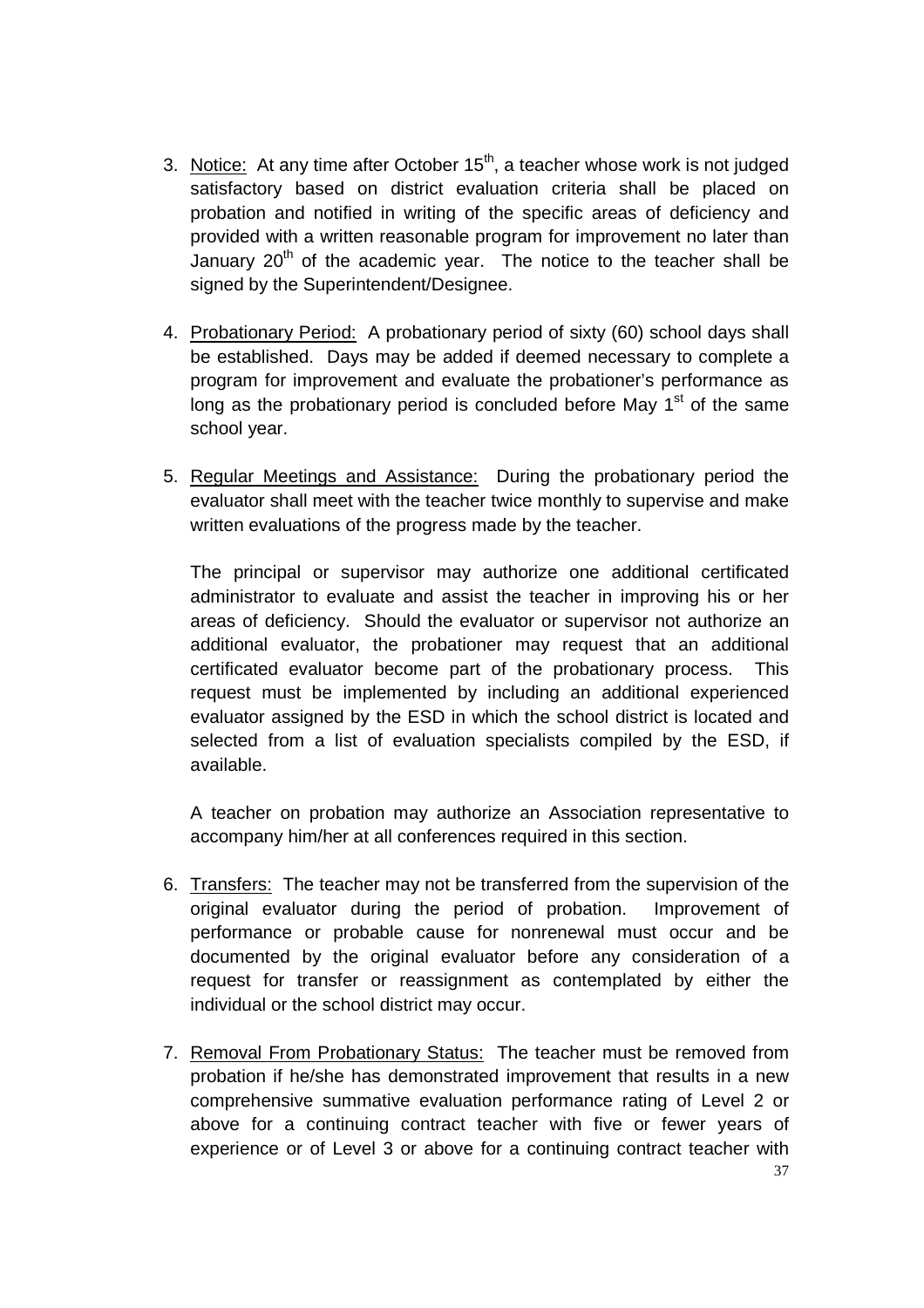3. Notice: At any time after October 15th, a teacher whose work is not judged satisfactory based on district evaluation criteria shall be placed on probation and notified in writing of the specific areas of deficiency and provided with a written reasonable program for improvement no later than January 20th of the academic year. The notice to the teacher shall be signed by the Superintendent/Designee.

4. Probationary Period: A probationary period of sixty (60) school days shall be established. Days may be added if deemed necessary to complete a program for improvement and evaluate the probationer's performance as long as the probationary period is concluded before May 1st of the same school year.

5. Regular Meetings and Assistance: During the probationary period the evaluator shall meet with the teacher twice monthly to supervise and make written evaluations of the progress made by the teacher.

   The principal or supervisor may authorize one additional certificated administrator to evaluate and assist the teacher in improving his or her areas of deficiency. Should the evaluator or supervisor not authorize an additional evaluator, the probationer may request that an additional certificated evaluator become part of the probationary process. This request must be implemented by including an additional experienced evaluator assigned by the ESD in which the school district is located and selected from a list of evaluation specialists compiled by the ESD, if available.

   A teacher on probation may authorize an Association representative to accompany him/her at all conferences required in this section.

6. Transfers: The teacher may not be transferred from the supervision of the original evaluator during the period of probation. Improvement of performance or probable cause for nonrenewal must occur and be documented by the original evaluator before any consideration of a request for transfer or reassignment as contemplated by either the individual or the school district may occur.

7. Removal From Probationary Status: The teacher must be removed from probation if he/she has demonstrated improvement that results in a new comprehensive summative evaluation performance rating of Level 2 or above for a continuing contract teacher with five or fewer years of experience or of Level 3 or above for a continuing contract teacher with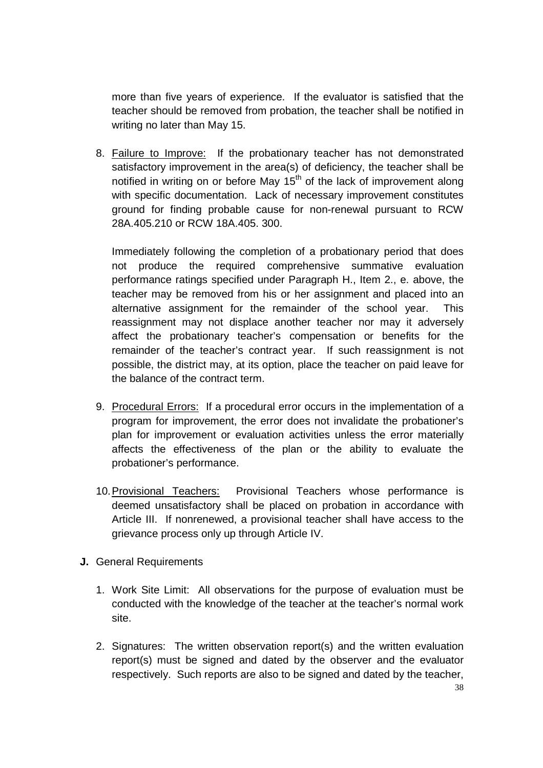more than five years of experience. If the evaluator is satisfied that the teacher should be removed from probation, the teacher shall be notified in writing no later than May 15.

8. Failure to Improve: If the probationary teacher has not demonstrated satisfactory improvement in the area(s) of deficiency, the teacher shall be notified in writing on or before May 15th of the lack of improvement along with specific documentation. Lack of necessary improvement constitutes ground for finding probable cause for non-renewal pursuant to RCW 28A.405.210 or RCW 18A.405. 300.

   Immediately following the completion of a probationary period that does not produce the required comprehensive summative evaluation performance ratings specified under Paragraph H., Item 2., e. above, the teacher may be removed from his or her assignment and placed into an alternative assignment for the remainder of the school year. This reassignment may not displace another teacher nor may it adversely affect the probationary teacher's compensation or benefits for the remainder of the teacher's contract year. If such reassignment is not possible, the district may, at its option, place the teacher on paid leave for the balance of the contract term.

9. Procedural Errors: If a procedural error occurs in the implementation of a program for improvement, the error does not invalidate the probationer's plan for improvement or evaluation activities unless the error materially affects the effectiveness of the plan or the ability to evaluate the probationer's performance.

10. Provisional Teachers: Provisional Teachers whose performance is deemed unsatisfactory shall be placed on probation in accordance with Article III. If nonrenewed, a provisional teacher shall have access to the grievance process only up through Article IV.

**J.** General Requirements

1. Work Site Limit: All observations for the purpose of evaluation must be conducted with the knowledge of the teacher at the teacher's normal work site.

2. Signatures: The written observation report(s) and the written evaluation report(s) must be signed and dated by the observer and the evaluator respectively. Such reports are also to be signed and dated by the teacher,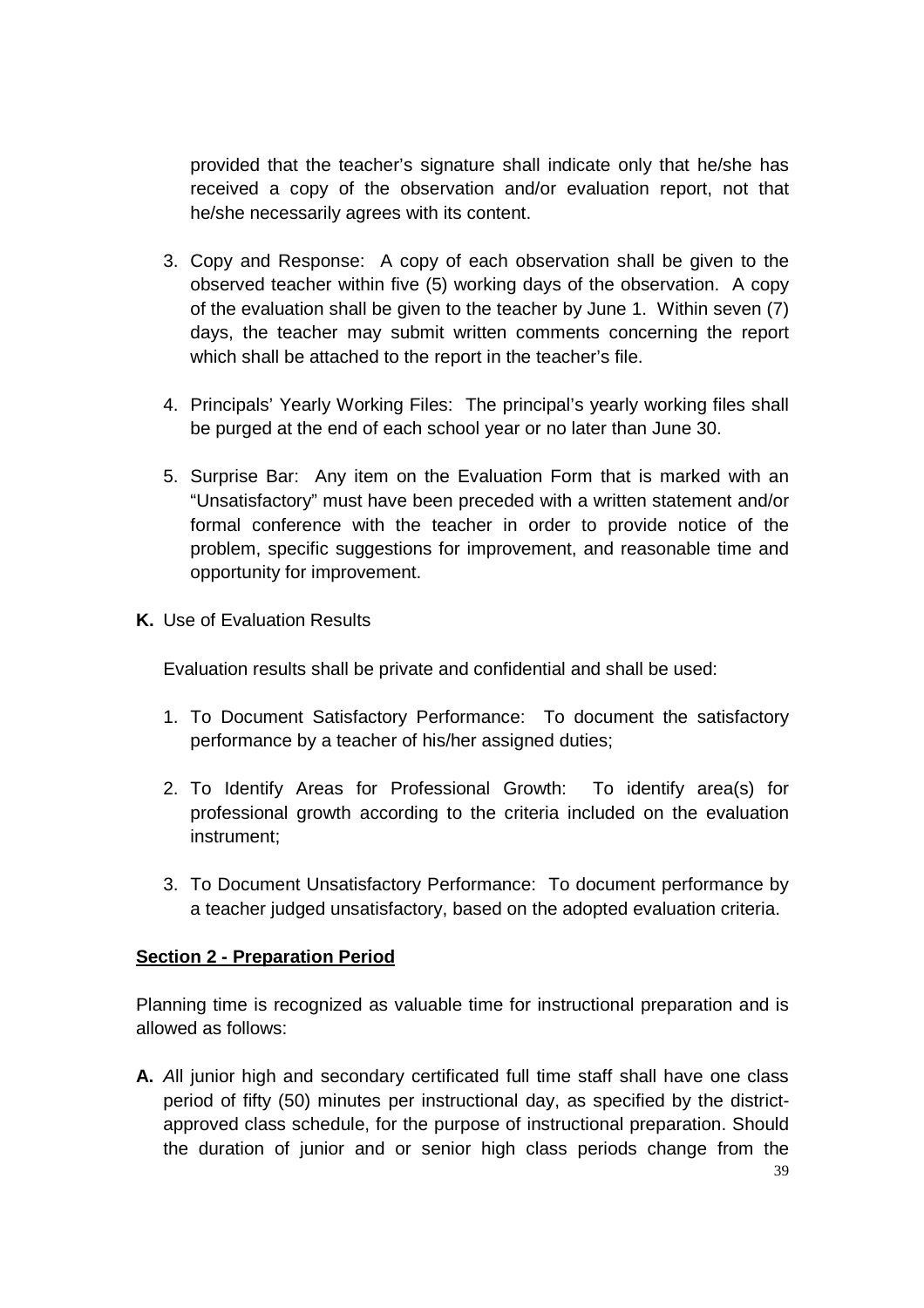provided that the teacher's signature shall indicate only that he/she has received a copy of the observation and/or evaluation report, not that he/she necessarily agrees with its content.

3. Copy and Response: A copy of each observation shall be given to the observed teacher within five (5) working days of the observation. A copy of the evaluation shall be given to the teacher by June 1. Within seven (7) days, the teacher may submit written comments concerning the report which shall be attached to the report in the teacher's file.

4. Principals' Yearly Working Files: The principal's yearly working files shall be purged at the end of each school year or no later than June 30.

5. Surprise Bar: Any item on the Evaluation Form that is marked with an "Unsatisfactory" must have been preceded with a written statement and/or formal conference with the teacher in order to provide notice of the problem, specific suggestions for improvement, and reasonable time and opportunity for improvement.

**K.** Use of Evaluation Results

Evaluation results shall be private and confidential and shall be used:

1. To Document Satisfactory Performance: To document the satisfactory performance by a teacher of his/her assigned duties;

2. To Identify Areas for Professional Growth: To identify area(s) for professional growth according to the criteria included on the evaluation instrument;

3. To Document Unsatisfactory Performance: To document performance by a teacher judged unsatisfactory, based on the adopted evaluation criteria.

**Section 2 - Preparation Period**

Planning time is recognized as valuable time for instructional preparation and is allowed as follows:

**A.** *A*ll junior high and secondary certificated full time staff shall have one class period of fifty (50) minutes per instructional day, as specified by the district-approved class schedule, for the purpose of instructional preparation. Should the duration of junior and or senior high class periods change from the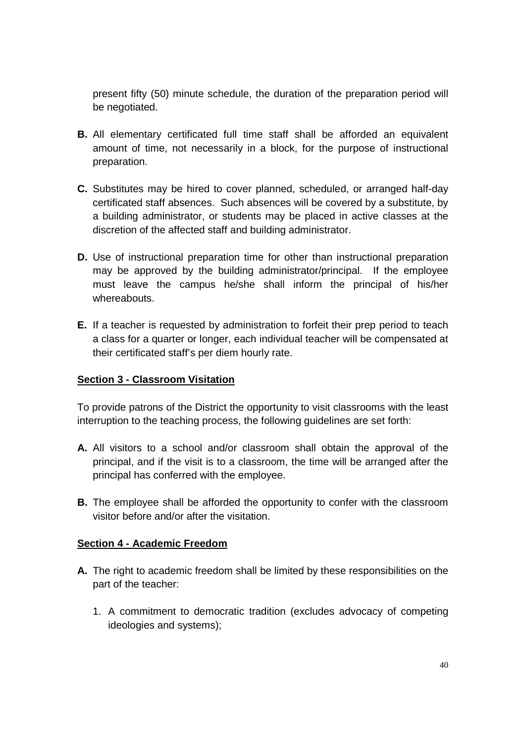present fifty (50) minute schedule, the duration of the preparation period will be negotiated.

**B.** All elementary certificated full time staff shall be afforded an equivalent amount of time, not necessarily in a block, for the purpose of instructional preparation.

**C.** Substitutes may be hired to cover planned, scheduled, or arranged half-day certificated staff absences. Such absences will be covered by a substitute, by a building administrator, or students may be placed in active classes at the discretion of the affected staff and building administrator.

**D.** Use of instructional preparation time for other than instructional preparation may be approved by the building administrator/principal. If the employee must leave the campus he/she shall inform the principal of his/her whereabouts.

**E.** If a teacher is requested by administration to forfeit their prep period to teach a class for a quarter or longer, each individual teacher will be compensated at their certificated staff's per diem hourly rate.

**Section 3 - Classroom Visitation**

To provide patrons of the District the opportunity to visit classrooms with the least interruption to the teaching process, the following guidelines are set forth:

**A.** All visitors to a school and/or classroom shall obtain the approval of the principal, and if the visit is to a classroom, the time will be arranged after the principal has conferred with the employee.

**B.** The employee shall be afforded the opportunity to confer with the classroom visitor before and/or after the visitation.

**Section 4 - Academic Freedom**

**A.** The right to academic freedom shall be limited by these responsibilities on the part of the teacher:

1. A commitment to democratic tradition (excludes advocacy of competing ideologies and systems);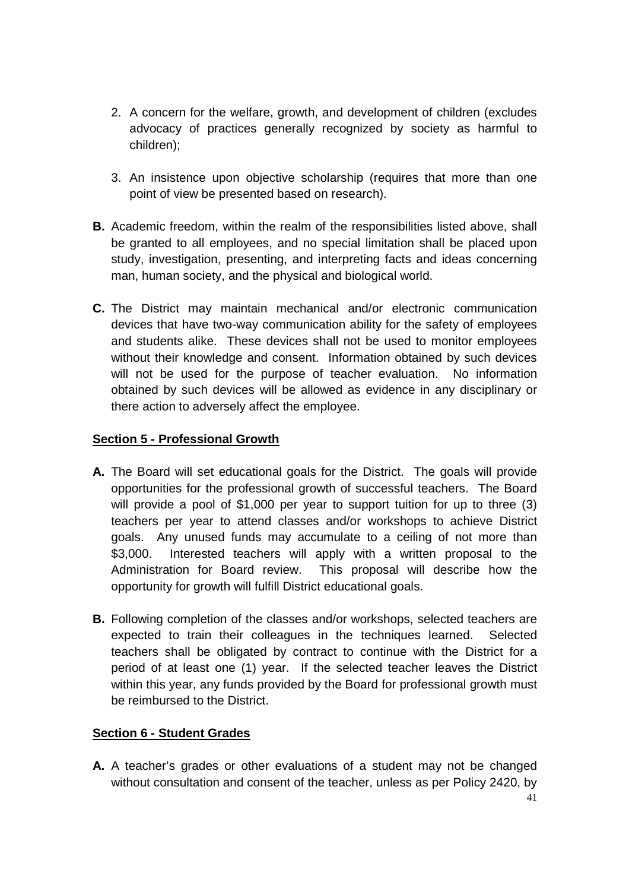2. A concern for the welfare, growth, and development of children (excludes advocacy of practices generally recognized by society as harmful to children);

3. An insistence upon objective scholarship (requires that more than one point of view be presented based on research).

**B.** Academic freedom, within the realm of the responsibilities listed above, shall be granted to all employees, and no special limitation shall be placed upon study, investigation, presenting, and interpreting facts and ideas concerning man, human society, and the physical and biological world.

**C.** The District may maintain mechanical and/or electronic communication devices that have two-way communication ability for the safety of employees and students alike. These devices shall not be used to monitor employees without their knowledge and consent. Information obtained by such devices will not be used for the purpose of teacher evaluation. No information obtained by such devices will be allowed as evidence in any disciplinary or there action to adversely affect the employee.

**Section 5 - Professional Growth**

**A.** The Board will set educational goals for the District. The goals will provide opportunities for the professional growth of successful teachers. The Board will provide a pool of $1,000 per year to support tuition for up to three (3) teachers per year to attend classes and/or workshops to achieve District goals. Any unused funds may accumulate to a ceiling of not more than $3,000. Interested teachers will apply with a written proposal to the Administration for Board review. This proposal will describe how the opportunity for growth will fulfill District educational goals.

**B.** Following completion of the classes and/or workshops, selected teachers are expected to train their colleagues in the techniques learned. Selected teachers shall be obligated by contract to continue with the District for a period of at least one (1) year. If the selected teacher leaves the District within this year, any funds provided by the Board for professional growth must be reimbursed to the District.

**Section 6 - Student Grades**

**A.** A teacher's grades or other evaluations of a student may not be changed without consultation and consent of the teacher, unless as per Policy 2420, by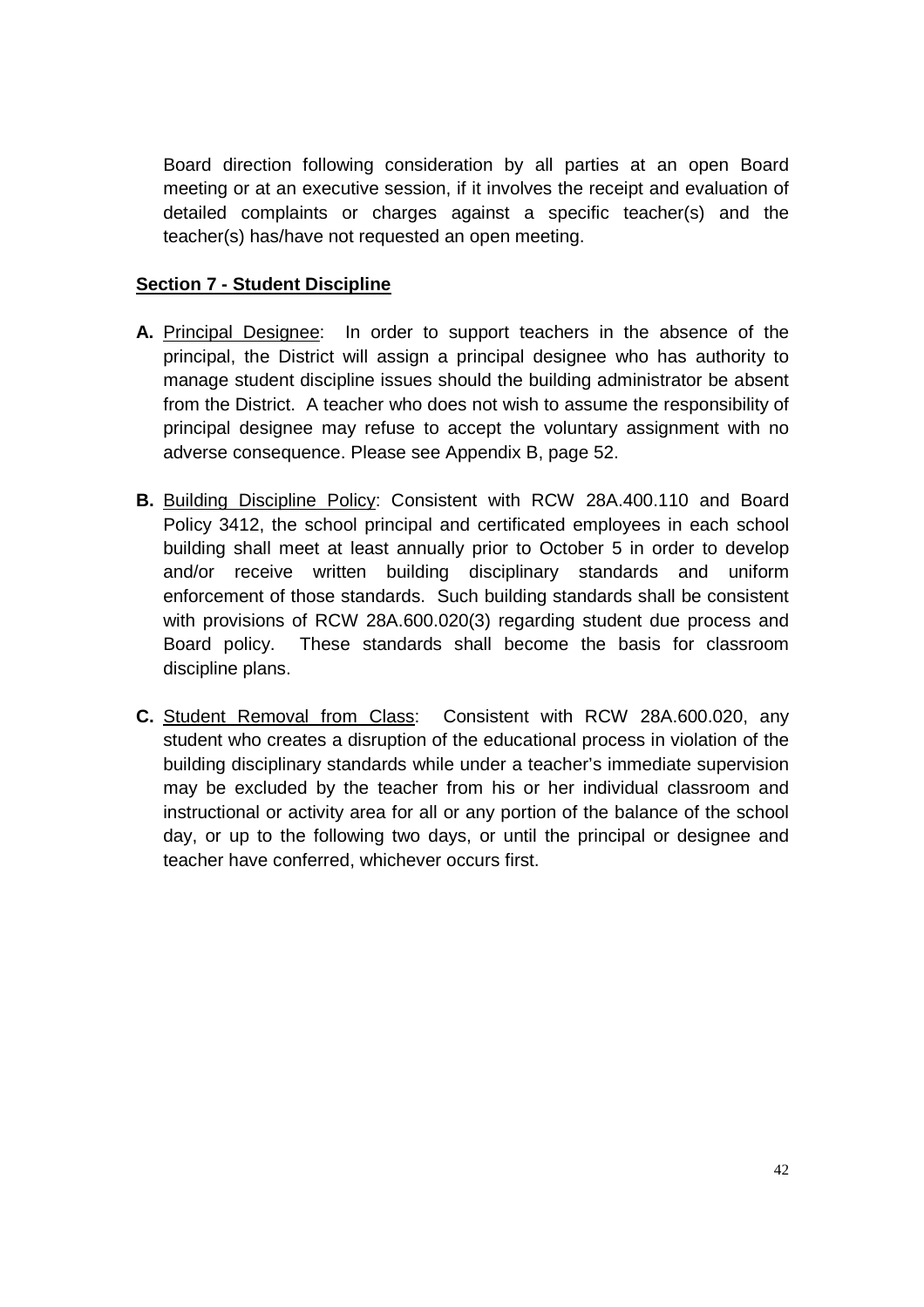Board direction following consideration by all parties at an open Board meeting or at an executive session, if it involves the receipt and evaluation of detailed complaints or charges against a specific teacher(s) and the teacher(s) has/have not requested an open meeting.

**Section 7 - Student Discipline**

**A.** Principal Designee: In order to support teachers in the absence of the principal, the District will assign a principal designee who has authority to manage student discipline issues should the building administrator be absent from the District. A teacher who does not wish to assume the responsibility of principal designee may refuse to accept the voluntary assignment with no adverse consequence. Please see Appendix B, page 52.

**B.** Building Discipline Policy: Consistent with RCW 28A.400.110 and Board Policy 3412, the school principal and certificated employees in each school building shall meet at least annually prior to October 5 in order to develop and/or receive written building disciplinary standards and uniform enforcement of those standards. Such building standards shall be consistent with provisions of RCW 28A.600.020(3) regarding student due process and Board policy. These standards shall become the basis for classroom discipline plans.

**C.** Student Removal from Class: Consistent with RCW 28A.600.020, any student who creates a disruption of the educational process in violation of the building disciplinary standards while under a teacher's immediate supervision may be excluded by the teacher from his or her individual classroom and instructional or activity area for all or any portion of the balance of the school day, or up to the following two days, or until the principal or designee and teacher have conferred, whichever occurs first.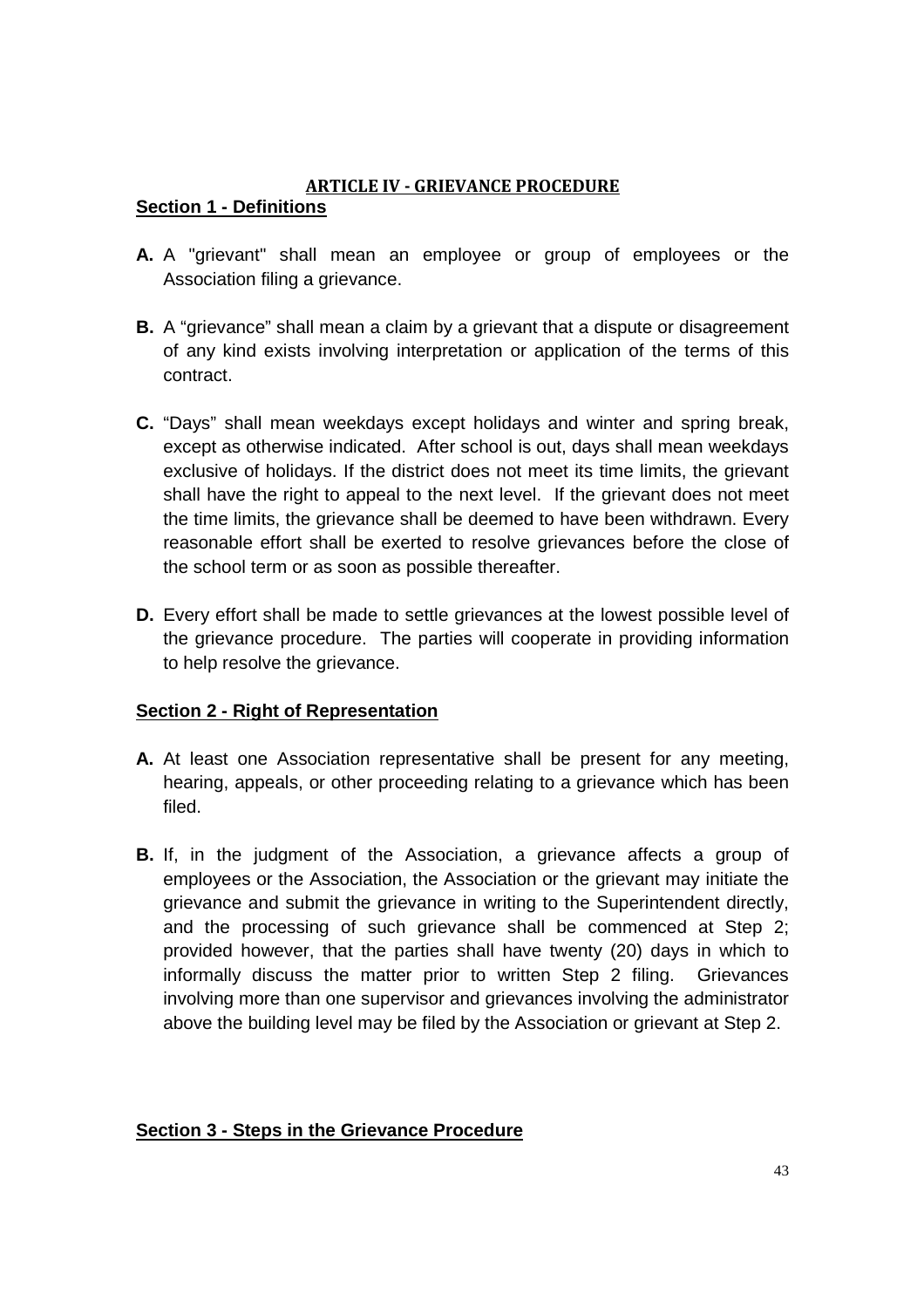## ARTICLE IV - GRIEVANCE PROCEDURE

### Section 1 - Definitions

**A.** A "grievant" shall mean an employee or group of employees or the Association filing a grievance.

**B.** A "grievance" shall mean a claim by a grievant that a dispute or disagreement of any kind exists involving interpretation or application of the terms of this contract.

**C.** "Days" shall mean weekdays except holidays and winter and spring break, except as otherwise indicated. After school is out, days shall mean weekdays exclusive of holidays. If the district does not meet its time limits, the grievant shall have the right to appeal to the next level. If the grievant does not meet the time limits, the grievance shall be deemed to have been withdrawn. Every reasonable effort shall be exerted to resolve grievances before the close of the school term or as soon as possible thereafter.

**D.** Every effort shall be made to settle grievances at the lowest possible level of the grievance procedure. The parties will cooperate in providing information to help resolve the grievance.

### Section 2 - Right of Representation

**A.** At least one Association representative shall be present for any meeting, hearing, appeals, or other proceeding relating to a grievance which has been filed.

**B.** If, in the judgment of the Association, a grievance affects a group of employees or the Association, the Association or the grievant may initiate the grievance and submit the grievance in writing to the Superintendent directly, and the processing of such grievance shall be commenced at Step 2; provided however, that the parties shall have twenty (20) days in which to informally discuss the matter prior to written Step 2 filing. Grievances involving more than one supervisor and grievances involving the administrator above the building level may be filed by the Association or grievant at Step 2.

### Section 3 - Steps in the Grievance Procedure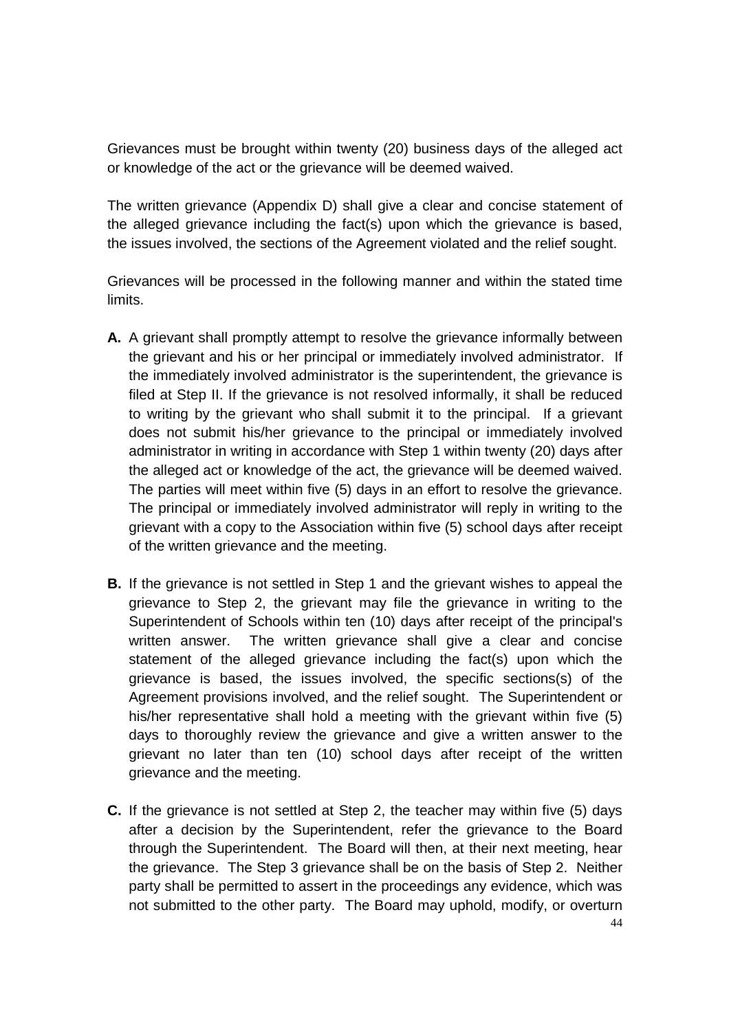Grievances must be brought within twenty (20) business days of the alleged act or knowledge of the act or the grievance will be deemed waived.

The written grievance (Appendix D) shall give a clear and concise statement of the alleged grievance including the fact(s) upon which the grievance is based, the issues involved, the sections of the Agreement violated and the relief sought.

Grievances will be processed in the following manner and within the stated time limits.

**A.** A grievant shall promptly attempt to resolve the grievance informally between the grievant and his or her principal or immediately involved administrator. If the immediately involved administrator is the superintendent, the grievance is filed at Step II. If the grievance is not resolved informally, it shall be reduced to writing by the grievant who shall submit it to the principal. If a grievant does not submit his/her grievance to the principal or immediately involved administrator in writing in accordance with Step 1 within twenty (20) days after the alleged act or knowledge of the act, the grievance will be deemed waived. The parties will meet within five (5) days in an effort to resolve the grievance. The principal or immediately involved administrator will reply in writing to the grievant with a copy to the Association within five (5) school days after receipt of the written grievance and the meeting.

**B.** If the grievance is not settled in Step 1 and the grievant wishes to appeal the grievance to Step 2, the grievant may file the grievance in writing to the Superintendent of Schools within ten (10) days after receipt of the principal's written answer. The written grievance shall give a clear and concise statement of the alleged grievance including the fact(s) upon which the grievance is based, the issues involved, the specific sections(s) of the Agreement provisions involved, and the relief sought. The Superintendent or his/her representative shall hold a meeting with the grievant within five (5) days to thoroughly review the grievance and give a written answer to the grievant no later than ten (10) school days after receipt of the written grievance and the meeting.

**C.** If the grievance is not settled at Step 2, the teacher may within five (5) days after a decision by the Superintendent, refer the grievance to the Board through the Superintendent. The Board will then, at their next meeting, hear the grievance. The Step 3 grievance shall be on the basis of Step 2. Neither party shall be permitted to assert in the proceedings any evidence, which was not submitted to the other party. The Board may uphold, modify, or overturn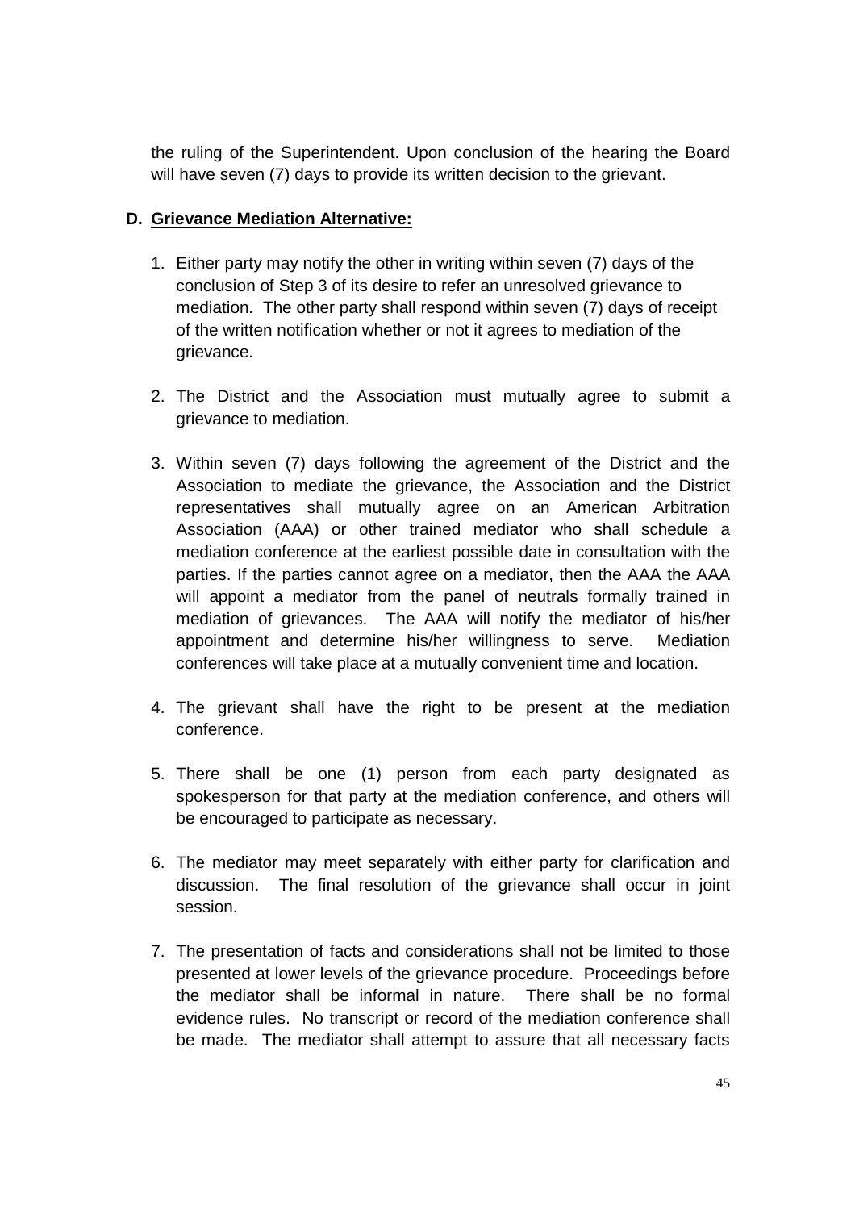the ruling of the Superintendent. Upon conclusion of the hearing the Board will have seven (7) days to provide its written decision to the grievant.

**D. Grievance Mediation Alternative:**

1. Either party may notify the other in writing within seven (7) days of the conclusion of Step 3 of its desire to refer an unresolved grievance to mediation. The other party shall respond within seven (7) days of receipt of the written notification whether or not it agrees to mediation of the grievance.

2. The District and the Association must mutually agree to submit a grievance to mediation.

3. Within seven (7) days following the agreement of the District and the Association to mediate the grievance, the Association and the District representatives shall mutually agree on an American Arbitration Association (AAA) or other trained mediator who shall schedule a mediation conference at the earliest possible date in consultation with the parties. If the parties cannot agree on a mediator, then the AAA the AAA will appoint a mediator from the panel of neutrals formally trained in mediation of grievances. The AAA will notify the mediator of his/her appointment and determine his/her willingness to serve. Mediation conferences will take place at a mutually convenient time and location.

4. The grievant shall have the right to be present at the mediation conference.

5. There shall be one (1) person from each party designated as spokesperson for that party at the mediation conference, and others will be encouraged to participate as necessary.

6. The mediator may meet separately with either party for clarification and discussion. The final resolution of the grievance shall occur in joint session.

7. The presentation of facts and considerations shall not be limited to those presented at lower levels of the grievance procedure. Proceedings before the mediator shall be informal in nature. There shall be no formal evidence rules. No transcript or record of the mediation conference shall be made. The mediator shall attempt to assure that all necessary facts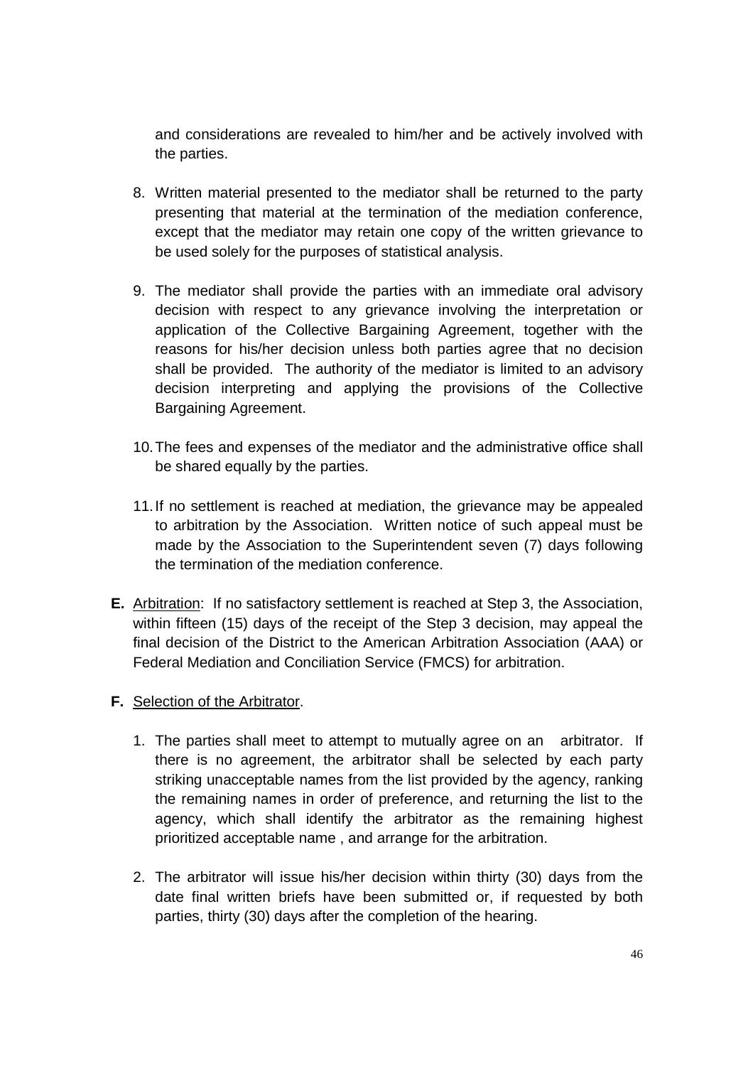and considerations are revealed to him/her and be actively involved with the parties.

8. Written material presented to the mediator shall be returned to the party presenting that material at the termination of the mediation conference, except that the mediator may retain one copy of the written grievance to be used solely for the purposes of statistical analysis.

9. The mediator shall provide the parties with an immediate oral advisory decision with respect to any grievance involving the interpretation or application of the Collective Bargaining Agreement, together with the reasons for his/her decision unless both parties agree that no decision shall be provided. The authority of the mediator is limited to an advisory decision interpreting and applying the provisions of the Collective Bargaining Agreement.

10. The fees and expenses of the mediator and the administrative office shall be shared equally by the parties.

11. If no settlement is reached at mediation, the grievance may be appealed to arbitration by the Association. Written notice of such appeal must be made by the Association to the Superintendent seven (7) days following the termination of the mediation conference.

**E.** Arbitration: If no satisfactory settlement is reached at Step 3, the Association, within fifteen (15) days of the receipt of the Step 3 decision, may appeal the final decision of the District to the American Arbitration Association (AAA) or Federal Mediation and Conciliation Service (FMCS) for arbitration.

**F.** Selection of the Arbitrator.

1. The parties shall meet to attempt to mutually agree on an arbitrator. If there is no agreement, the arbitrator shall be selected by each party striking unacceptable names from the list provided by the agency, ranking the remaining names in order of preference, and returning the list to the agency, which shall identify the arbitrator as the remaining highest prioritized acceptable name , and arrange for the arbitration.

2. The arbitrator will issue his/her decision within thirty (30) days from the date final written briefs have been submitted or, if requested by both parties, thirty (30) days after the completion of the hearing.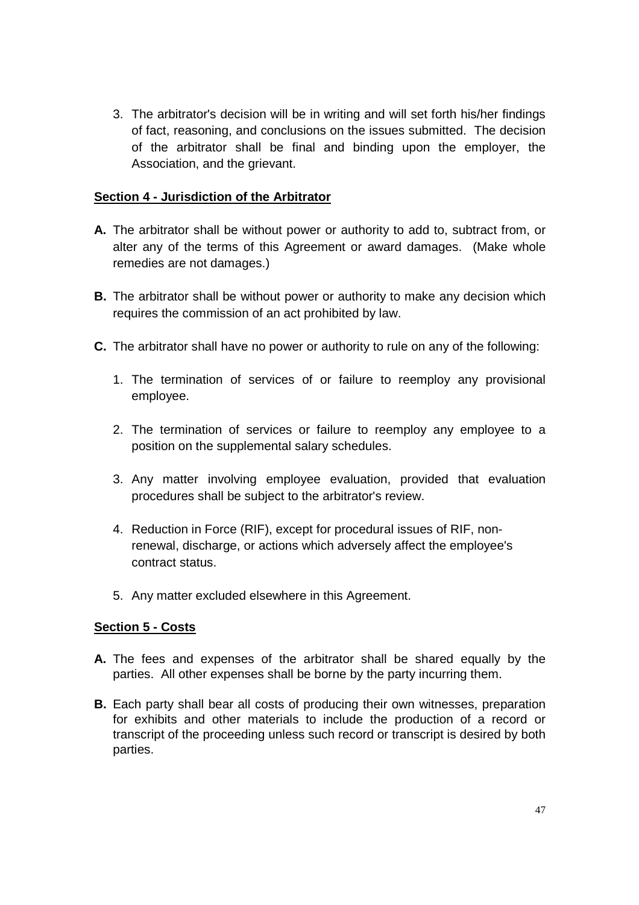3. The arbitrator's decision will be in writing and will set forth his/her findings of fact, reasoning, and conclusions on the issues submitted. The decision of the arbitrator shall be final and binding upon the employer, the Association, and the grievant.

**Section 4 - Jurisdiction of the Arbitrator**

**A.** The arbitrator shall be without power or authority to add to, subtract from, or alter any of the terms of this Agreement or award damages. (Make whole remedies are not damages.)

**B.** The arbitrator shall be without power or authority to make any decision which requires the commission of an act prohibited by law.

**C.** The arbitrator shall have no power or authority to rule on any of the following:

1. The termination of services of or failure to reemploy any provisional employee.

2. The termination of services or failure to reemploy any employee to a position on the supplemental salary schedules.

3. Any matter involving employee evaluation, provided that evaluation procedures shall be subject to the arbitrator's review.

4. Reduction in Force (RIF), except for procedural issues of RIF, non-renewal, discharge, or actions which adversely affect the employee's contract status.

5. Any matter excluded elsewhere in this Agreement.

**Section 5 - Costs**

**A.** The fees and expenses of the arbitrator shall be shared equally by the parties. All other expenses shall be borne by the party incurring them.

**B.** Each party shall bear all costs of producing their own witnesses, preparation for exhibits and other materials to include the production of a record or transcript of the proceeding unless such record or transcript is desired by both parties.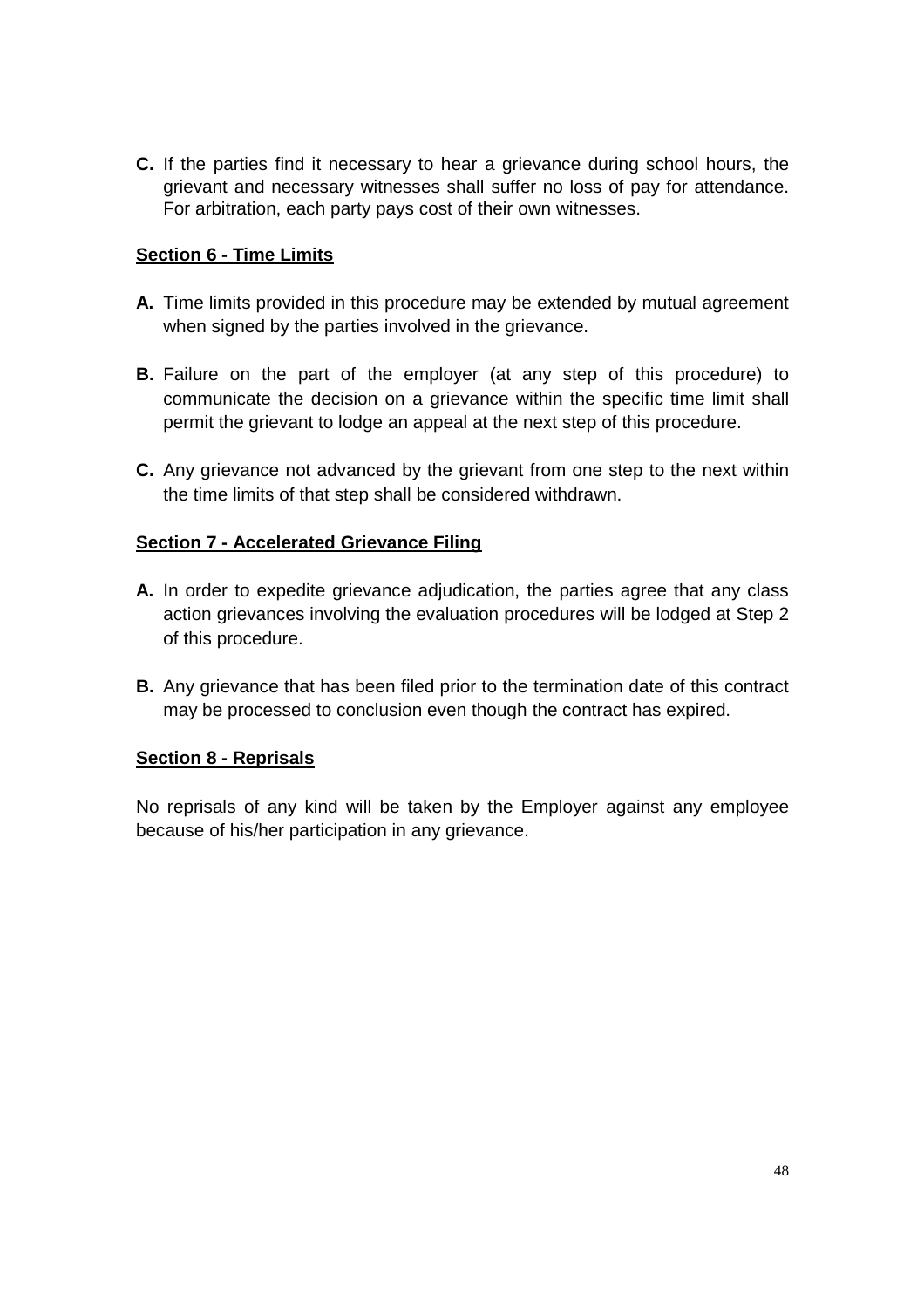**C.** If the parties find it necessary to hear a grievance during school hours, the grievant and necessary witnesses shall suffer no loss of pay for attendance. For arbitration, each party pays cost of their own witnesses.

**Section 6 - Time Limits**

**A.** Time limits provided in this procedure may be extended by mutual agreement when signed by the parties involved in the grievance.

**B.** Failure on the part of the employer (at any step of this procedure) to communicate the decision on a grievance within the specific time limit shall permit the grievant to lodge an appeal at the next step of this procedure.

**C.** Any grievance not advanced by the grievant from one step to the next within the time limits of that step shall be considered withdrawn.

**Section 7 - Accelerated Grievance Filing**

**A.** In order to expedite grievance adjudication, the parties agree that any class action grievances involving the evaluation procedures will be lodged at Step 2 of this procedure.

**B.** Any grievance that has been filed prior to the termination date of this contract may be processed to conclusion even though the contract has expired.

**Section 8 - Reprisals**

No reprisals of any kind will be taken by the Employer against any employee because of his/her participation in any grievance.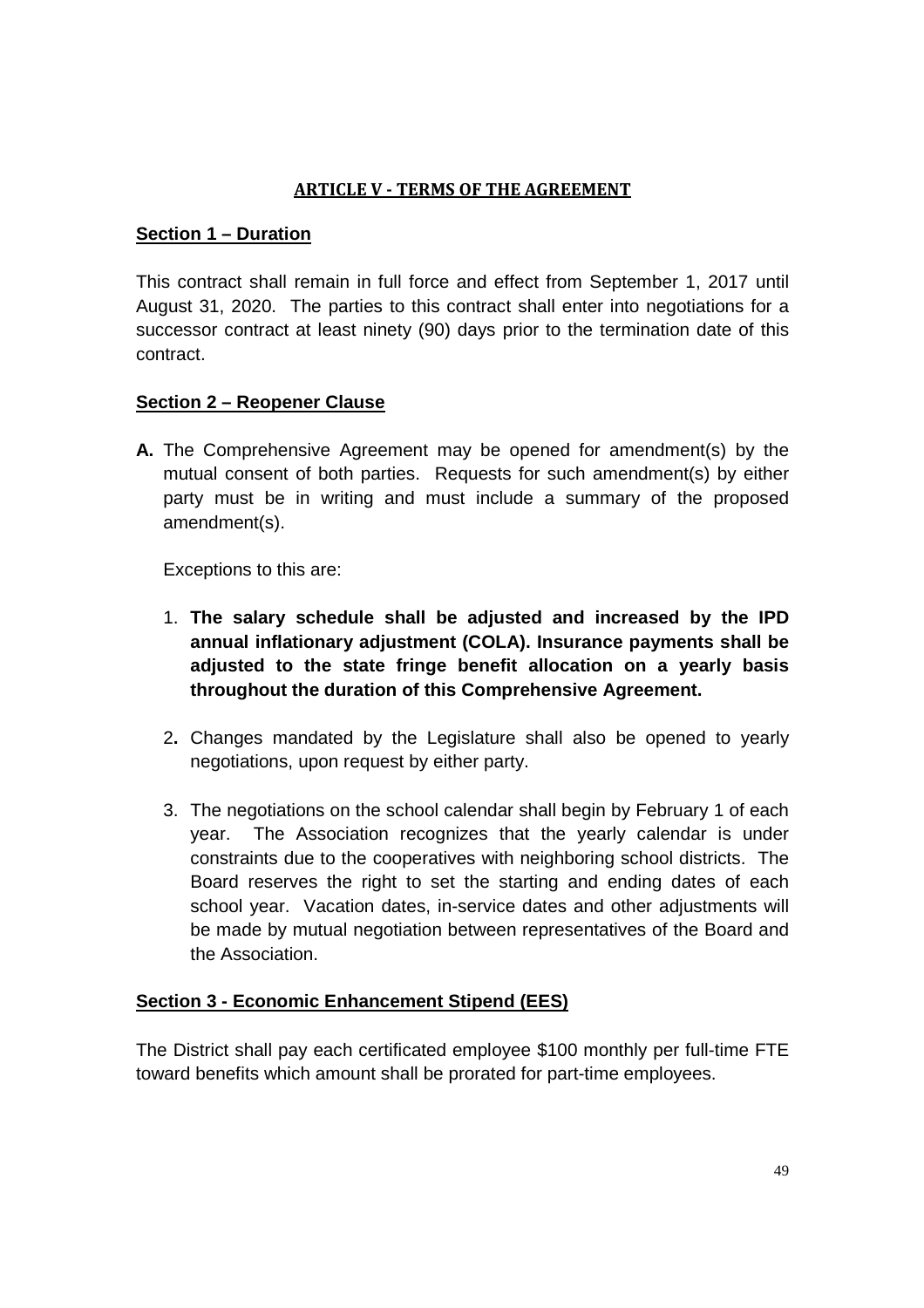## ARTICLE V - TERMS OF THE AGREEMENT

### Section 1 – Duration

This contract shall remain in full force and effect from September 1, 2017 until August 31, 2020. The parties to this contract shall enter into negotiations for a successor contract at least ninety (90) days prior to the termination date of this contract.

### Section 2 – Reopener Clause

**A.** The Comprehensive Agreement may be opened for amendment(s) by the mutual consent of both parties. Requests for such amendment(s) by either party must be in writing and must include a summary of the proposed amendment(s).

Exceptions to this are:

1. **The salary schedule shall be adjusted and increased by the IPD annual inflationary adjustment (COLA). Insurance payments shall be adjusted to the state fringe benefit allocation on a yearly basis throughout the duration of this Comprehensive Agreement.**

2. Changes mandated by the Legislature shall also be opened to yearly negotiations, upon request by either party.

3. The negotiations on the school calendar shall begin by February 1 of each year. The Association recognizes that the yearly calendar is under constraints due to the cooperatives with neighboring school districts. The Board reserves the right to set the starting and ending dates of each school year. Vacation dates, in-service dates and other adjustments will be made by mutual negotiation between representatives of the Board and the Association.

### Section 3 - Economic Enhancement Stipend (EES)

The District shall pay each certificated employee $100 monthly per full-time FTE toward benefits which amount shall be prorated for part-time employees.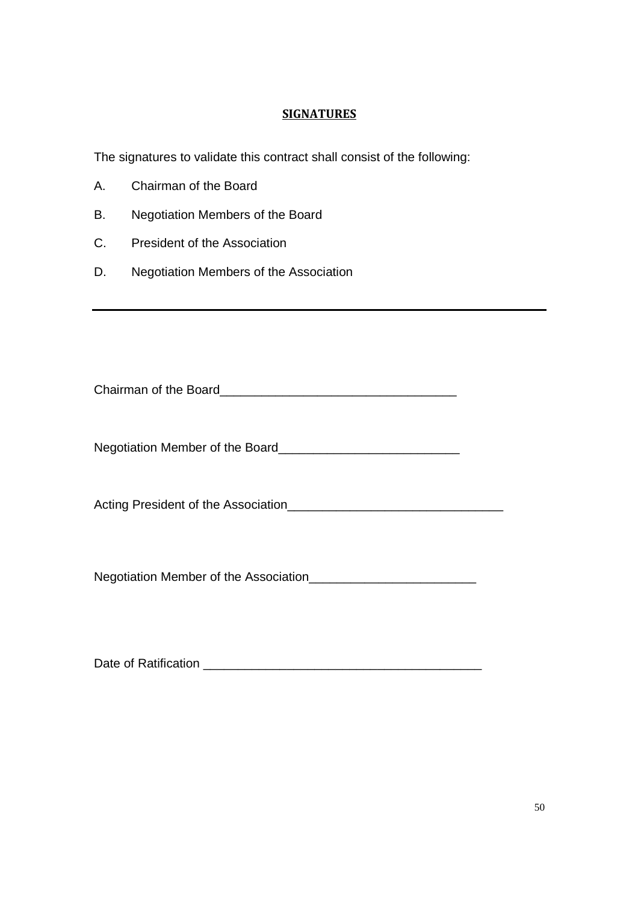## SIGNATURES

The signatures to validate this contract shall consist of the following:

A. Chairman of the Board

B. Negotiation Members of the Board

C. President of the Association

D. Negotiation Members of the Association

---

Chairman of the Board_________________________________

Negotiation Member of the Board_________________________

Acting President of the Association______________________________

Negotiation Member of the Association_______________________

Date of Ratification _______________________________________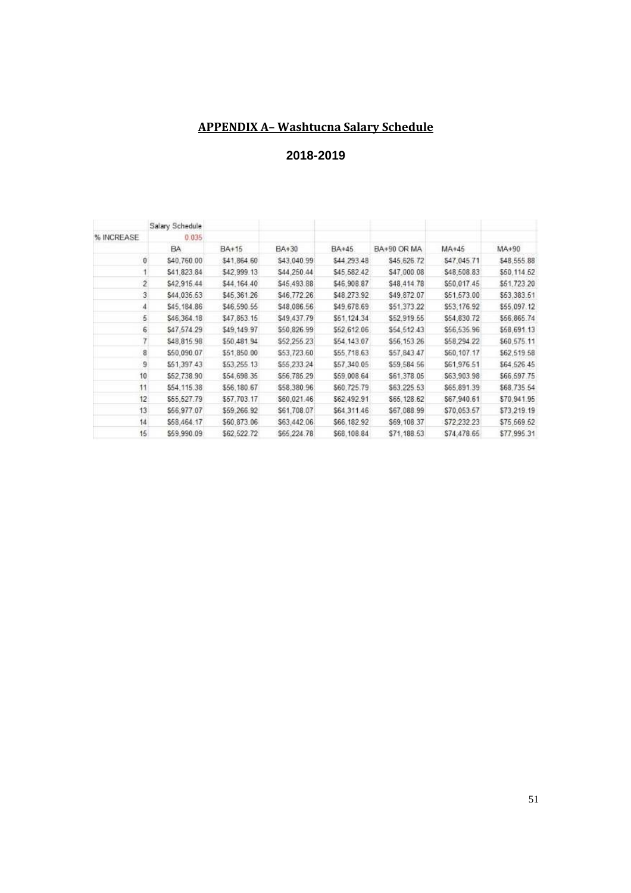## APPENDIX A– Washtucna Salary Schedule

**2018-2019**

| | Salary Schedule | | | | | | |
|---|---|---|---|---|---|---|---|
| % INCREASE | 0.035 | | | | | | |
| | BA | BA+15 | BA+30 | BA+45 | BA+90 OR MA | MA+45 | MA+90 |
| 0 | $40,760.00 | $41,864.60 | $43,040.99 | $44,293.48 | $45,626.72 | $47,045.71 | $48,555.88 |
| 1 | $41,823.84 | $42,999.13 | $44,250.44 | $45,582.42 | $47,000.08 | $48,508.83 | $50,114.52 |
| 2 | $42,915.44 | $44,164.40 | $45,493.88 | $46,908.87 | $48,414.78 | $50,017.45 | $51,723.20 |
| 3 | $44,035.53 | $45,361.26 | $46,772.26 | $48,273.92 | $49,872.07 | $51,573.00 | $53,383.51 |
| 4 | $45,184.86 | $46,590.55 | $48,086.56 | $49,678.69 | $51,373.22 | $53,176.92 | $55,097.12 |
| 5 | $46,364.18 | $47,853.15 | $49,437.79 | $51,124.34 | $52,919.55 | $54,830.72 | $56,865.74 |
| 6 | $47,574.29 | $49,149.97 | $50,826.99 | $52,612.06 | $54,512.43 | $56,535.96 | $58,691.13 |
| 7 | $48,815.98 | $50,481.94 | $52,255.23 | $54,143.07 | $56,153.26 | $58,294.22 | $60,575.11 |
| 8 | $50,090.07 | $51,850.00 | $53,723.60 | $55,718.63 | $57,843.47 | $60,107.17 | $62,519.58 |
| 9 | $51,397.43 | $53,255.13 | $55,233.24 | $57,340.05 | $59,584.56 | $61,976.51 | $64,526.45 |
| 10 | $52,738.90 | $54,698.35 | $56,785.29 | $59,008.64 | $61,378.05 | $63,903.98 | $66,597.75 |
| 11 | $54,115.38 | $56,180.67 | $58,380.96 | $60,725.79 | $63,225.53 | $65,891.39 | $68,735.54 |
| 12 | $55,527.79 | $57,703.17 | $60,021.46 | $62,492.91 | $65,128.62 | $67,940.61 | $70,941.95 |
| 13 | $56,977.07 | $59,266.92 | $61,708.07 | $64,311.46 | $67,088.99 | $70,053.57 | $73,219.19 |
| 14 | $58,464.17 | $60,873.06 | $63,442.06 | $66,182.92 | $69,108.37 | $72,232.23 | $75,569.52 |
| 15 | $59,990.09 | $62,522.72 | $65,224.78 | $68,108.84 | $71,188.53 | $74,478.65 | $77,995.31 |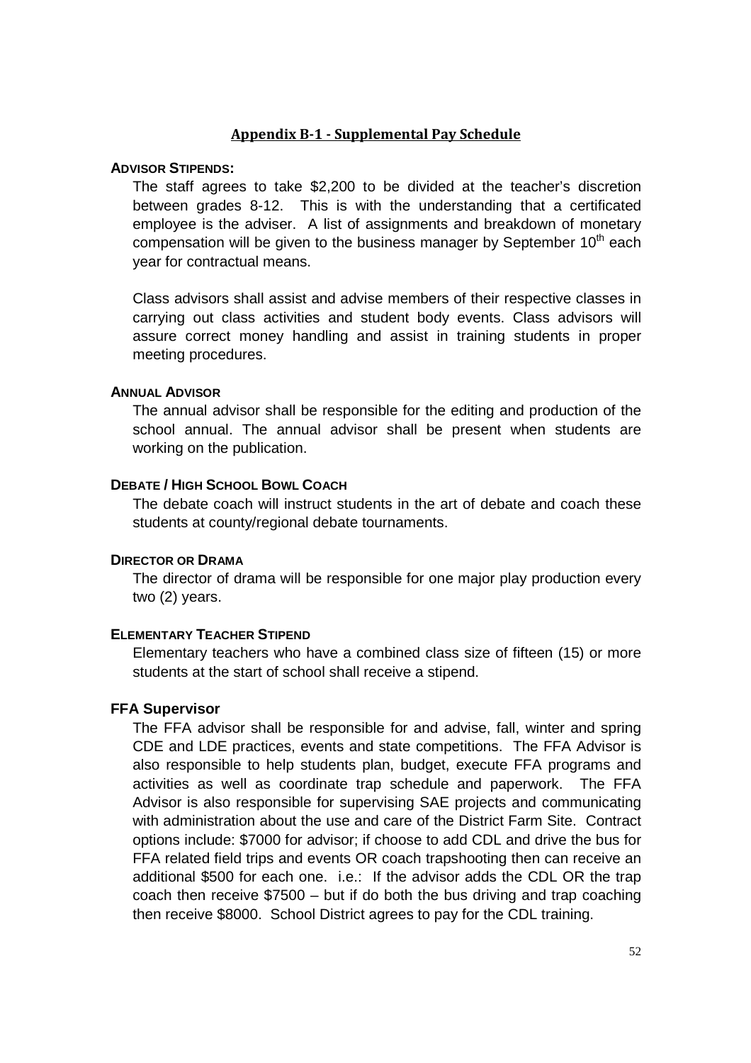## Appendix B-1 - Supplemental Pay Schedule

**ADVISOR STIPENDS:**

The staff agrees to take $2,200 to be divided at the teacher's discretion between grades 8-12. This is with the understanding that a certificated employee is the adviser. A list of assignments and breakdown of monetary compensation will be given to the business manager by September 10th each year for contractual means.

Class advisors shall assist and advise members of their respective classes in carrying out class activities and student body events. Class advisors will assure correct money handling and assist in training students in proper meeting procedures.

**ANNUAL ADVISOR**

The annual advisor shall be responsible for the editing and production of the school annual. The annual advisor shall be present when students are working on the publication.

**DEBATE / HIGH SCHOOL BOWL COACH**

The debate coach will instruct students in the art of debate and coach these students at county/regional debate tournaments.

**DIRECTOR OR DRAMA**

The director of drama will be responsible for one major play production every two (2) years.

**ELEMENTARY TEACHER STIPEND**

Elementary teachers who have a combined class size of fifteen (15) or more students at the start of school shall receive a stipend.

**FFA Supervisor**

The FFA advisor shall be responsible for and advise, fall, winter and spring CDE and LDE practices, events and state competitions. The FFA Advisor is also responsible to help students plan, budget, execute FFA programs and activities as well as coordinate trap schedule and paperwork. The FFA Advisor is also responsible for supervising SAE projects and communicating with administration about the use and care of the District Farm Site. Contract options include: $7000 for advisor; if choose to add CDL and drive the bus for FFA related field trips and events OR coach trapshooting then can receive an additional $500 for each one. i.e.: If the advisor adds the CDL OR the trap coach then receive $7500 – but if do both the bus driving and trap coaching then receive $8000. School District agrees to pay for the CDL training.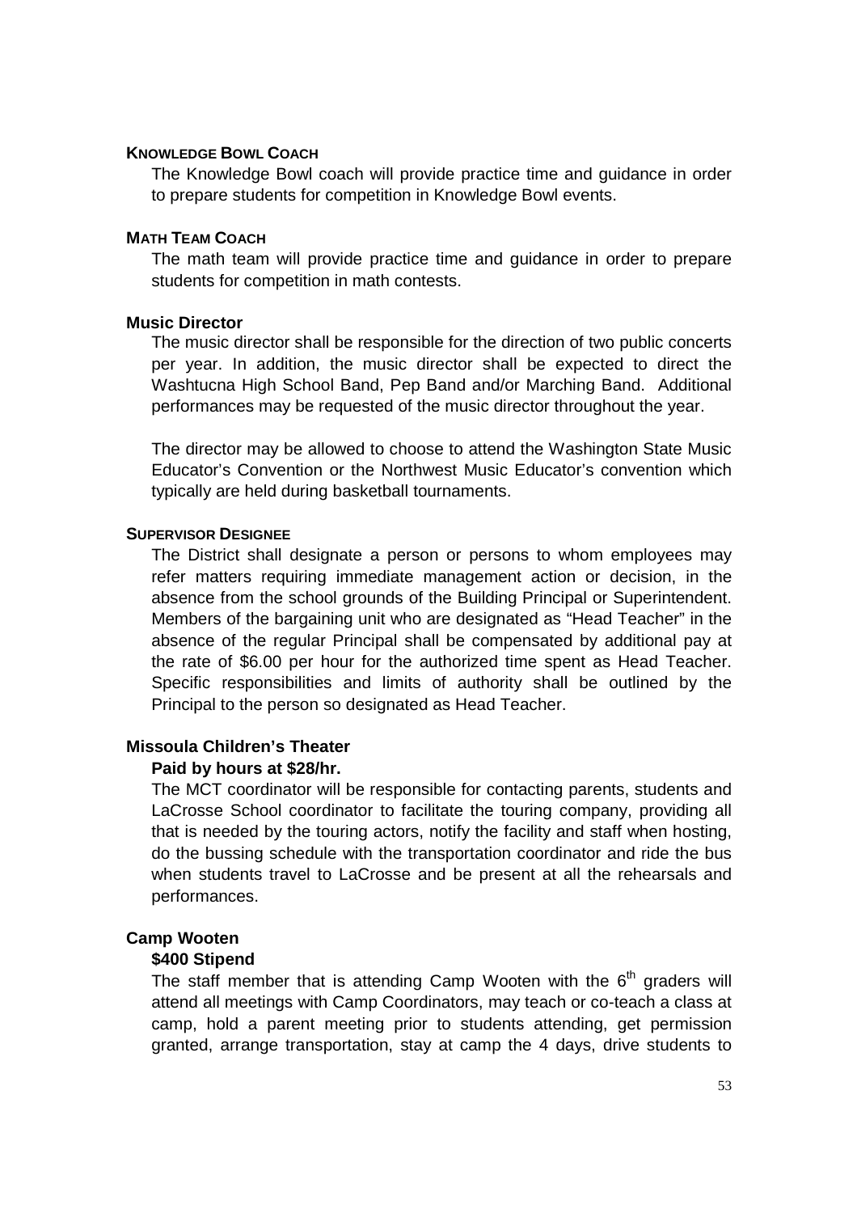### KNOWLEDGE BOWL COACH

The Knowledge Bowl coach will provide practice time and guidance in order to prepare students for competition in Knowledge Bowl events.

### MATH TEAM COACH

The math team will provide practice time and guidance in order to prepare students for competition in math contests.

### Music Director

The music director shall be responsible for the direction of two public concerts per year. In addition, the music director shall be expected to direct the Washtucna High School Band, Pep Band and/or Marching Band. Additional performances may be requested of the music director throughout the year.

The director may be allowed to choose to attend the Washington State Music Educator's Convention or the Northwest Music Educator's convention which typically are held during basketball tournaments.

### SUPERVISOR DESIGNEE

The District shall designate a person or persons to whom employees may refer matters requiring immediate management action or decision, in the absence from the school grounds of the Building Principal or Superintendent. Members of the bargaining unit who are designated as "Head Teacher" in the absence of the regular Principal shall be compensated by additional pay at the rate of $6.00 per hour for the authorized time spent as Head Teacher. Specific responsibilities and limits of authority shall be outlined by the Principal to the person so designated as Head Teacher.

### Missoula Children's Theater

**Paid by hours at $28/hr.**

The MCT coordinator will be responsible for contacting parents, students and LaCrosse School coordinator to facilitate the touring company, providing all that is needed by the touring actors, notify the facility and staff when hosting, do the bussing schedule with the transportation coordinator and ride the bus when students travel to LaCrosse and be present at all the rehearsals and performances.

### Camp Wooten

**$400 Stipend**

The staff member that is attending Camp Wooten with the 6th graders will attend all meetings with Camp Coordinators, may teach or co-teach a class at camp, hold a parent meeting prior to students attending, get permission granted, arrange transportation, stay at camp the 4 days, drive students to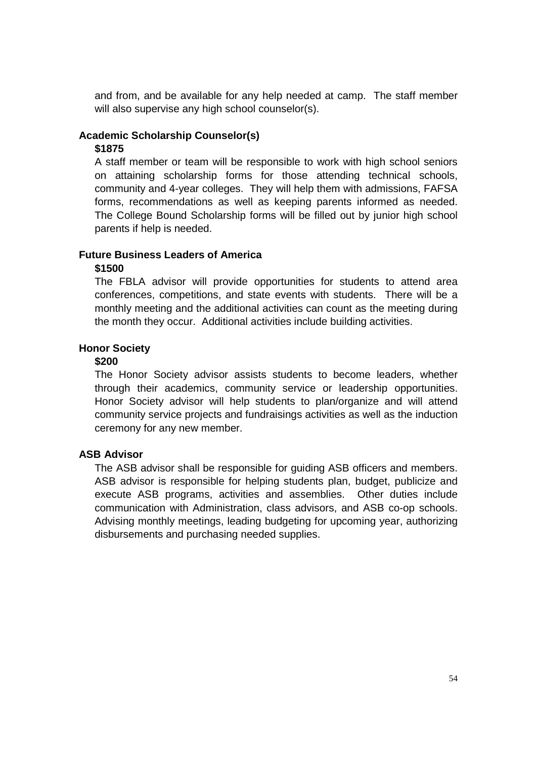and from, and be available for any help needed at camp. The staff member will also supervise any high school counselor(s).

**Academic Scholarship Counselor(s)**

**$1875**

A staff member or team will be responsible to work with high school seniors on attaining scholarship forms for those attending technical schools, community and 4-year colleges. They will help them with admissions, FAFSA forms, recommendations as well as keeping parents informed as needed. The College Bound Scholarship forms will be filled out by junior high school parents if help is needed.

**Future Business Leaders of America**

**$1500**

The FBLA advisor will provide opportunities for students to attend area conferences, competitions, and state events with students. There will be a monthly meeting and the additional activities can count as the meeting during the month they occur. Additional activities include building activities.

**Honor Society**

**$200**

The Honor Society advisor assists students to become leaders, whether through their academics, community service or leadership opportunities. Honor Society advisor will help students to plan/organize and will attend community service projects and fundraisings activities as well as the induction ceremony for any new member.

**ASB Advisor**

The ASB advisor shall be responsible for guiding ASB officers and members. ASB advisor is responsible for helping students plan, budget, publicize and execute ASB programs, activities and assemblies. Other duties include communication with Administration, class advisors, and ASB co-op schools. Advising monthly meetings, leading budgeting for upcoming year, authorizing disbursements and purchasing needed supplies.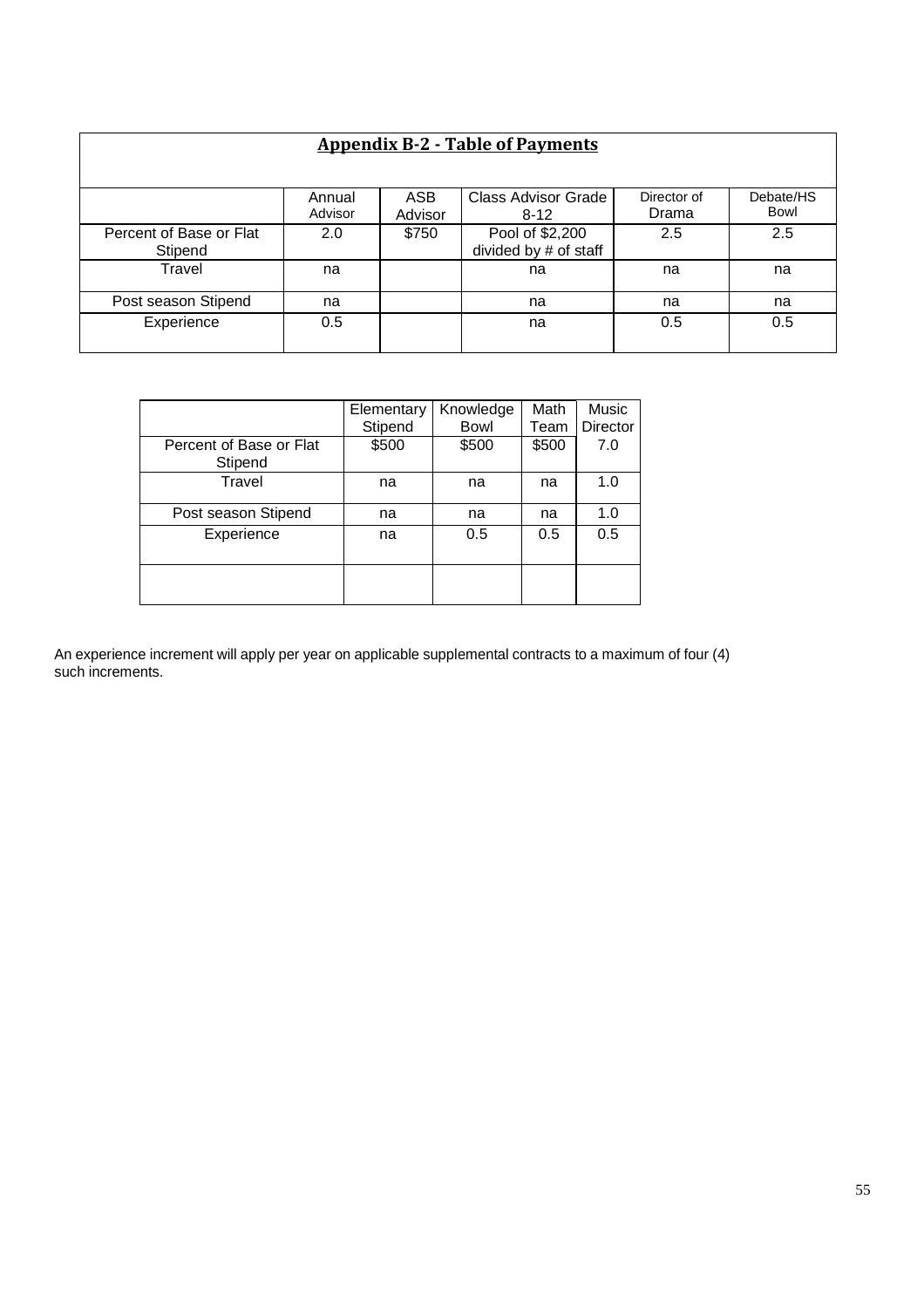## Appendix B-2 - Table of Payments

| | Annual Advisor | ASB Advisor | Class Advisor Grade 8-12 | Director of Drama | Debate/HS Bowl |
|---|---|---|---|---|---|
| Percent of Base or Flat Stipend | 2.0 | $750 | Pool of $2,200 divided by # of staff | 2.5 | 2.5 |
| Travel | na | | na | na | na |
| Post season Stipend | na | | na | na | na |
| Experience | 0.5 | | na | 0.5 | 0.5 |

| | Elementary Stipend | Knowledge Bowl | Math Team | Music Director |
|---|---|---|---|---|
| Percent of Base or Flat Stipend | $500 | $500 | $500 | 7.0 |
| Travel | na | na | na | 1.0 |
| Post season Stipend | na | na | na | 1.0 |
| Experience | na | 0.5 | 0.5 | 0.5 |
| | | | | |

An experience increment will apply per year on applicable supplemental contracts to a maximum of four (4) such increments.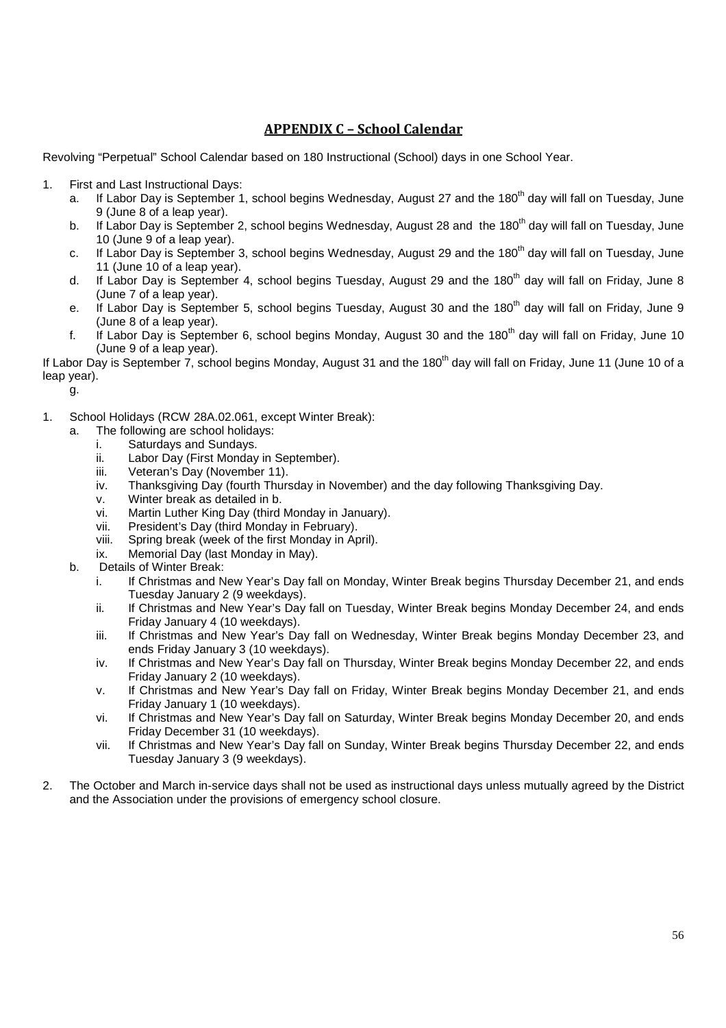## APPENDIX C – School Calendar

Revolving "Perpetual" School Calendar based on 180 Instructional (School) days in one School Year.

1. First and Last Instructional Days:
   a. If Labor Day is September 1, school begins Wednesday, August 27 and the 180th day will fall on Tuesday, June 9 (June 8 of a leap year).
   b. If Labor Day is September 2, school begins Wednesday, August 28 and the 180th day will fall on Tuesday, June 10 (June 9 of a leap year).
   c. If Labor Day is September 3, school begins Wednesday, August 29 and the 180th day will fall on Tuesday, June 11 (June 10 of a leap year).
   d. If Labor Day is September 4, school begins Tuesday, August 29 and the 180th day will fall on Friday, June 8 (June 7 of a leap year).
   e. If Labor Day is September 5, school begins Tuesday, August 30 and the 180th day will fall on Friday, June 9 (June 8 of a leap year).
   f. If Labor Day is September 6, school begins Monday, August 30 and the 180th day will fall on Friday, June 10 (June 9 of a leap year).

If Labor Day is September 7, school begins Monday, August 31 and the 180th day will fall on Friday, June 11 (June 10 of a leap year).

   g.

1. School Holidays (RCW 28A.02.061, except Winter Break):
   a. The following are school holidays:
      i. Saturdays and Sundays.
      ii. Labor Day (First Monday in September).
      iii. Veteran's Day (November 11).
      iv. Thanksgiving Day (fourth Thursday in November) and the day following Thanksgiving Day.
      v. Winter break as detailed in b.
      vi. Martin Luther King Day (third Monday in January).
      vii. President's Day (third Monday in February).
      viii. Spring break (week of the first Monday in April).
      ix. Memorial Day (last Monday in May).
   b. Details of Winter Break:
      i. If Christmas and New Year's Day fall on Monday, Winter Break begins Thursday December 21, and ends Tuesday January 2 (9 weekdays).
      ii. If Christmas and New Year's Day fall on Tuesday, Winter Break begins Monday December 24, and ends Friday January 4 (10 weekdays).
      iii. If Christmas and New Year's Day fall on Wednesday, Winter Break begins Monday December 23, and ends Friday January 3 (10 weekdays).
      iv. If Christmas and New Year's Day fall on Thursday, Winter Break begins Monday December 22, and ends Friday January 2 (10 weekdays).
      v. If Christmas and New Year's Day fall on Friday, Winter Break begins Monday December 21, and ends Friday January 1 (10 weekdays).
      vi. If Christmas and New Year's Day fall on Saturday, Winter Break begins Monday December 20, and ends Friday December 31 (10 weekdays).
      vii. If Christmas and New Year's Day fall on Sunday, Winter Break begins Thursday December 22, and ends Tuesday January 3 (9 weekdays).

2. The October and March in-service days shall not be used as instructional days unless mutually agreed by the District and the Association under the provisions of emergency school closure.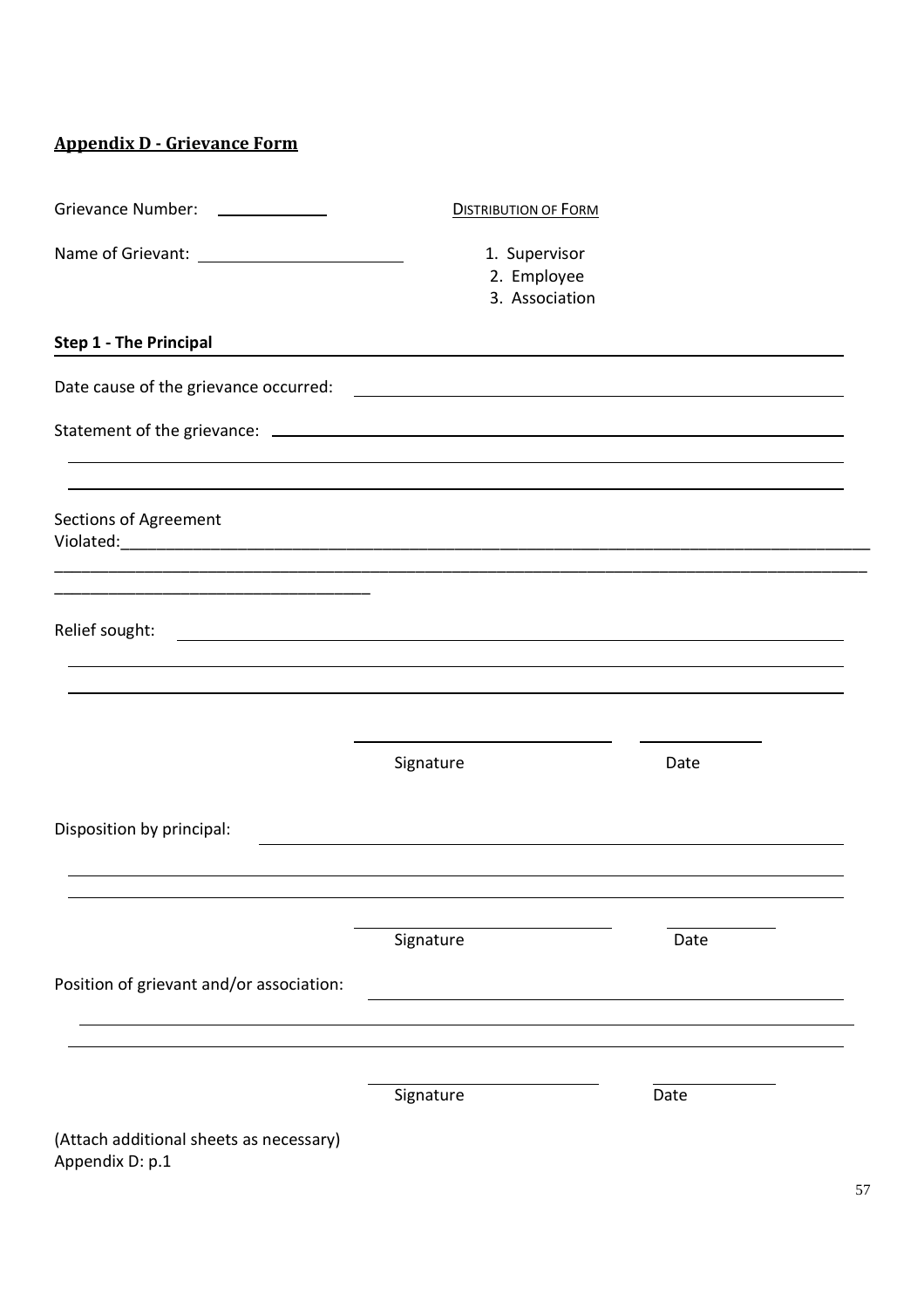## Appendix D - Grievance Form

Grievance Number: ____________

Name of Grievant: ______________________

DISTRIBUTION OF FORM

1. Supervisor
2. Employee
3. Association

**Step 1 - The Principal**

Date cause of the grievance occurred: ______________________________________________

Statement of the grievance: ______________________________________________________

_____________________________________________________________________________

_____________________________________________________________________________

Sections of Agreement Violated:____________________________________________________

_____________________________________________________________________________

__________________________________

Relief sought: ________________________________________________________________

_____________________________________________________________________________

_____________________________________________________________________________

Signature ____________________ Date ____________

Disposition by principal: _________________________________________________________

_____________________________________________________________________________

_____________________________________________________________________________

Signature ____________________ Date ____________

Position of grievant and/or association: ____________________________________________

_____________________________________________________________________________

_____________________________________________________________________________

Signature ____________________ Date ____________

(Attach additional sheets as necessary)
Appendix D: p.1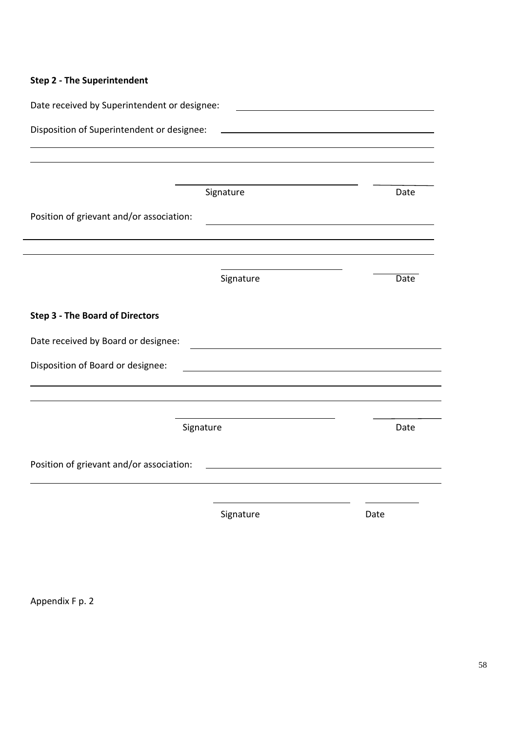**Step 2 - The Superintendent**

Date received by Superintendent or designee: \_\_\_\_\_\_\_\_\_\_\_\_\_\_\_\_\_\_\_\_\_\_\_\_\_\_\_\_\_\_

Disposition of Superintendent or designee: \_\_\_\_\_\_\_\_\_\_\_\_\_\_\_\_\_\_\_\_\_\_\_\_\_\_\_\_\_\_

\_\_\_\_\_\_\_\_\_\_\_\_\_\_\_\_\_\_\_\_\_\_\_\_\_\_\_\_\_\_\_\_\_\_\_\_\_\_\_\_\_\_\_\_\_\_\_\_\_\_\_\_\_\_\_\_\_\_\_\_

\_\_\_\_\_\_\_\_\_\_\_\_\_\_\_\_\_\_\_\_\_\_\_\_\_\_\_\_\_\_\_\_\_\_\_\_\_\_\_\_\_\_\_\_\_\_\_\_\_\_\_\_\_\_\_\_\_\_\_\_

\_\_\_\_\_\_\_\_\_\_\_\_\_\_\_\_\_\_\_\_\_\_\_\_\_\_\_\_ \_\_\_\_\_\_\_\_\_\_

Signature Date

Position of grievant and/or association: \_\_\_\_\_\_\_\_\_\_\_\_\_\_\_\_\_\_\_\_\_\_\_\_\_\_\_\_\_\_

\_\_\_\_\_\_\_\_\_\_\_\_\_\_\_\_\_\_\_\_\_\_\_\_\_\_\_\_\_\_\_\_\_\_\_\_\_\_\_\_\_\_\_\_\_\_\_\_\_\_\_\_\_\_\_\_\_\_\_\_

\_\_\_\_\_\_\_\_\_\_\_\_\_\_\_\_\_\_\_\_\_\_\_\_\_\_\_\_\_\_\_\_\_\_\_\_\_\_\_\_\_\_\_\_\_\_\_\_\_\_\_\_\_\_\_\_\_\_\_\_

\_\_\_\_\_\_\_\_\_\_\_\_\_\_\_\_\_\_\_\_\_\_\_\_\_\_\_\_ \_\_\_\_\_\_\_\_\_\_

Signature Date

**Step 3 - The Board of Directors**

Date received by Board or designee: \_\_\_\_\_\_\_\_\_\_\_\_\_\_\_\_\_\_\_\_\_\_\_\_\_\_\_\_\_\_

Disposition of Board or designee: \_\_\_\_\_\_\_\_\_\_\_\_\_\_\_\_\_\_\_\_\_\_\_\_\_\_\_\_\_\_

\_\_\_\_\_\_\_\_\_\_\_\_\_\_\_\_\_\_\_\_\_\_\_\_\_\_\_\_\_\_\_\_\_\_\_\_\_\_\_\_\_\_\_\_\_\_\_\_\_\_\_\_\_\_\_\_\_\_\_\_

\_\_\_\_\_\_\_\_\_\_\_\_\_\_\_\_\_\_\_\_\_\_\_\_\_\_\_\_\_\_\_\_\_\_\_\_\_\_\_\_\_\_\_\_\_\_\_\_\_\_\_\_\_\_\_\_\_\_\_\_

\_\_\_\_\_\_\_\_\_\_\_\_\_\_\_\_\_\_\_\_\_\_\_\_\_\_\_\_ \_\_\_\_\_\_\_\_\_\_

Signature Date

Position of grievant and/or association: \_\_\_\_\_\_\_\_\_\_\_\_\_\_\_\_\_\_\_\_\_\_\_\_\_\_\_\_\_\_

\_\_\_\_\_\_\_\_\_\_\_\_\_\_\_\_\_\_\_\_\_\_\_\_\_\_\_\_\_\_\_\_\_\_\_\_\_\_\_\_\_\_\_\_\_\_\_\_\_\_\_\_\_\_\_\_\_\_\_\_

\_\_\_\_\_\_\_\_\_\_\_\_\_\_\_\_\_\_\_\_\_\_\_\_\_\_\_\_ \_\_\_\_\_\_\_\_\_\_

Signature Date

Appendix F p. 2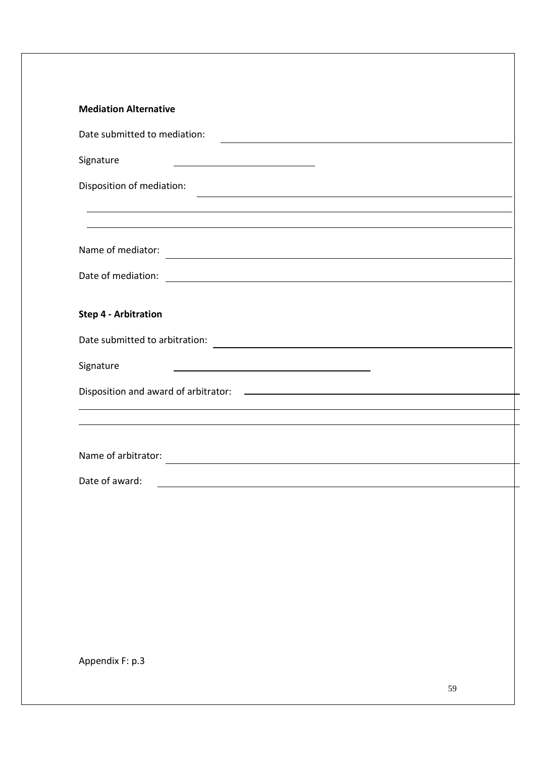**Mediation Alternative**

Date submitted to mediation: ______________________________

Signature ______________________________

Disposition of mediation: ______________________________

______________________________

______________________________

Name of mediator: ______________________________

Date of mediation: ______________________________

**Step 4 - Arbitration**

Date submitted to arbitration: ______________________________

Signature ______________________________

Disposition and award of arbitrator: ______________________________

______________________________

______________________________

Name of arbitrator: ______________________________

Date of award: ______________________________

Appendix F: p.3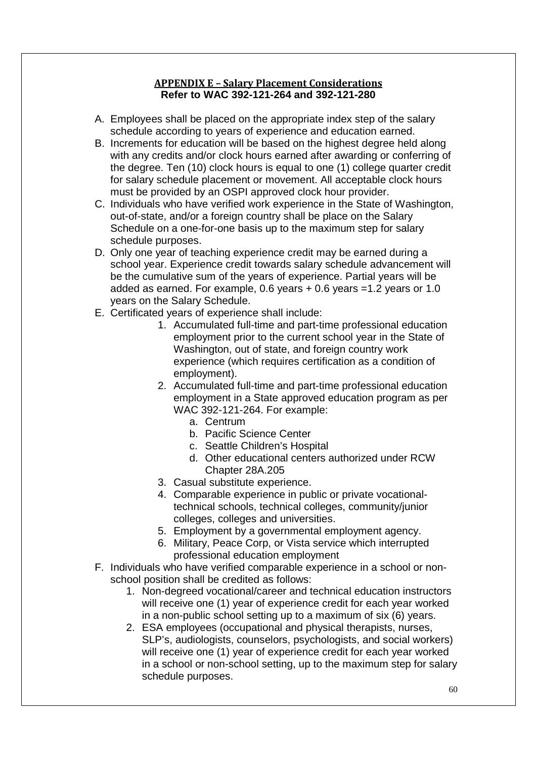## APPENDIX E – Salary Placement Considerations

**Refer to WAC 392-121-264 and 392-121-280**

A. Employees shall be placed on the appropriate index step of the salary schedule according to years of experience and education earned.

B. Increments for education will be based on the highest degree held along with any credits and/or clock hours earned after awarding or conferring of the degree. Ten (10) clock hours is equal to one (1) college quarter credit for salary schedule placement or movement. All acceptable clock hours must be provided by an OSPI approved clock hour provider.

C. Individuals who have verified work experience in the State of Washington, out-of-state, and/or a foreign country shall be place on the Salary Schedule on a one-for-one basis up to the maximum step for salary schedule purposes.

D. Only one year of teaching experience credit may be earned during a school year. Experience credit towards salary schedule advancement will be the cumulative sum of the years of experience. Partial years will be added as earned. For example, 0.6 years + 0.6 years =1.2 years or 1.0 years on the Salary Schedule.

E. Certificated years of experience shall include:

   1. Accumulated full-time and part-time professional education employment prior to the current school year in the State of Washington, out of state, and foreign country work experience (which requires certification as a condition of employment).
   2. Accumulated full-time and part-time professional education employment in a State approved education program as per WAC 392-121-264. For example:
      a. Centrum
      b. Pacific Science Center
      c. Seattle Children's Hospital
      d. Other educational centers authorized under RCW Chapter 28A.205
   3. Casual substitute experience.
   4. Comparable experience in public or private vocational-technical schools, technical colleges, community/junior colleges, colleges and universities.
   5. Employment by a governmental employment agency.
   6. Military, Peace Corp, or Vista service which interrupted professional education employment

F. Individuals who have verified comparable experience in a school or non-school position shall be credited as follows:

   1. Non-degreed vocational/career and technical education instructors will receive one (1) year of experience credit for each year worked in a non-public school setting up to a maximum of six (6) years.
   2. ESA employees (occupational and physical therapists, nurses, SLP's, audiologists, counselors, psychologists, and social workers) will receive one (1) year of experience credit for each year worked in a school or non-school setting, up to the maximum step for salary schedule purposes.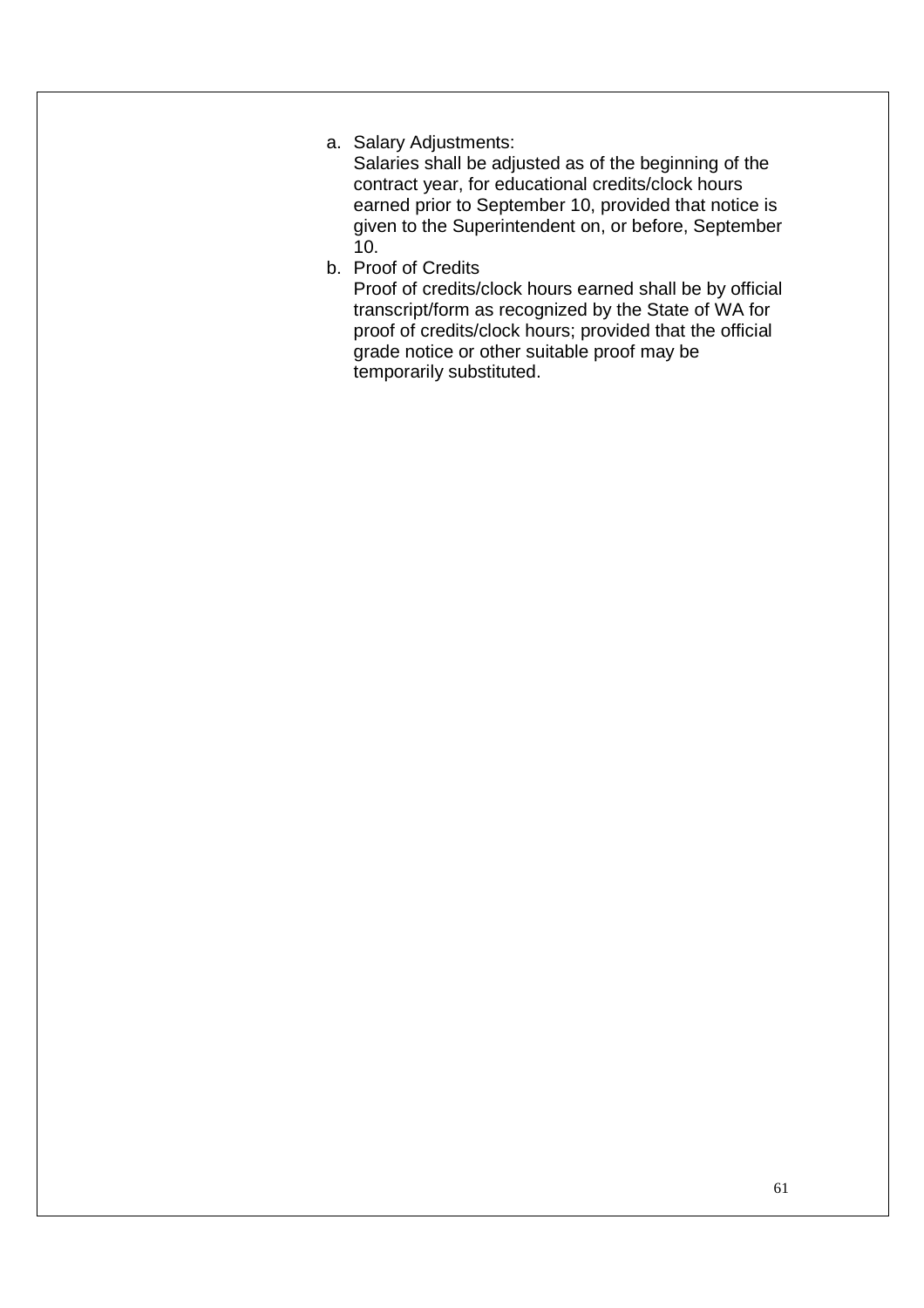a. Salary Adjustments:
   Salaries shall be adjusted as of the beginning of the contract year, for educational credits/clock hours earned prior to September 10, provided that notice is given to the Superintendent on, or before, September 10.
b. Proof of Credits
   Proof of credits/clock hours earned shall be by official transcript/form as recognized by the State of WA for proof of credits/clock hours; provided that the official grade notice or other suitable proof may be temporarily substituted.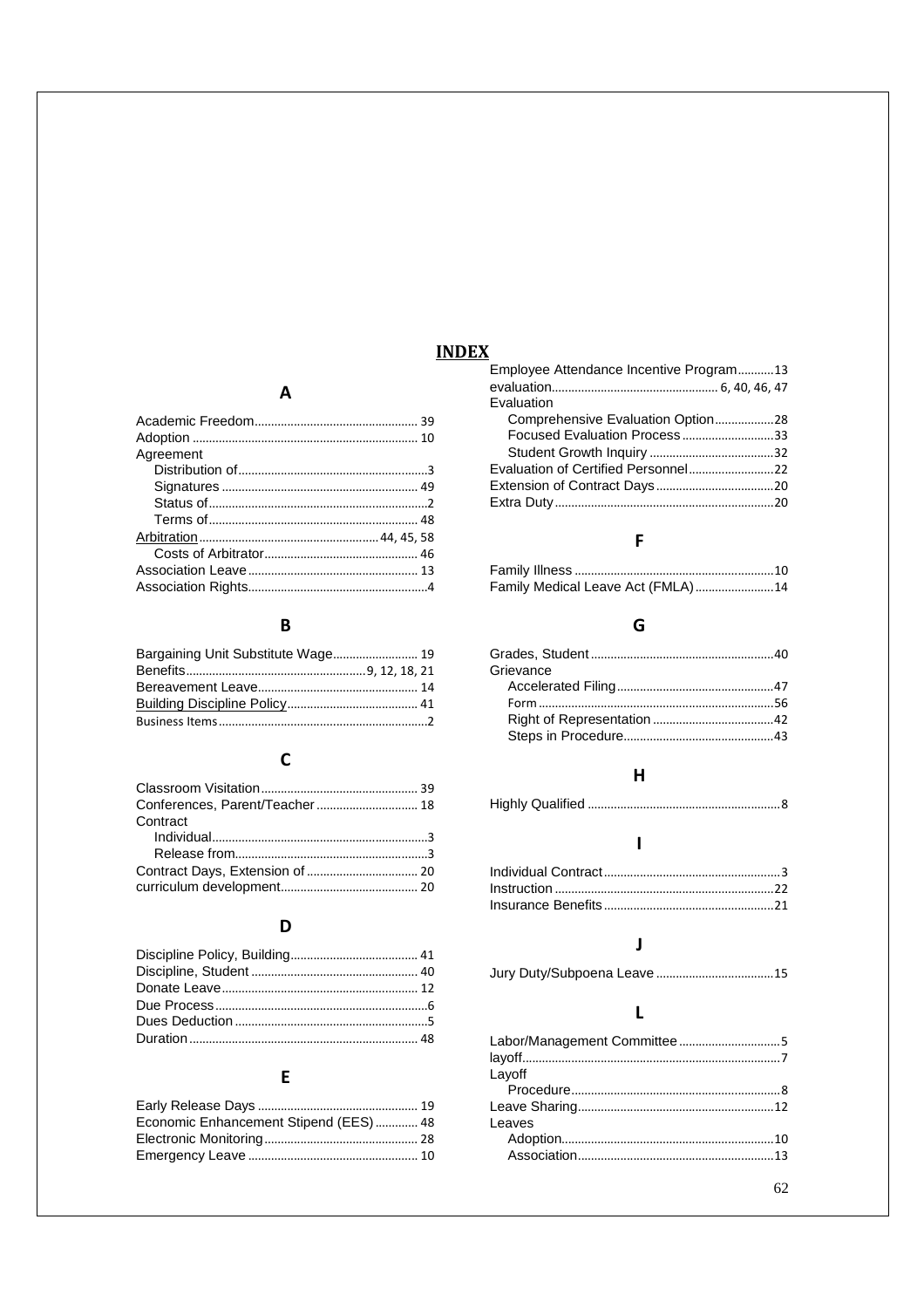# INDEX

## A

Academic Freedom.................................................. 39
Adoption .................................................................... 10
Agreement
  Distribution of..........................................................3
  Signatures ............................................................. 49
  Status of....................................................................2
  Terms of................................................................. 48
Arbitration........................................................ 44, 45, 58
  Costs of Arbitrator............................................... 46
Association Leave .................................................... 13
Association Rights.......................................................4

## B

Bargaining Unit Substitute Wage.......................... 19
Benefits.............................................................9, 12, 18, 21
Bereavement Leave................................................. 14
Building Discipline Policy........................................ 41
Business Items...............................................................2

## C

Classroom Visitation................................................ 39
Conferences, Parent/Teacher ............................... 18
Contract
  Individual..................................................................3
  Release from............................................................3
Contract Days, Extension of .................................. 20
curriculum development......................................... 20

## D

Discipline Policy, Building....................................... 41
Discipline, Student ................................................... 40
Donate Leave............................................................ 12
Due Process.................................................................6
Dues Deduction ...........................................................5
Duration ..................................................................... 48

## E

Early Release Days ................................................. 19
Economic Enhancement Stipend (EES) ............. 48
Electronic Monitoring............................................... 28
Emergency Leave .................................................... 10
Employee Attendance Incentive Program...........13
evaluation.................................................. 6, 40, 46, 47
Evaluation
  Comprehensive Evaluation Option..................28
  Focused Evaluation Process............................33
  Student Growth Inquiry ......................................32
Evaluation of Certified Personnel..........................22
Extension of Contract Days....................................20
Extra Duty..................................................................20

## F

Family Illness ............................................................10
Family Medical Leave Act (FMLA)........................14

## G

Grades, Student........................................................40
Grievance
  Accelerated Filing...............................................47
  Form .......................................................................56
  Right of Representation .....................................42
  Steps in Procedure.............................................43

## H

Highly Qualified ...........................................................8

## I

Individual Contract......................................................3
Instruction ..................................................................22
Insurance Benefits...................................................21

## J

Jury Duty/Subpoena Leave ....................................15

## L

Labor/Management Committee ...............................5
layoff..............................................................................7
Layoff
  Procedure................................................................8
Leave Sharing...........................................................12
Leaves
  Adoption................................................................10
  Association...........................................................13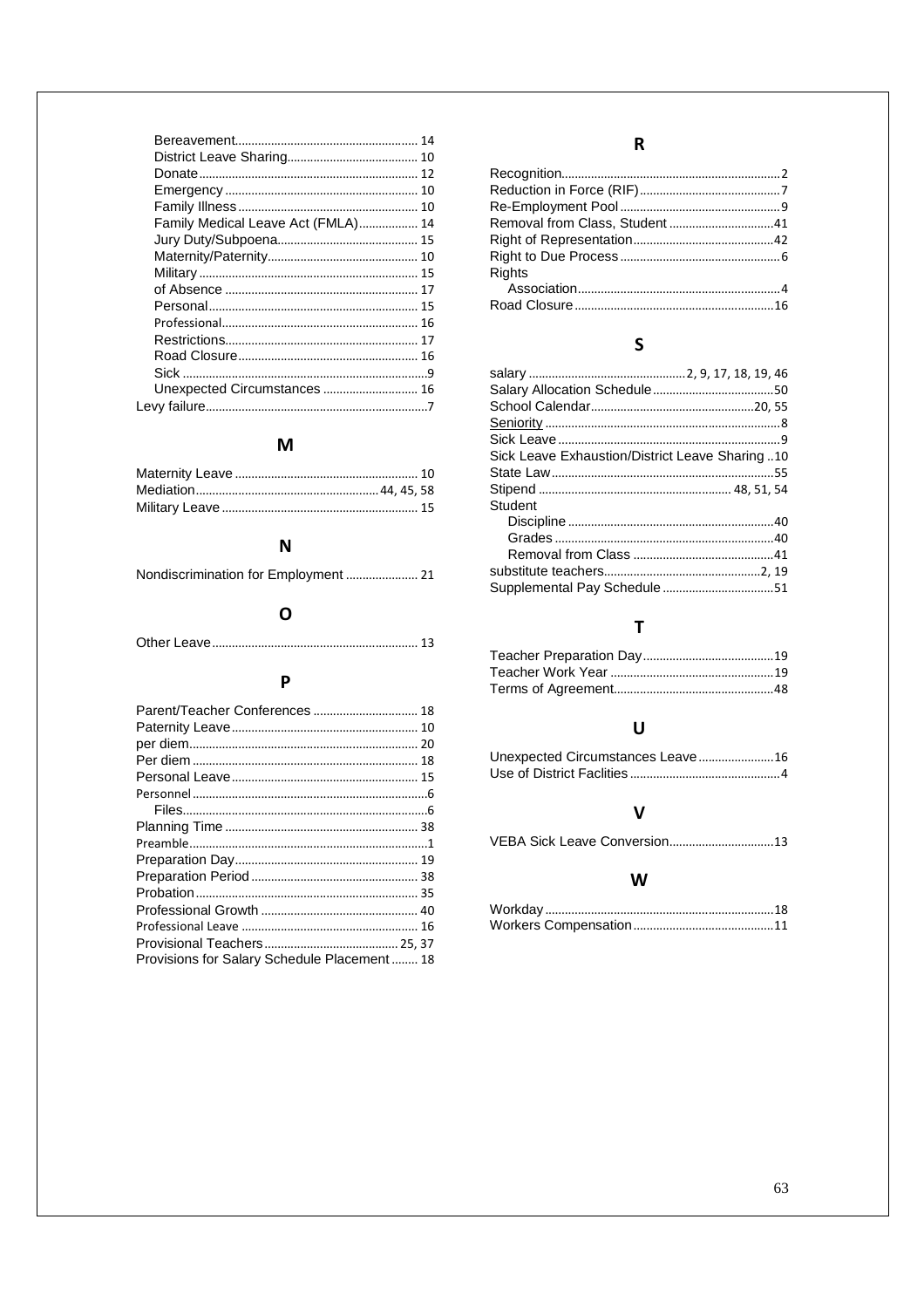- Bereavement ........ 14
- District Leave Sharing ........ 10
- Donate ........ 12
- Emergency ........ 10
- Family Illness ........ 10
- Family Medical Leave Act (FMLA) ........ 14
- Jury Duty/Subpoena ........ 15
- Maternity/Paternity ........ 10
- Military ........ 15
- of Absence ........ 17
- Personal ........ 15
- Professional ........ 16
- Restrictions ........ 17
- Road Closure ........ 16
- Sick ........ 9
- Unexpected Circumstances ........ 16

Levy failure ........ 7

## M

Maternity Leave ........ 10
Mediation ........ 44, 45, 58
Military Leave ........ 15

## N

Nondiscrimination for Employment ........ 21

## O

Other Leave ........ 13

## P

Parent/Teacher Conferences ........ 18
Paternity Leave ........ 10
per diem ........ 20
Per diem ........ 18
Personal Leave ........ 15
Personnel ........ 6
- Files ........ 6

Planning Time ........ 38
Preamble ........ 1
Preparation Day ........ 19
Preparation Period ........ 38
Probation ........ 35
Professional Growth ........ 40
Professional Leave ........ 16
Provisional Teachers ........ 25, 37
Provisions for Salary Schedule Placement ........ 18

## R

Recognition ........ 2
Reduction in Force (RIF) ........ 7
Re-Employment Pool ........ 9
Removal from Class, Student ........ 41
Right of Representation ........ 42
Right to Due Process ........ 6
Rights
- Association ........ 4

Road Closure ........ 16

## S

salary ........ 2, 9, 17, 18, 19, 46
Salary Allocation Schedule ........ 50
School Calendar ........ 20, 55
Seniority ........ 8
Sick Leave ........ 9
Sick Leave Exhaustion/District Leave Sharing ........ 10
State Law ........ 55
Stipend ........ 48, 51, 54
Student
- Discipline ........ 40
- Grades ........ 40
- Removal from Class ........ 41

substitute teachers ........ 2, 19
Supplemental Pay Schedule ........ 51

## T

Teacher Preparation Day ........ 19
Teacher Work Year ........ 19
Terms of Agreement ........ 48

## U

Unexpected Circumstances Leave ........ 16
Use of District Faclities ........ 4

## V

VEBA Sick Leave Conversion ........ 13

## W

Workday ........ 18
Workers Compensation ........ 11